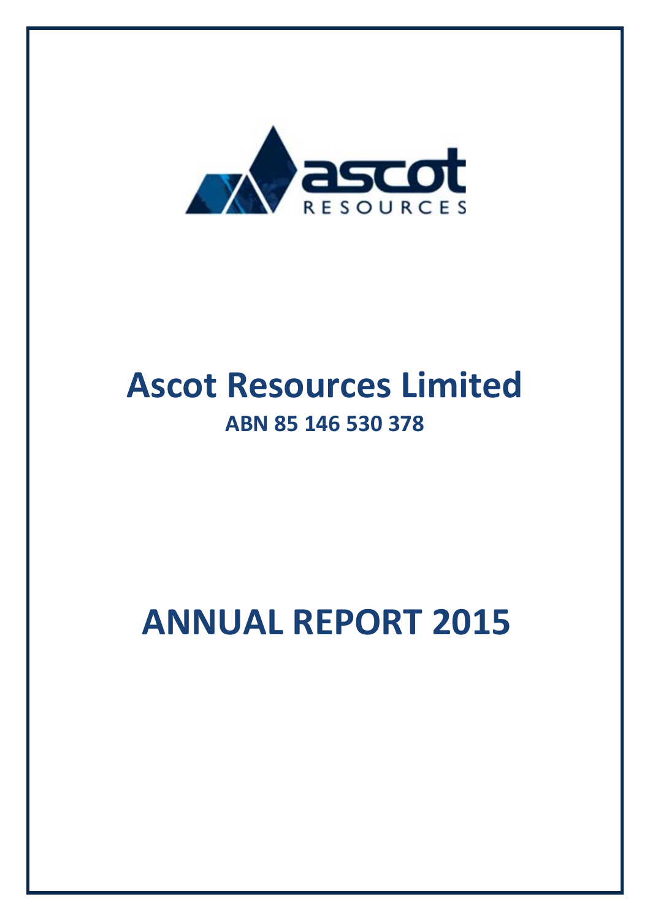# Ascot Resources Limited

**ABN 85 146 530 378**

# ANNUAL REPORT 2015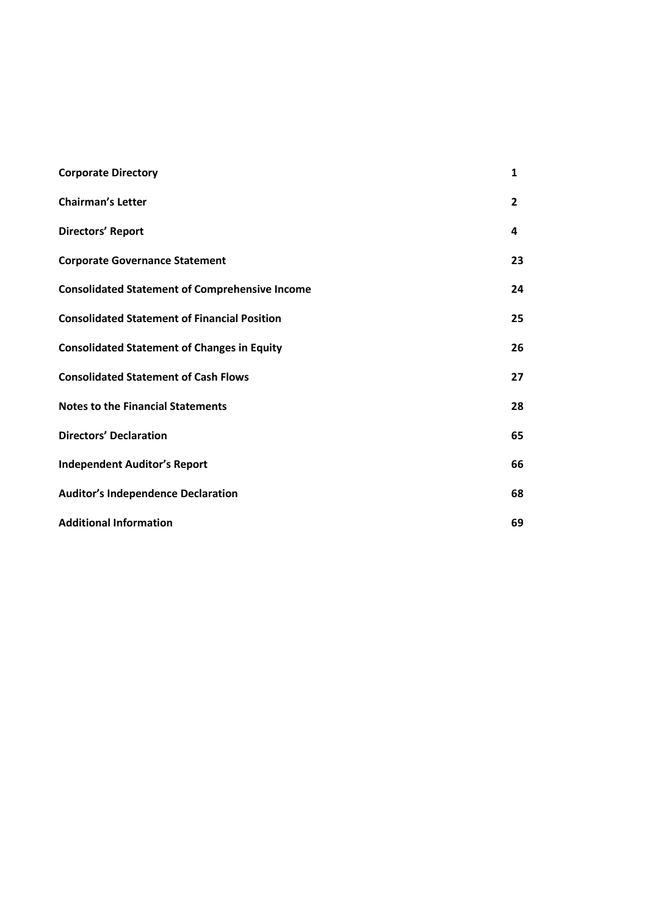| | |
|---|---|
| **Corporate Directory** | **1** |
| **Chairman's Letter** | **2** |
| **Directors' Report** | **4** |
| **Corporate Governance Statement** | **23** |
| **Consolidated Statement of Comprehensive Income** | **24** |
| **Consolidated Statement of Financial Position** | **25** |
| **Consolidated Statement of Changes in Equity** | **26** |
| **Consolidated Statement of Cash Flows** | **27** |
| **Notes to the Financial Statements** | **28** |
| **Directors' Declaration** | **65** |
| **Independent Auditor's Report** | **66** |
| **Auditor's Independence Declaration** | **68** |
| **Additional Information** | **69** |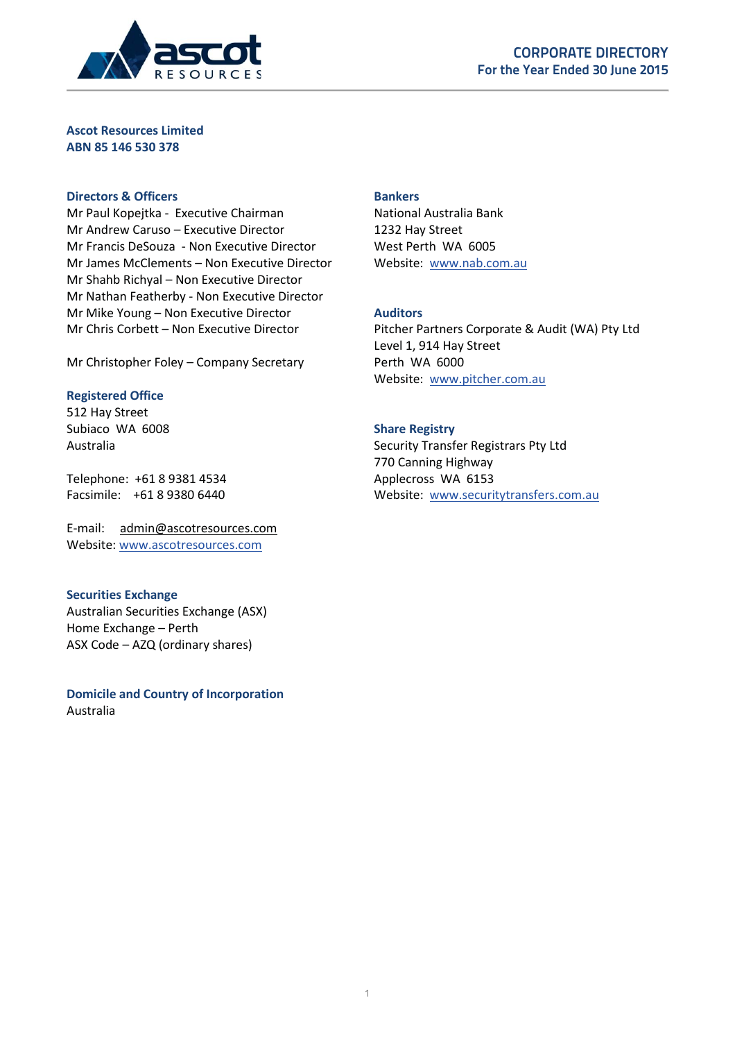# CORPORATE DIRECTORY
## For the Year Ended 30 June 2015

**Ascot Resources Limited**
**ABN 85 146 530 378**

### Directors & Officers

Mr Paul Kopejtka - Executive Chairman
Mr Andrew Caruso – Executive Director
Mr Francis DeSouza - Non Executive Director
Mr James McClements – Non Executive Director
Mr Shahb Richyal – Non Executive Director
Mr Nathan Featherby - Non Executive Director
Mr Mike Young – Non Executive Director
Mr Chris Corbett – Non Executive Director

Mr Christopher Foley – Company Secretary

### Registered Office

512 Hay Street
Subiaco WA 6008
Australia

Telephone: +61 8 9381 4534
Facsimile: +61 8 9380 6440

E-mail: admin@ascotresources.com
Website: www.ascotresources.com

### Securities Exchange

Australian Securities Exchange (ASX)
Home Exchange – Perth
ASX Code – AZQ (ordinary shares)

### Domicile and Country of Incorporation

Australia

### Bankers

National Australia Bank
1232 Hay Street
West Perth WA 6005
Website: www.nab.com.au

### Auditors

Pitcher Partners Corporate & Audit (WA) Pty Ltd
Level 1, 914 Hay Street
Perth WA 6000
Website: www.pitcher.com.au

### Share Registry

Security Transfer Registrars Pty Ltd
770 Canning Highway
Applecross WA 6153
Website: www.securitytransfers.com.au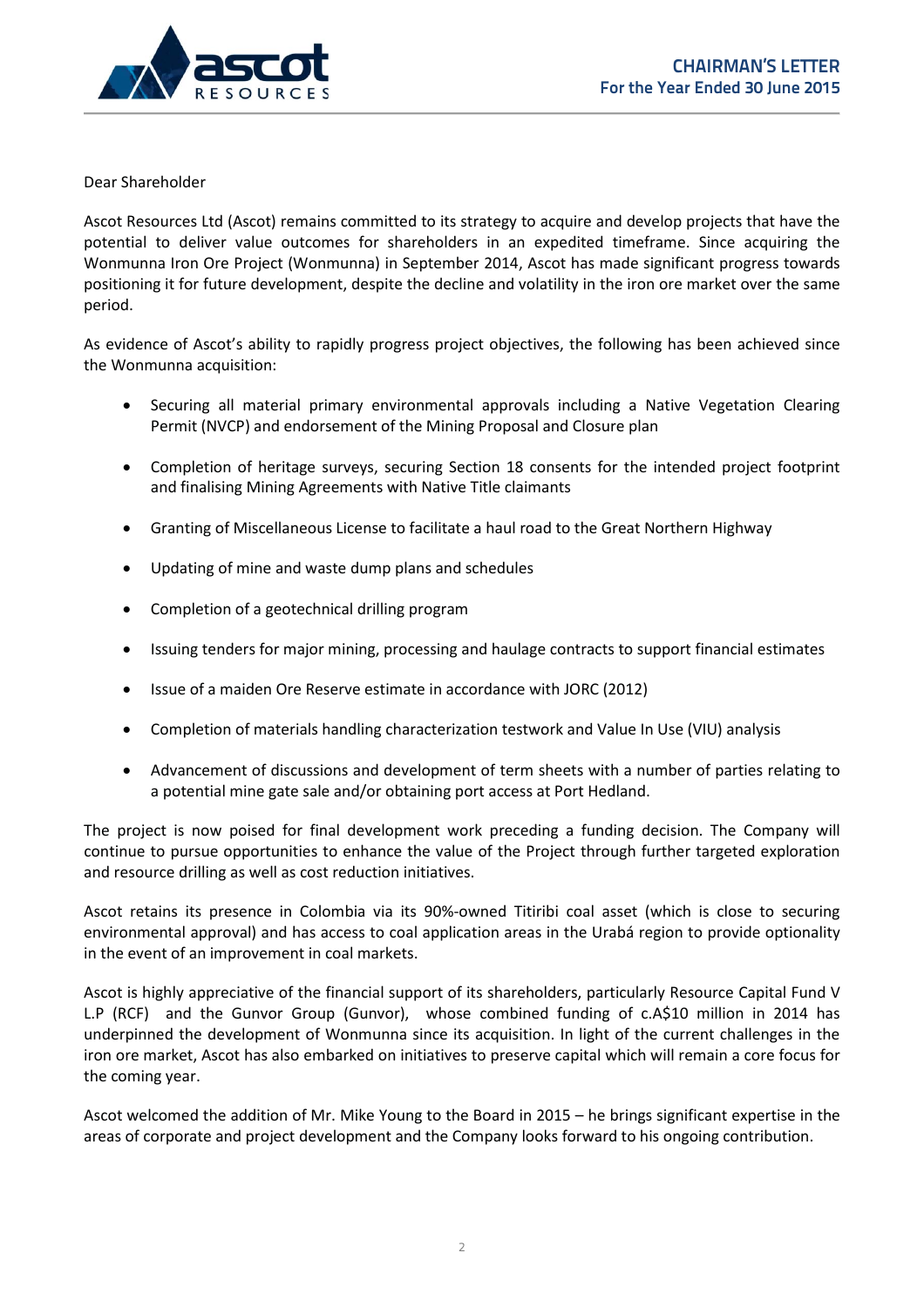# CHAIRMAN'S LETTER
## For the Year Ended 30 June 2015

Dear Shareholder

Ascot Resources Ltd (Ascot) remains committed to its strategy to acquire and develop projects that have the potential to deliver value outcomes for shareholders in an expedited timeframe. Since acquiring the Wonmunna Iron Ore Project (Wonmunna) in September 2014, Ascot has made significant progress towards positioning it for future development, despite the decline and volatility in the iron ore market over the same period.

As evidence of Ascot's ability to rapidly progress project objectives, the following has been achieved since the Wonmunna acquisition:

- Securing all material primary environmental approvals including a Native Vegetation Clearing Permit (NVCP) and endorsement of the Mining Proposal and Closure plan
- Completion of heritage surveys, securing Section 18 consents for the intended project footprint and finalising Mining Agreements with Native Title claimants
- Granting of Miscellaneous License to facilitate a haul road to the Great Northern Highway
- Updating of mine and waste dump plans and schedules
- Completion of a geotechnical drilling program
- Issuing tenders for major mining, processing and haulage contracts to support financial estimates
- Issue of a maiden Ore Reserve estimate in accordance with JORC (2012)
- Completion of materials handling characterization testwork and Value In Use (VIU) analysis
- Advancement of discussions and development of term sheets with a number of parties relating to a potential mine gate sale and/or obtaining port access at Port Hedland.

The project is now poised for final development work preceding a funding decision. The Company will continue to pursue opportunities to enhance the value of the Project through further targeted exploration and resource drilling as well as cost reduction initiatives.

Ascot retains its presence in Colombia via its 90%-owned Titiribi coal asset (which is close to securing environmental approval) and has access to coal application areas in the Urabá region to provide optionality in the event of an improvement in coal markets.

Ascot is highly appreciative of the financial support of its shareholders, particularly Resource Capital Fund V L.P (RCF) and the Gunvor Group (Gunvor), whose combined funding of c.A$10 million in 2014 has underpinned the development of Wonmunna since its acquisition. In light of the current challenges in the iron ore market, Ascot has also embarked on initiatives to preserve capital which will remain a core focus for the coming year.

Ascot welcomed the addition of Mr. Mike Young to the Board in 2015 – he brings significant expertise in the areas of corporate and project development and the Company looks forward to his ongoing contribution.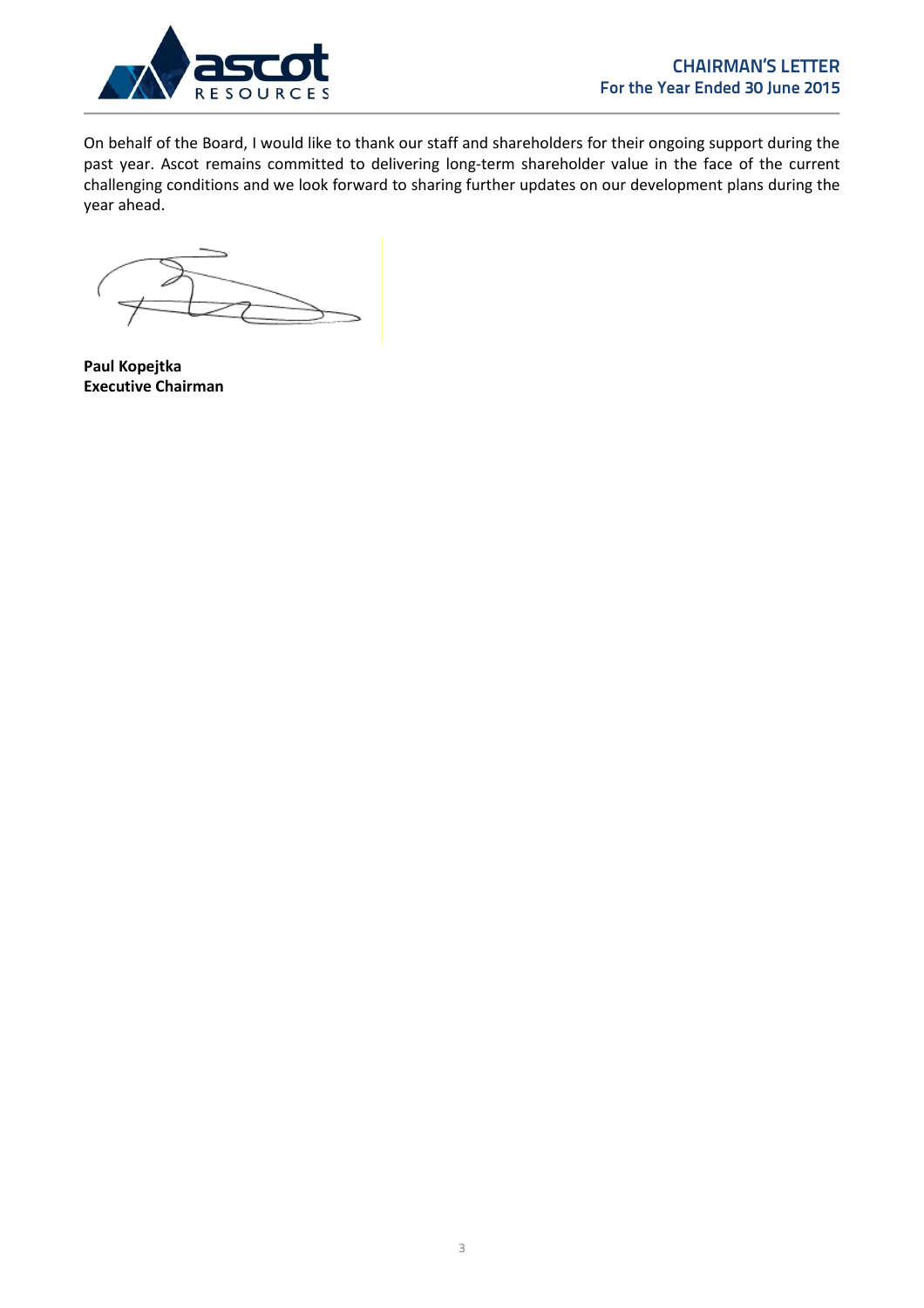On behalf of the Board, I would like to thank our staff and shareholders for their ongoing support during the past year. Ascot remains committed to delivering long-term shareholder value in the face of the current challenging conditions and we look forward to sharing further updates on our development plans during the year ahead.

**Paul Kopejtka**
**Executive Chairman**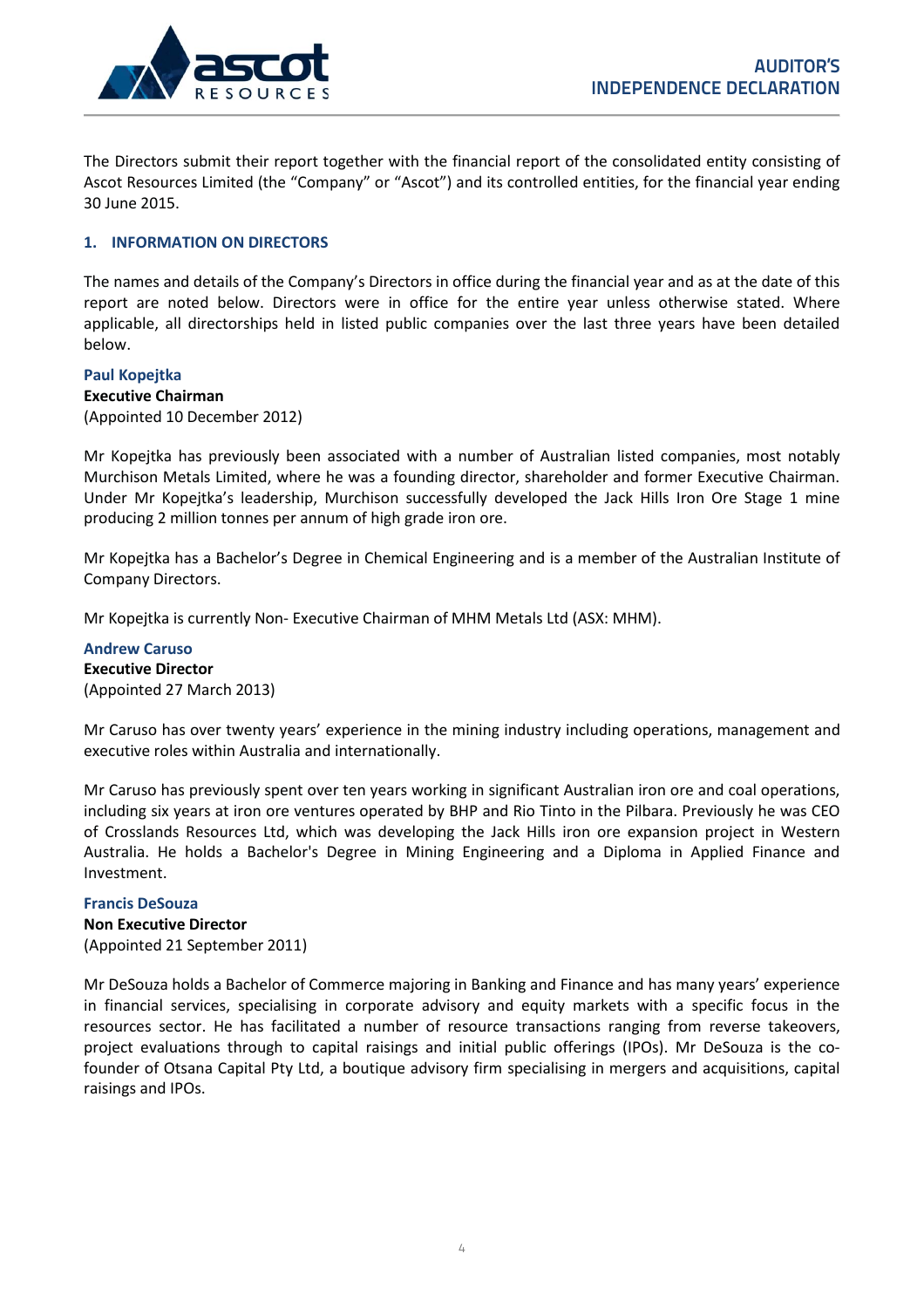The Directors submit their report together with the financial report of the consolidated entity consisting of Ascot Resources Limited (the "Company" or "Ascot") and its controlled entities, for the financial year ending 30 June 2015.

## 1. INFORMATION ON DIRECTORS

The names and details of the Company's Directors in office during the financial year and as at the date of this report are noted below. Directors were in office for the entire year unless otherwise stated. Where applicable, all directorships held in listed public companies over the last three years have been detailed below.

### Paul Kopejtka

**Executive Chairman**
(Appointed 10 December 2012)

Mr Kopejtka has previously been associated with a number of Australian listed companies, most notably Murchison Metals Limited, where he was a founding director, shareholder and former Executive Chairman. Under Mr Kopejtka's leadership, Murchison successfully developed the Jack Hills Iron Ore Stage 1 mine producing 2 million tonnes per annum of high grade iron ore.

Mr Kopejtka has a Bachelor's Degree in Chemical Engineering and is a member of the Australian Institute of Company Directors.

Mr Kopejtka is currently Non- Executive Chairman of MHM Metals Ltd (ASX: MHM).

### Andrew Caruso

**Executive Director**
(Appointed 27 March 2013)

Mr Caruso has over twenty years' experience in the mining industry including operations, management and executive roles within Australia and internationally.

Mr Caruso has previously spent over ten years working in significant Australian iron ore and coal operations, including six years at iron ore ventures operated by BHP and Rio Tinto in the Pilbara. Previously he was CEO of Crosslands Resources Ltd, which was developing the Jack Hills iron ore expansion project in Western Australia. He holds a Bachelor's Degree in Mining Engineering and a Diploma in Applied Finance and Investment.

### Francis DeSouza

**Non Executive Director**
(Appointed 21 September 2011)

Mr DeSouza holds a Bachelor of Commerce majoring in Banking and Finance and has many years' experience in financial services, specialising in corporate advisory and equity markets with a specific focus in the resources sector. He has facilitated a number of resource transactions ranging from reverse takeovers, project evaluations through to capital raisings and initial public offerings (IPOs). Mr DeSouza is the co-founder of Otsana Capital Pty Ltd, a boutique advisory firm specialising in mergers and acquisitions, capital raisings and IPOs.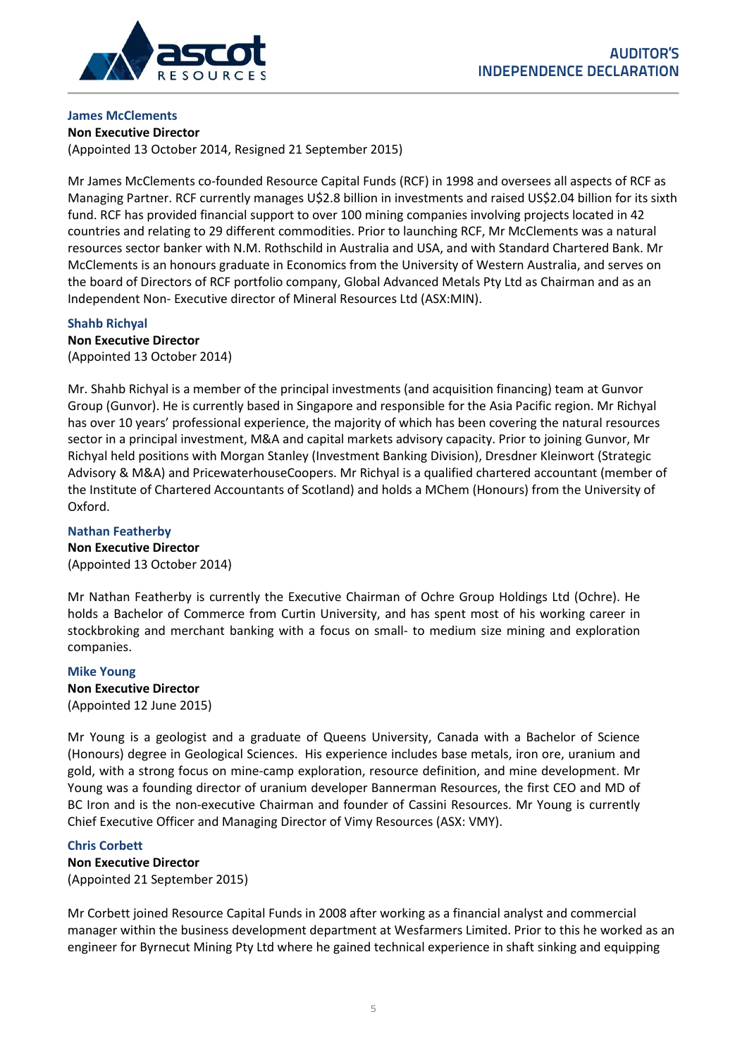### James McClements

**Non Executive Director**

(Appointed 13 October 2014, Resigned 21 September 2015)

Mr James McClements co-founded Resource Capital Funds (RCF) in 1998 and oversees all aspects of RCF as Managing Partner. RCF currently manages U$2.8 billion in investments and raised US$2.04 billion for its sixth fund. RCF has provided financial support to over 100 mining companies involving projects located in 42 countries and relating to 29 different commodities. Prior to launching RCF, Mr McClements was a natural resources sector banker with N.M. Rothschild in Australia and USA, and with Standard Chartered Bank. Mr McClements is an honours graduate in Economics from the University of Western Australia, and serves on the board of Directors of RCF portfolio company, Global Advanced Metals Pty Ltd as Chairman and as an Independent Non- Executive director of Mineral Resources Ltd (ASX:MIN).

### Shahb Richyal

**Non Executive Director**

(Appointed 13 October 2014)

Mr. Shahb Richyal is a member of the principal investments (and acquisition financing) team at Gunvor Group (Gunvor). He is currently based in Singapore and responsible for the Asia Pacific region. Mr Richyal has over 10 years' professional experience, the majority of which has been covering the natural resources sector in a principal investment, M&A and capital markets advisory capacity. Prior to joining Gunvor, Mr Richyal held positions with Morgan Stanley (Investment Banking Division), Dresdner Kleinwort (Strategic Advisory & M&A) and PricewaterhouseCoopers. Mr Richyal is a qualified chartered accountant (member of the Institute of Chartered Accountants of Scotland) and holds a MChem (Honours) from the University of Oxford.

### Nathan Featherby

**Non Executive Director**

(Appointed 13 October 2014)

Mr Nathan Featherby is currently the Executive Chairman of Ochre Group Holdings Ltd (Ochre). He holds a Bachelor of Commerce from Curtin University, and has spent most of his working career in stockbroking and merchant banking with a focus on small- to medium size mining and exploration companies.

### Mike Young

**Non Executive Director**

(Appointed 12 June 2015)

Mr Young is a geologist and a graduate of Queens University, Canada with a Bachelor of Science (Honours) degree in Geological Sciences. His experience includes base metals, iron ore, uranium and gold, with a strong focus on mine-camp exploration, resource definition, and mine development. Mr Young was a founding director of uranium developer Bannerman Resources, the first CEO and MD of BC Iron and is the non-executive Chairman and founder of Cassini Resources. Mr Young is currently Chief Executive Officer and Managing Director of Vimy Resources (ASX: VMY).

### Chris Corbett

**Non Executive Director**

(Appointed 21 September 2015)

Mr Corbett joined Resource Capital Funds in 2008 after working as a financial analyst and commercial manager within the business development department at Wesfarmers Limited. Prior to this he worked as an engineer for Byrnecut Mining Pty Ltd where he gained technical experience in shaft sinking and equipping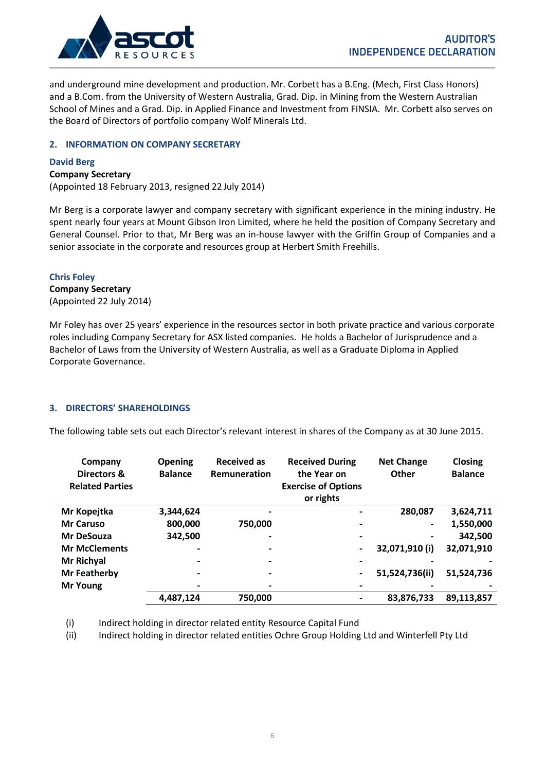and underground mine development and production. Mr. Corbett has a B.Eng. (Mech, First Class Honors) and a B.Com. from the University of Western Australia, Grad. Dip. in Mining from the Western Australian School of Mines and a Grad. Dip. in Applied Finance and Investment from FINSIA. Mr. Corbett also serves on the Board of Directors of portfolio company Wolf Minerals Ltd.

## 2. INFORMATION ON COMPANY SECRETARY

### David Berg

**Company Secretary**
(Appointed 18 February 2013, resigned 22 July 2014)

Mr Berg is a corporate lawyer and company secretary with significant experience in the mining industry. He spent nearly four years at Mount Gibson Iron Limited, where he held the position of Company Secretary and General Counsel. Prior to that, Mr Berg was an in-house lawyer with the Griffin Group of Companies and a senior associate in the corporate and resources group at Herbert Smith Freehills.

### Chris Foley

**Company Secretary**
(Appointed 22 July 2014)

Mr Foley has over 25 years' experience in the resources sector in both private practice and various corporate roles including Company Secretary for ASX listed companies. He holds a Bachelor of Jurisprudence and a Bachelor of Laws from the University of Western Australia, as well as a Graduate Diploma in Applied Corporate Governance.

## 3. DIRECTORS' SHAREHOLDINGS

The following table sets out each Director's relevant interest in shares of the Company as at 30 June 2015.

| Company Directors & Related Parties | Opening Balance | Received as Remuneration | Received During the Year on Exercise of Options or rights | Net Change Other | Closing Balance |
|---|---|---|---|---|---|
| **Mr Kopejtka** | **3,344,624** | **-** | **-** | **280,087** | **3,624,711** |
| **Mr Caruso** | **800,000** | **750,000** | **-** | **-** | **1,550,000** |
| **Mr DeSouza** | **342,500** | **-** | **-** | **-** | **342,500** |
| **Mr McClements** | **-** | **-** | **-** | **32,071,910 (i)** | **32,071,910** |
| **Mr Richyal** | **-** | **-** | **-** | **-** | **-** |
| **Mr Featherby** | **-** | **-** | **-** | **51,524,736(ii)** | **51,524,736** |
| **Mr Young** | **-** | **-** | **-** | **-** | **-** |
| | **4,487,124** | **750,000** | **-** | **83,876,733** | **89,113,857** |

(i) Indirect holding in director related entity Resource Capital Fund

(ii) Indirect holding in director related entities Ochre Group Holding Ltd and Winterfell Pty Ltd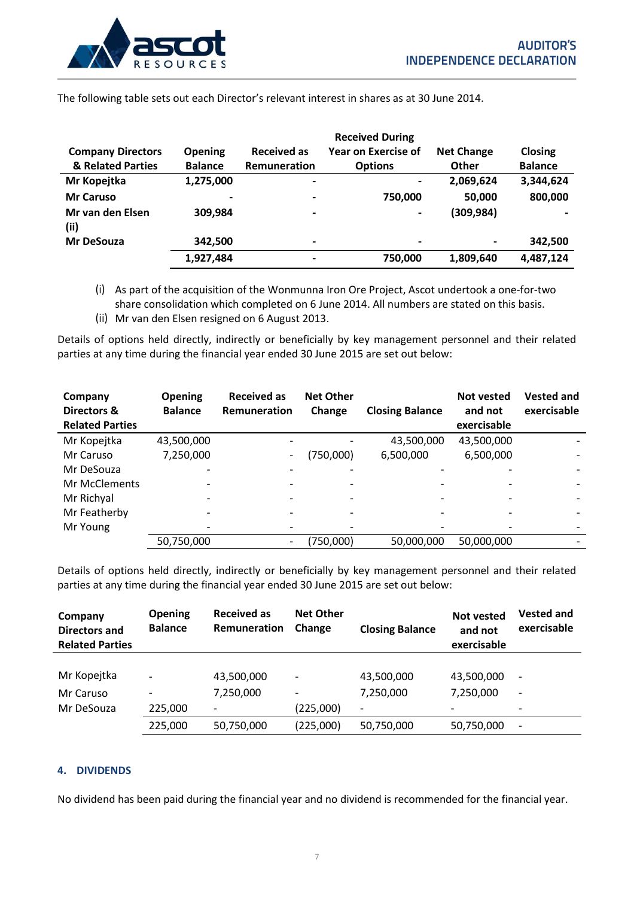The following table sets out each Director's relevant interest in shares as at 30 June 2014.

| Company Directors & Related Parties | Opening Balance | Received as Remuneration | Received During Year on Exercise of Options | Net Change Other | Closing Balance |
|---|---|---|---|---|---|
| **Mr Kopejtka** | **1,275,000** | **-** | **-** | **2,069,624** | **3,344,624** |
| **Mr Caruso** | **-** | **-** | **750,000** | **50,000** | **800,000** |
| **Mr van den Elsen (ii)** | **309,984** | **-** | **-** | **(309,984)** | **-** |
| **Mr DeSouza** | **342,500** | **-** | **-** | **-** | **342,500** |
| | **1,927,484** | **-** | **750,000** | **1,809,640** | **4,487,124** |

(i) As part of the acquisition of the Wonmunna Iron Ore Project, Ascot undertook a one-for-two share consolidation which completed on 6 June 2014. All numbers are stated on this basis.

(ii) Mr van den Elsen resigned on 6 August 2013.

Details of options held directly, indirectly or beneficially by key management personnel and their related parties at any time during the financial year ended 30 June 2015 are set out below:

| Company Directors & Related Parties | Opening Balance | Received as Remuneration | Net Other Change | Closing Balance | Not vested and not exercisable | Vested and exercisable |
|---|---|---|---|---|---|---|
| Mr Kopejtka | 43,500,000 | - | - | 43,500,000 | 43,500,000 | - |
| Mr Caruso | 7,250,000 | - | (750,000) | 6,500,000 | 6,500,000 | - |
| Mr DeSouza | - | - | - | - | - | - |
| Mr McClements | - | - | - | - | - | - |
| Mr Richyal | - | - | - | - | - | - |
| Mr Featherby | - | - | - | - | - | - |
| Mr Young | - | - | - | - | - | - |
| | 50,750,000 | - | (750,000) | 50,000,000 | 50,000,000 | - |

Details of options held directly, indirectly or beneficially by key management personnel and their related parties at any time during the financial year ended 30 June 2015 are set out below:

| Company Directors and Related Parties | Opening Balance | Received as Remuneration | Net Other Change | Closing Balance | Not vested and not exercisable | Vested and exercisable |
|---|---|---|---|---|---|---|
| Mr Kopejtka | - | 43,500,000 | - | 43,500,000 | 43,500,000 | - |
| Mr Caruso | - | 7,250,000 | - | 7,250,000 | 7,250,000 | - |
| Mr DeSouza | 225,000 | - | (225,000) | - | - | - |
| | 225,000 | 50,750,000 | (225,000) | 50,750,000 | 50,750,000 | - |

## 4. DIVIDENDS

No dividend has been paid during the financial year and no dividend is recommended for the financial year.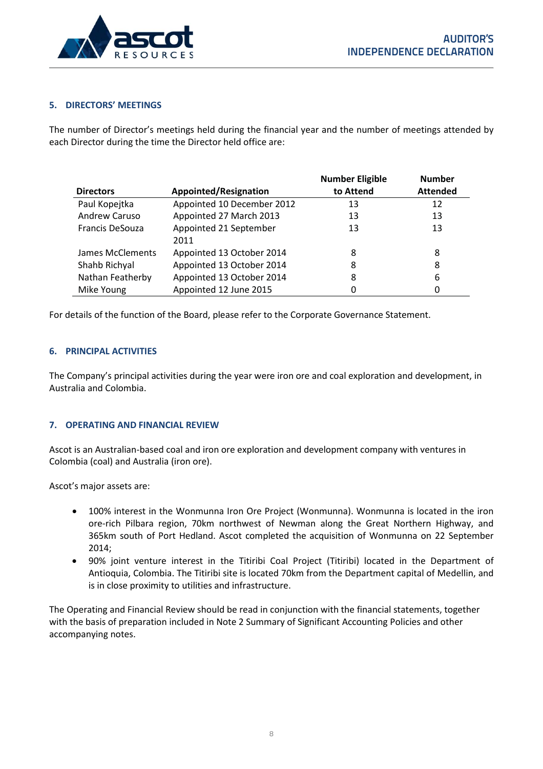### 5. DIRECTORS' MEETINGS

The number of Director's meetings held during the financial year and the number of meetings attended by each Director during the time the Director held office are:

| Directors | Appointed/Resignation | Number Eligible to Attend | Number Attended |
|---|---|---|---|
| Paul Kopejtka | Appointed 10 December 2012 | 13 | 12 |
| Andrew Caruso | Appointed 27 March 2013 | 13 | 13 |
| Francis DeSouza | Appointed 21 September 2011 | 13 | 13 |
| James McClements | Appointed 13 October 2014 | 8 | 8 |
| Shahb Richyal | Appointed 13 October 2014 | 8 | 8 |
| Nathan Featherby | Appointed 13 October 2014 | 8 | 6 |
| Mike Young | Appointed 12 June 2015 | 0 | 0 |

For details of the function of the Board, please refer to the Corporate Governance Statement.

### 6. PRINCIPAL ACTIVITIES

The Company's principal activities during the year were iron ore and coal exploration and development, in Australia and Colombia.

### 7. OPERATING AND FINANCIAL REVIEW

Ascot is an Australian-based coal and iron ore exploration and development company with ventures in Colombia (coal) and Australia (iron ore).

Ascot's major assets are:

- 100% interest in the Wonmunna Iron Ore Project (Wonmunna). Wonmunna is located in the iron ore-rich Pilbara region, 70km northwest of Newman along the Great Northern Highway, and 365km south of Port Hedland. Ascot completed the acquisition of Wonmunna on 22 September 2014;
- 90% joint venture interest in the Titiribi Coal Project (Titiribi) located in the Department of Antioquia, Colombia. The Titiribi site is located 70km from the Department capital of Medellin, and is in close proximity to utilities and infrastructure.

The Operating and Financial Review should be read in conjunction with the financial statements, together with the basis of preparation included in Note 2 Summary of Significant Accounting Policies and other accompanying notes.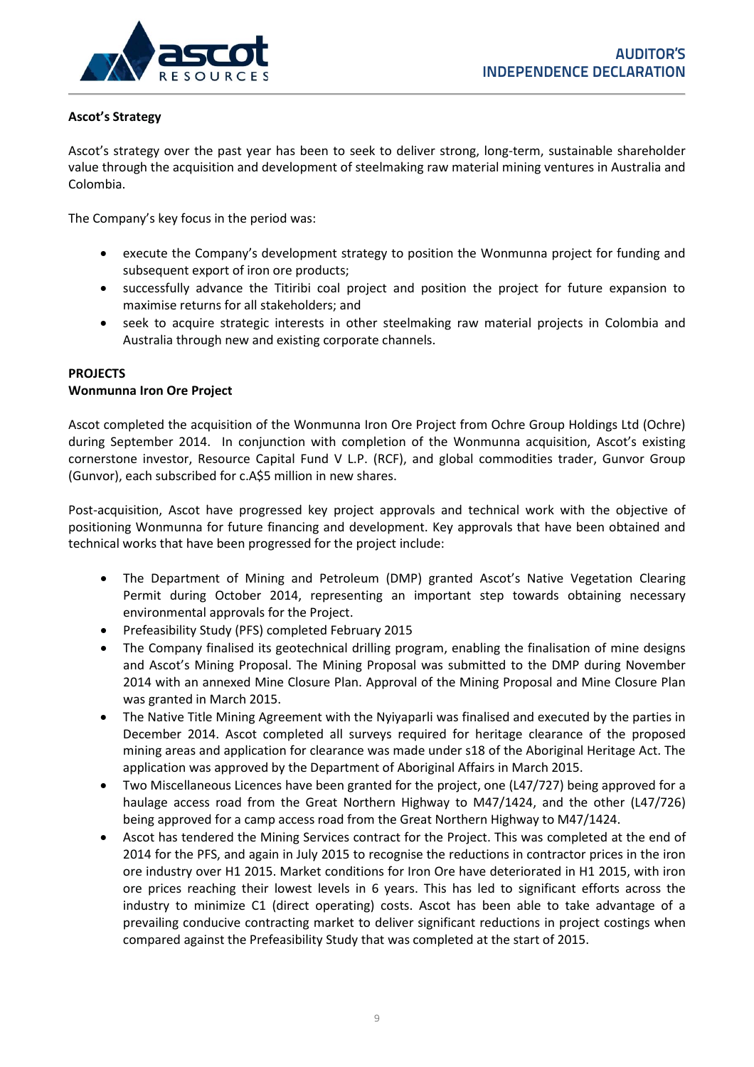**Ascot's Strategy**

Ascot's strategy over the past year has been to seek to deliver strong, long-term, sustainable shareholder value through the acquisition and development of steelmaking raw material mining ventures in Australia and Colombia.

The Company's key focus in the period was:

- execute the Company's development strategy to position the Wonmunna project for funding and subsequent export of iron ore products;
- successfully advance the Titiribi coal project and position the project for future expansion to maximise returns for all stakeholders; and
- seek to acquire strategic interests in other steelmaking raw material projects in Colombia and Australia through new and existing corporate channels.

**PROJECTS**

**Wonmunna Iron Ore Project**

Ascot completed the acquisition of the Wonmunna Iron Ore Project from Ochre Group Holdings Ltd (Ochre) during September 2014. In conjunction with completion of the Wonmunna acquisition, Ascot's existing cornerstone investor, Resource Capital Fund V L.P. (RCF), and global commodities trader, Gunvor Group (Gunvor), each subscribed for c.A$5 million in new shares.

Post-acquisition, Ascot have progressed key project approvals and technical work with the objective of positioning Wonmunna for future financing and development. Key approvals that have been obtained and technical works that have been progressed for the project include:

- The Department of Mining and Petroleum (DMP) granted Ascot's Native Vegetation Clearing Permit during October 2014, representing an important step towards obtaining necessary environmental approvals for the Project.
- Prefeasibility Study (PFS) completed February 2015
- The Company finalised its geotechnical drilling program, enabling the finalisation of mine designs and Ascot's Mining Proposal. The Mining Proposal was submitted to the DMP during November 2014 with an annexed Mine Closure Plan. Approval of the Mining Proposal and Mine Closure Plan was granted in March 2015.
- The Native Title Mining Agreement with the Nyiyaparli was finalised and executed by the parties in December 2014. Ascot completed all surveys required for heritage clearance of the proposed mining areas and application for clearance was made under s18 of the Aboriginal Heritage Act. The application was approved by the Department of Aboriginal Affairs in March 2015.
- Two Miscellaneous Licences have been granted for the project, one (L47/727) being approved for a haulage access road from the Great Northern Highway to M47/1424, and the other (L47/726) being approved for a camp access road from the Great Northern Highway to M47/1424.
- Ascot has tendered the Mining Services contract for the Project. This was completed at the end of 2014 for the PFS, and again in July 2015 to recognise the reductions in contractor prices in the iron ore industry over H1 2015. Market conditions for Iron Ore have deteriorated in H1 2015, with iron ore prices reaching their lowest levels in 6 years. This has led to significant efforts across the industry to minimize C1 (direct operating) costs. Ascot has been able to take advantage of a prevailing conducive contracting market to deliver significant reductions in project costings when compared against the Prefeasibility Study that was completed at the start of 2015.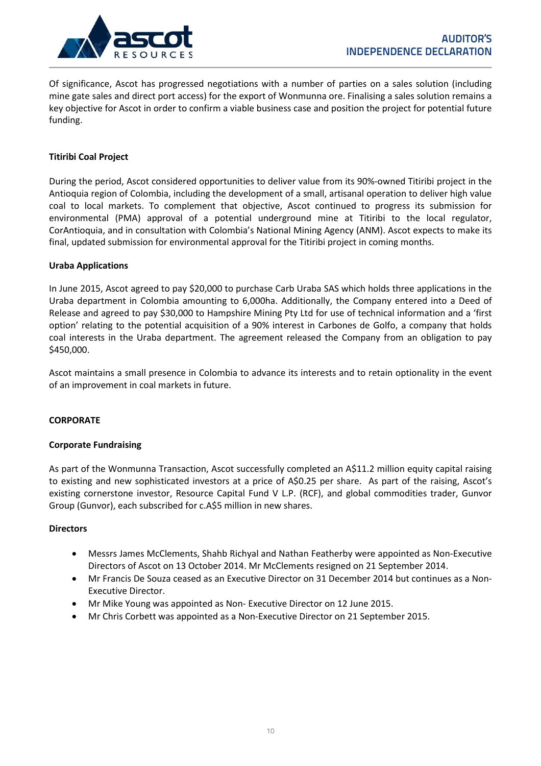Of significance, Ascot has progressed negotiations with a number of parties on a sales solution (including mine gate sales and direct port access) for the export of Wonmunna ore. Finalising a sales solution remains a key objective for Ascot in order to confirm a viable business case and position the project for potential future funding.

**Titiribi Coal Project**

During the period, Ascot considered opportunities to deliver value from its 90%-owned Titiribi project in the Antioquia region of Colombia, including the development of a small, artisanal operation to deliver high value coal to local markets. To complement that objective, Ascot continued to progress its submission for environmental (PMA) approval of a potential underground mine at Titiribi to the local regulator, CorAntioquia, and in consultation with Colombia's National Mining Agency (ANM). Ascot expects to make its final, updated submission for environmental approval for the Titiribi project in coming months.

**Uraba Applications**

In June 2015, Ascot agreed to pay $20,000 to purchase Carb Uraba SAS which holds three applications in the Uraba department in Colombia amounting to 6,000ha. Additionally, the Company entered into a Deed of Release and agreed to pay $30,000 to Hampshire Mining Pty Ltd for use of technical information and a 'first option' relating to the potential acquisition of a 90% interest in Carbones de Golfo, a company that holds coal interests in the Uraba department. The agreement released the Company from an obligation to pay $450,000.

Ascot maintains a small presence in Colombia to advance its interests and to retain optionality in the event of an improvement in coal markets in future.

**CORPORATE**

**Corporate Fundraising**

As part of the Wonmunna Transaction, Ascot successfully completed an A$11.2 million equity capital raising to existing and new sophisticated investors at a price of A$0.25 per share. As part of the raising, Ascot's existing cornerstone investor, Resource Capital Fund V L.P. (RCF), and global commodities trader, Gunvor Group (Gunvor), each subscribed for c.A$5 million in new shares.

**Directors**

- Messrs James McClements, Shahb Richyal and Nathan Featherby were appointed as Non-Executive Directors of Ascot on 13 October 2014. Mr McClements resigned on 21 September 2014.
- Mr Francis De Souza ceased as an Executive Director on 31 December 2014 but continues as a Non-Executive Director.
- Mr Mike Young was appointed as Non- Executive Director on 12 June 2015.
- Mr Chris Corbett was appointed as a Non-Executive Director on 21 September 2015.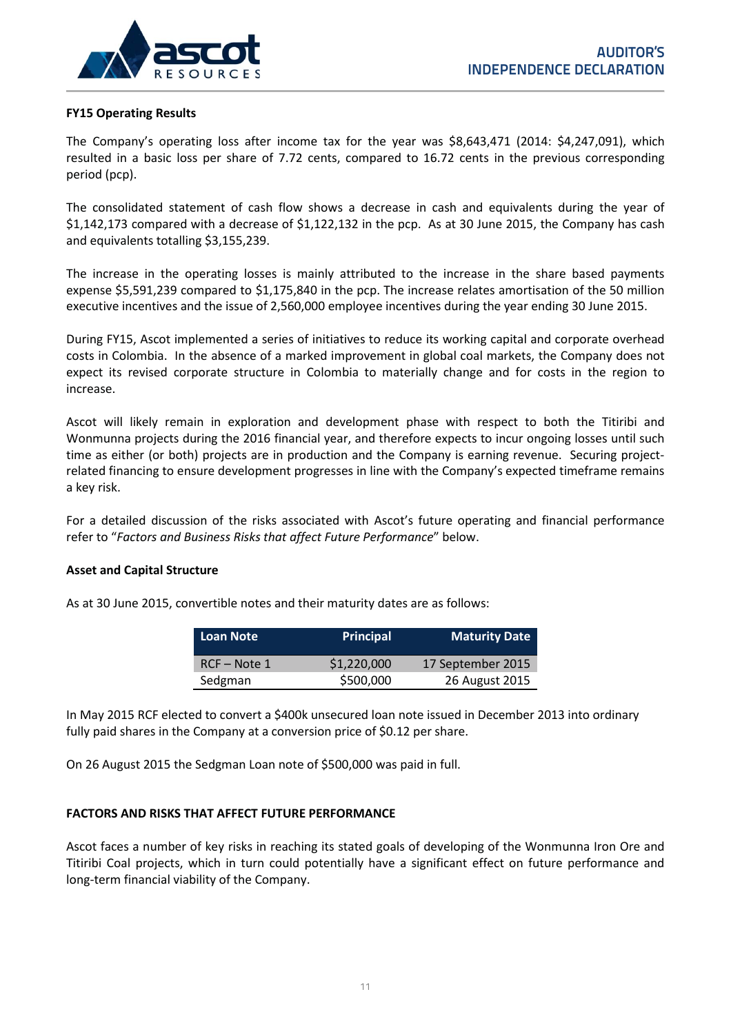**FY15 Operating Results**

The Company's operating loss after income tax for the year was $8,643,471 (2014: $4,247,091), which resulted in a basic loss per share of 7.72 cents, compared to 16.72 cents in the previous corresponding period (pcp).

The consolidated statement of cash flow shows a decrease in cash and equivalents during the year of $1,142,173 compared with a decrease of $1,122,132 in the pcp. As at 30 June 2015, the Company has cash and equivalents totalling $3,155,239.

The increase in the operating losses is mainly attributed to the increase in the share based payments expense $5,591,239 compared to $1,175,840 in the pcp. The increase relates amortisation of the 50 million executive incentives and the issue of 2,560,000 employee incentives during the year ending 30 June 2015.

During FY15, Ascot implemented a series of initiatives to reduce its working capital and corporate overhead costs in Colombia. In the absence of a marked improvement in global coal markets, the Company does not expect its revised corporate structure in Colombia to materially change and for costs in the region to increase.

Ascot will likely remain in exploration and development phase with respect to both the Titiribi and Wonmunna projects during the 2016 financial year, and therefore expects to incur ongoing losses until such time as either (or both) projects are in production and the Company is earning revenue. Securing project-related financing to ensure development progresses in line with the Company's expected timeframe remains a key risk.

For a detailed discussion of the risks associated with Ascot's future operating and financial performance refer to "*Factors and Business Risks that affect Future Performance*" below.

**Asset and Capital Structure**

As at 30 June 2015, convertible notes and their maturity dates are as follows:

| Loan Note | Principal | Maturity Date |
|---|---|---|
| RCF – Note 1 | $1,220,000 | 17 September 2015 |
| Sedgman | $500,000 | 26 August 2015 |

In May 2015 RCF elected to convert a $400k unsecured loan note issued in December 2013 into ordinary fully paid shares in the Company at a conversion price of $0.12 per share.

On 26 August 2015 the Sedgman Loan note of $500,000 was paid in full.

**FACTORS AND RISKS THAT AFFECT FUTURE PERFORMANCE**

Ascot faces a number of key risks in reaching its stated goals of developing of the Wonmunna Iron Ore and Titiribi Coal projects, which in turn could potentially have a significant effect on future performance and long-term financial viability of the Company.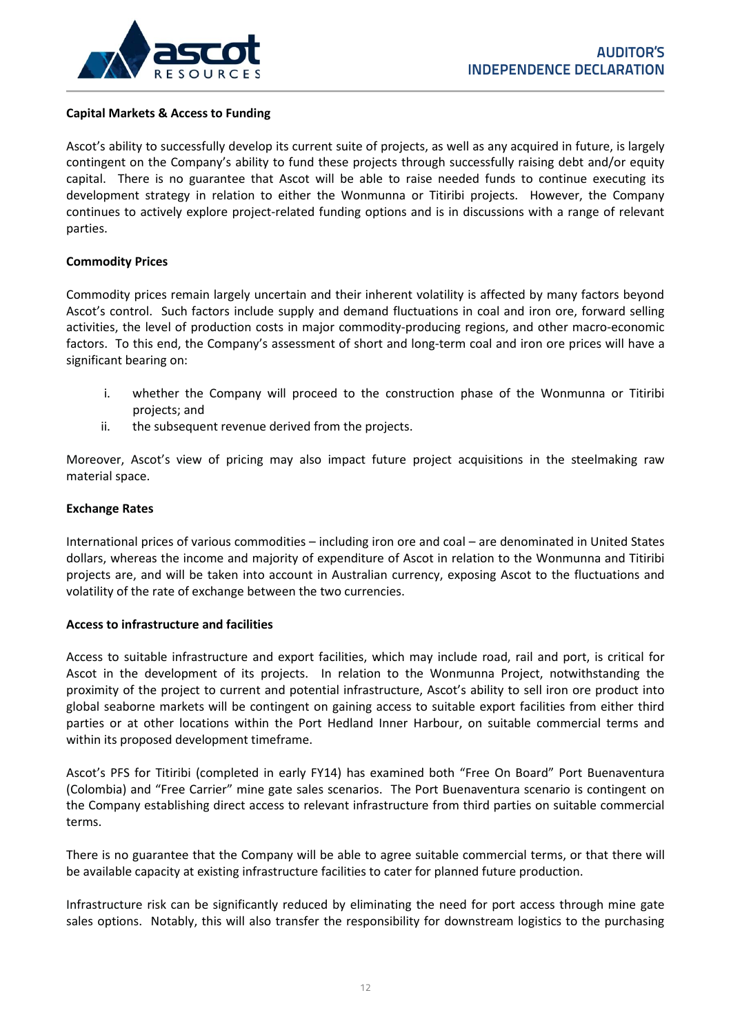**Capital Markets & Access to Funding**

Ascot's ability to successfully develop its current suite of projects, as well as any acquired in future, is largely contingent on the Company's ability to fund these projects through successfully raising debt and/or equity capital. There is no guarantee that Ascot will be able to raise needed funds to continue executing its development strategy in relation to either the Wonmunna or Titiribi projects. However, the Company continues to actively explore project-related funding options and is in discussions with a range of relevant parties.

**Commodity Prices**

Commodity prices remain largely uncertain and their inherent volatility is affected by many factors beyond Ascot's control. Such factors include supply and demand fluctuations in coal and iron ore, forward selling activities, the level of production costs in major commodity-producing regions, and other macro-economic factors. To this end, the Company's assessment of short and long-term coal and iron ore prices will have a significant bearing on:

i. whether the Company will proceed to the construction phase of the Wonmunna or Titiribi projects; and
ii. the subsequent revenue derived from the projects.

Moreover, Ascot's view of pricing may also impact future project acquisitions in the steelmaking raw material space.

**Exchange Rates**

International prices of various commodities – including iron ore and coal – are denominated in United States dollars, whereas the income and majority of expenditure of Ascot in relation to the Wonmunna and Titiribi projects are, and will be taken into account in Australian currency, exposing Ascot to the fluctuations and volatility of the rate of exchange between the two currencies.

**Access to infrastructure and facilities**

Access to suitable infrastructure and export facilities, which may include road, rail and port, is critical for Ascot in the development of its projects. In relation to the Wonmunna Project, notwithstanding the proximity of the project to current and potential infrastructure, Ascot's ability to sell iron ore product into global seaborne markets will be contingent on gaining access to suitable export facilities from either third parties or at other locations within the Port Hedland Inner Harbour, on suitable commercial terms and within its proposed development timeframe.

Ascot's PFS for Titiribi (completed in early FY14) has examined both "Free On Board" Port Buenaventura (Colombia) and "Free Carrier" mine gate sales scenarios. The Port Buenaventura scenario is contingent on the Company establishing direct access to relevant infrastructure from third parties on suitable commercial terms.

There is no guarantee that the Company will be able to agree suitable commercial terms, or that there will be available capacity at existing infrastructure facilities to cater for planned future production.

Infrastructure risk can be significantly reduced by eliminating the need for port access through mine gate sales options. Notably, this will also transfer the responsibility for downstream logistics to the purchasing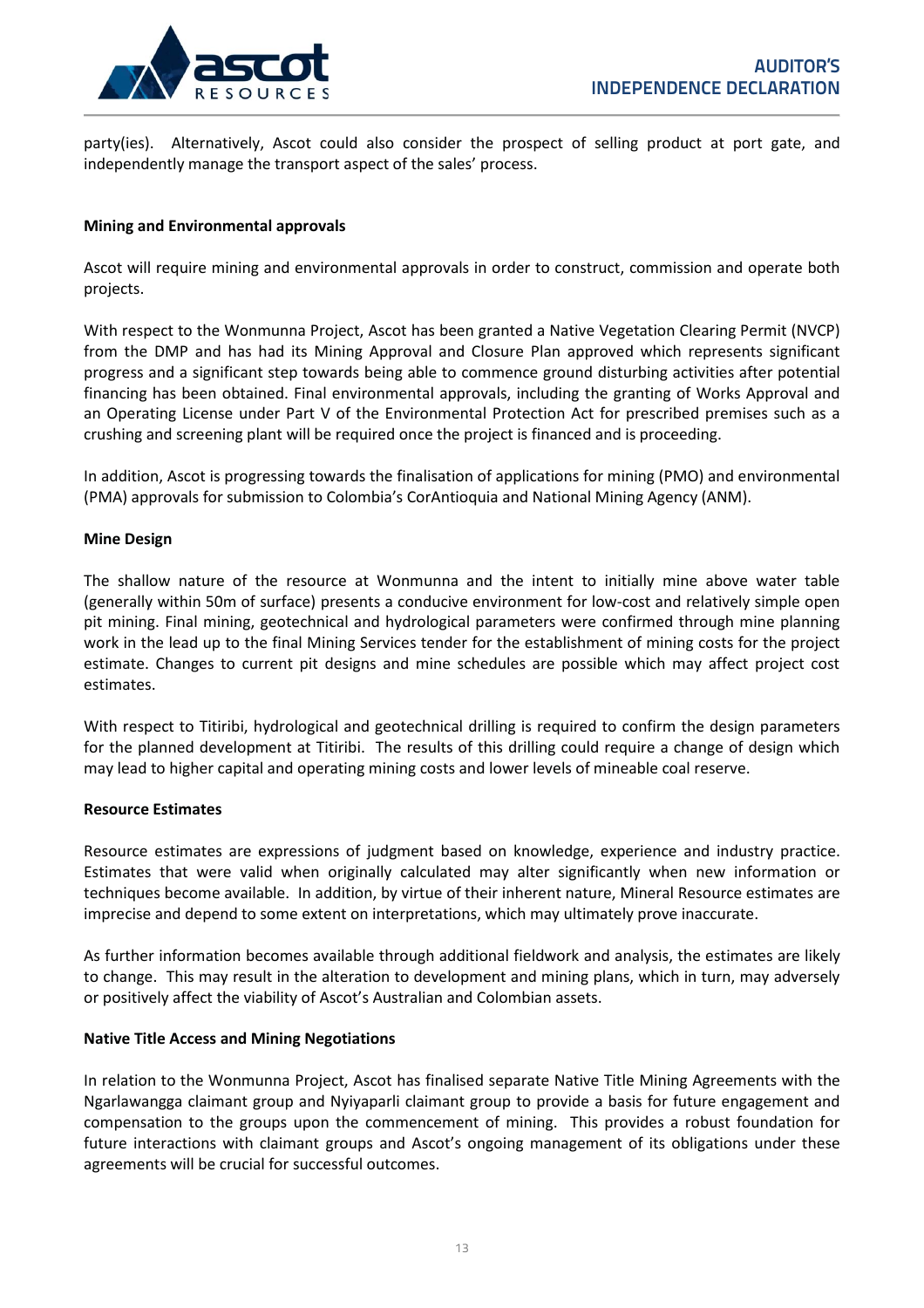party(ies). Alternatively, Ascot could also consider the prospect of selling product at port gate, and independently manage the transport aspect of the sales' process.

**Mining and Environmental approvals**

Ascot will require mining and environmental approvals in order to construct, commission and operate both projects.

With respect to the Wonmunna Project, Ascot has been granted a Native Vegetation Clearing Permit (NVCP) from the DMP and has had its Mining Approval and Closure Plan approved which represents significant progress and a significant step towards being able to commence ground disturbing activities after potential financing has been obtained. Final environmental approvals, including the granting of Works Approval and an Operating License under Part V of the Environmental Protection Act for prescribed premises such as a crushing and screening plant will be required once the project is financed and is proceeding.

In addition, Ascot is progressing towards the finalisation of applications for mining (PMO) and environmental (PMA) approvals for submission to Colombia's CorAntioquia and National Mining Agency (ANM).

**Mine Design**

The shallow nature of the resource at Wonmunna and the intent to initially mine above water table (generally within 50m of surface) presents a conducive environment for low-cost and relatively simple open pit mining. Final mining, geotechnical and hydrological parameters were confirmed through mine planning work in the lead up to the final Mining Services tender for the establishment of mining costs for the project estimate. Changes to current pit designs and mine schedules are possible which may affect project cost estimates.

With respect to Titiribi, hydrological and geotechnical drilling is required to confirm the design parameters for the planned development at Titiribi. The results of this drilling could require a change of design which may lead to higher capital and operating mining costs and lower levels of mineable coal reserve.

**Resource Estimates**

Resource estimates are expressions of judgment based on knowledge, experience and industry practice. Estimates that were valid when originally calculated may alter significantly when new information or techniques become available. In addition, by virtue of their inherent nature, Mineral Resource estimates are imprecise and depend to some extent on interpretations, which may ultimately prove inaccurate.

As further information becomes available through additional fieldwork and analysis, the estimates are likely to change. This may result in the alteration to development and mining plans, which in turn, may adversely or positively affect the viability of Ascot's Australian and Colombian assets.

**Native Title Access and Mining Negotiations**

In relation to the Wonmunna Project, Ascot has finalised separate Native Title Mining Agreements with the Ngarlawangga claimant group and Nyiyaparli claimant group to provide a basis for future engagement and compensation to the groups upon the commencement of mining. This provides a robust foundation for future interactions with claimant groups and Ascot's ongoing management of its obligations under these agreements will be crucial for successful outcomes.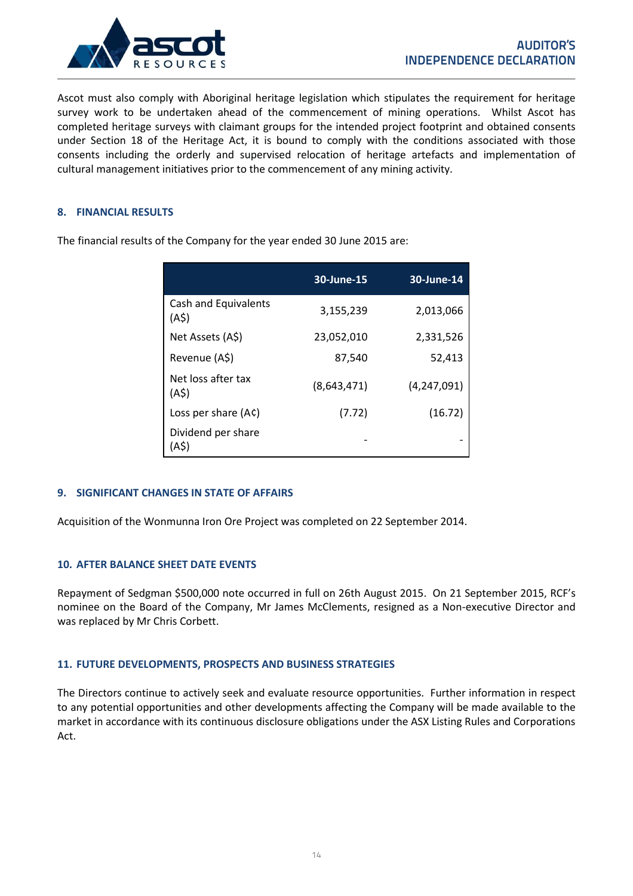Ascot must also comply with Aboriginal heritage legislation which stipulates the requirement for heritage survey work to be undertaken ahead of the commencement of mining operations. Whilst Ascot has completed heritage surveys with claimant groups for the intended project footprint and obtained consents under Section 18 of the Heritage Act, it is bound to comply with the conditions associated with those consents including the orderly and supervised relocation of heritage artefacts and implementation of cultural management initiatives prior to the commencement of any mining activity.

## 8. FINANCIAL RESULTS

The financial results of the Company for the year ended 30 June 2015 are:

| | 30-June-15 | 30-June-14 |
|---|---|---|
| Cash and Equivalents (A$) | 3,155,239 | 2,013,066 |
| Net Assets (A$) | 23,052,010 | 2,331,526 |
| Revenue (A$) | 87,540 | 52,413 |
| Net loss after tax (A$) | (8,643,471) | (4,247,091) |
| Loss per share (A¢) | (7.72) | (16.72) |
| Dividend per share (A$) | - | - |

## 9. SIGNIFICANT CHANGES IN STATE OF AFFAIRS

Acquisition of the Wonmunna Iron Ore Project was completed on 22 September 2014.

## 10. AFTER BALANCE SHEET DATE EVENTS

Repayment of Sedgman $500,000 note occurred in full on 26th August 2015. On 21 September 2015, RCF's nominee on the Board of the Company, Mr James McClements, resigned as a Non-executive Director and was replaced by Mr Chris Corbett.

## 11. FUTURE DEVELOPMENTS, PROSPECTS AND BUSINESS STRATEGIES

The Directors continue to actively seek and evaluate resource opportunities. Further information in respect to any potential opportunities and other developments affecting the Company will be made available to the market in accordance with its continuous disclosure obligations under the ASX Listing Rules and Corporations Act.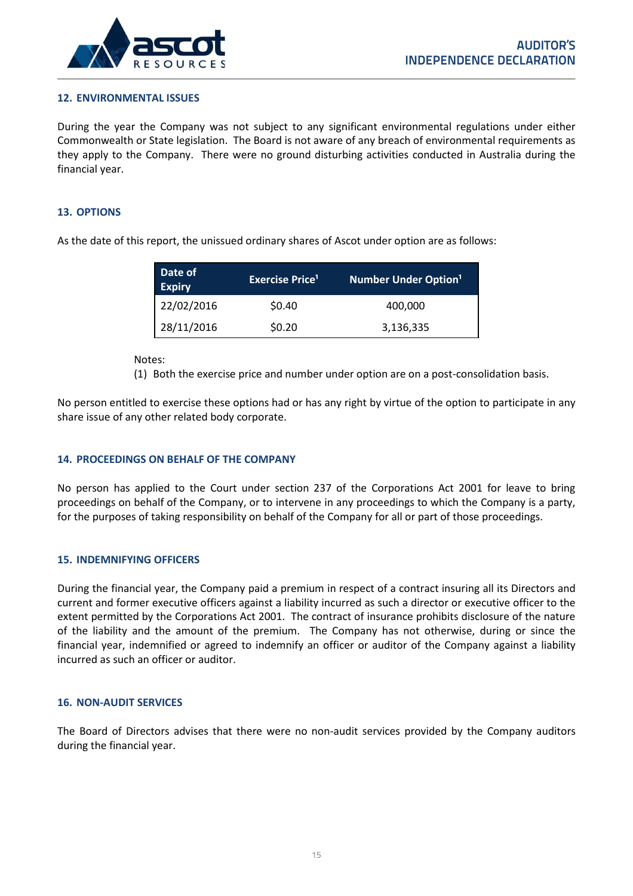## 12. ENVIRONMENTAL ISSUES

During the year the Company was not subject to any significant environmental regulations under either Commonwealth or State legislation. The Board is not aware of any breach of environmental requirements as they apply to the Company. There were no ground disturbing activities conducted in Australia during the financial year.

## 13. OPTIONS

As the date of this report, the unissued ordinary shares of Ascot under option are as follows:

| Date of Expiry | Exercise Price[1] | Number Under Option[1] |
|---|---|---|
| 22/02/2016 | $0.40 | 400,000 |
| 28/11/2016 | $0.20 | 3,136,335 |

Notes:

(1) Both the exercise price and number under option are on a post-consolidation basis.

No person entitled to exercise these options had or has any right by virtue of the option to participate in any share issue of any other related body corporate.

## 14. PROCEEDINGS ON BEHALF OF THE COMPANY

No person has applied to the Court under section 237 of the Corporations Act 2001 for leave to bring proceedings on behalf of the Company, or to intervene in any proceedings to which the Company is a party, for the purposes of taking responsibility on behalf of the Company for all or part of those proceedings.

## 15. INDEMNIFYING OFFICERS

During the financial year, the Company paid a premium in respect of a contract insuring all its Directors and current and former executive officers against a liability incurred as such a director or executive officer to the extent permitted by the Corporations Act 2001. The contract of insurance prohibits disclosure of the nature of the liability and the amount of the premium. The Company has not otherwise, during or since the financial year, indemnified or agreed to indemnify an officer or auditor of the Company against a liability incurred as such an officer or auditor.

## 16. NON-AUDIT SERVICES

The Board of Directors advises that there were no non-audit services provided by the Company auditors during the financial year.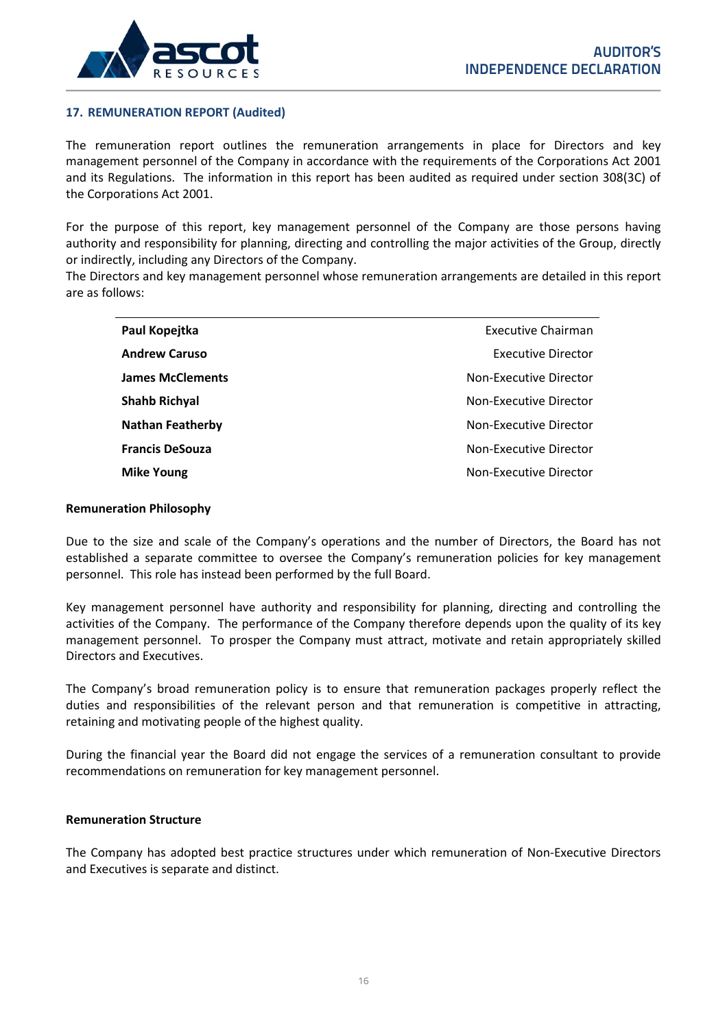## 17. REMUNERATION REPORT (Audited)

The remuneration report outlines the remuneration arrangements in place for Directors and key management personnel of the Company in accordance with the requirements of the Corporations Act 2001 and its Regulations. The information in this report has been audited as required under section 308(3C) of the Corporations Act 2001.

For the purpose of this report, key management personnel of the Company are those persons having authority and responsibility for planning, directing and controlling the major activities of the Group, directly or indirectly, including any Directors of the Company.

The Directors and key management personnel whose remuneration arrangements are detailed in this report are as follows:

| | |
|---|---|
| **Paul Kopejtka** | Executive Chairman |
| **Andrew Caruso** | Executive Director |
| **James McClements** | Non-Executive Director |
| **Shahb Richyal** | Non-Executive Director |
| **Nathan Featherby** | Non-Executive Director |
| **Francis DeSouza** | Non-Executive Director |
| **Mike Young** | Non-Executive Director |

**Remuneration Philosophy**

Due to the size and scale of the Company's operations and the number of Directors, the Board has not established a separate committee to oversee the Company's remuneration policies for key management personnel. This role has instead been performed by the full Board.

Key management personnel have authority and responsibility for planning, directing and controlling the activities of the Company. The performance of the Company therefore depends upon the quality of its key management personnel. To prosper the Company must attract, motivate and retain appropriately skilled Directors and Executives.

The Company's broad remuneration policy is to ensure that remuneration packages properly reflect the duties and responsibilities of the relevant person and that remuneration is competitive in attracting, retaining and motivating people of the highest quality.

During the financial year the Board did not engage the services of a remuneration consultant to provide recommendations on remuneration for key management personnel.

**Remuneration Structure**

The Company has adopted best practice structures under which remuneration of Non-Executive Directors and Executives is separate and distinct.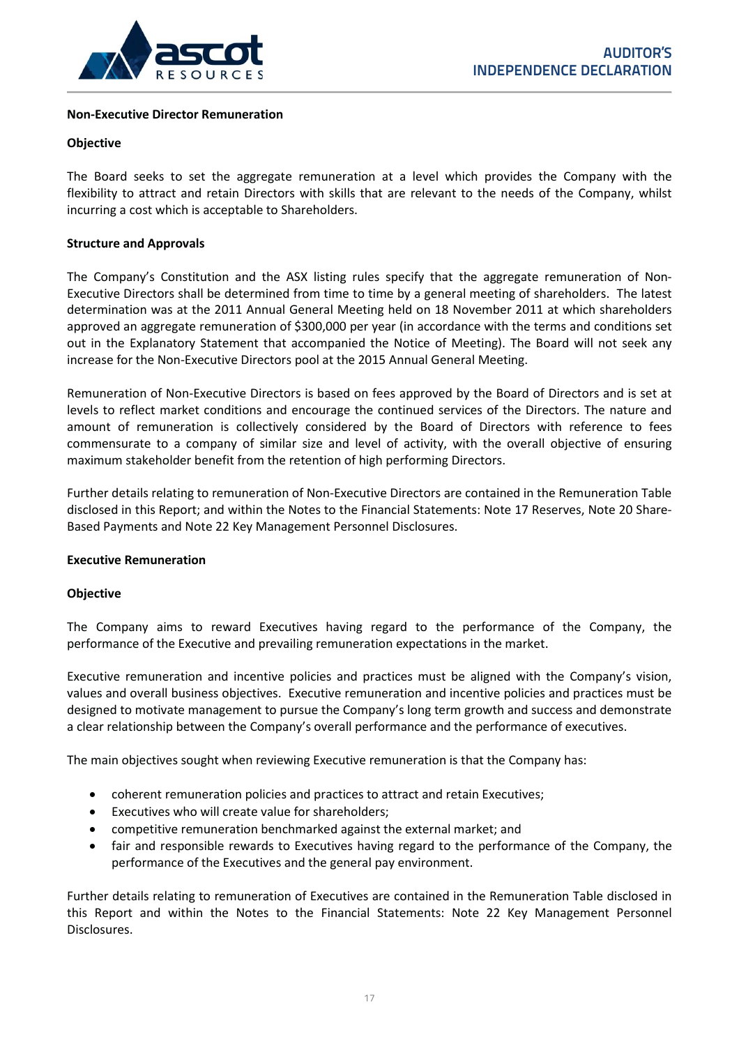**Non-Executive Director Remuneration**

**Objective**

The Board seeks to set the aggregate remuneration at a level which provides the Company with the flexibility to attract and retain Directors with skills that are relevant to the needs of the Company, whilst incurring a cost which is acceptable to Shareholders.

**Structure and Approvals**

The Company's Constitution and the ASX listing rules specify that the aggregate remuneration of Non-Executive Directors shall be determined from time to time by a general meeting of shareholders. The latest determination was at the 2011 Annual General Meeting held on 18 November 2011 at which shareholders approved an aggregate remuneration of $300,000 per year (in accordance with the terms and conditions set out in the Explanatory Statement that accompanied the Notice of Meeting). The Board will not seek any increase for the Non-Executive Directors pool at the 2015 Annual General Meeting.

Remuneration of Non-Executive Directors is based on fees approved by the Board of Directors and is set at levels to reflect market conditions and encourage the continued services of the Directors. The nature and amount of remuneration is collectively considered by the Board of Directors with reference to fees commensurate to a company of similar size and level of activity, with the overall objective of ensuring maximum stakeholder benefit from the retention of high performing Directors.

Further details relating to remuneration of Non-Executive Directors are contained in the Remuneration Table disclosed in this Report; and within the Notes to the Financial Statements: Note 17 Reserves, Note 20 Share-Based Payments and Note 22 Key Management Personnel Disclosures.

**Executive Remuneration**

**Objective**

The Company aims to reward Executives having regard to the performance of the Company, the performance of the Executive and prevailing remuneration expectations in the market.

Executive remuneration and incentive policies and practices must be aligned with the Company's vision, values and overall business objectives. Executive remuneration and incentive policies and practices must be designed to motivate management to pursue the Company's long term growth and success and demonstrate a clear relationship between the Company's overall performance and the performance of executives.

The main objectives sought when reviewing Executive remuneration is that the Company has:

- coherent remuneration policies and practices to attract and retain Executives;
- Executives who will create value for shareholders;
- competitive remuneration benchmarked against the external market; and
- fair and responsible rewards to Executives having regard to the performance of the Company, the performance of the Executives and the general pay environment.

Further details relating to remuneration of Executives are contained in the Remuneration Table disclosed in this Report and within the Notes to the Financial Statements: Note 22 Key Management Personnel Disclosures.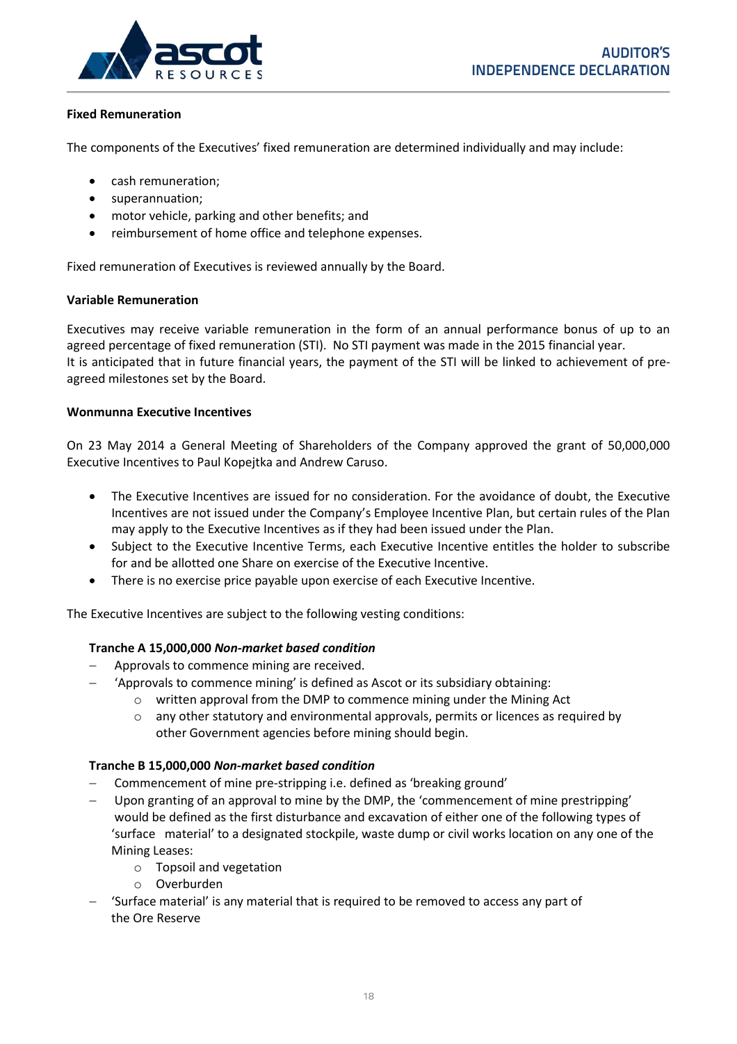**Fixed Remuneration**

The components of the Executives' fixed remuneration are determined individually and may include:

- cash remuneration;
- superannuation;
- motor vehicle, parking and other benefits; and
- reimbursement of home office and telephone expenses.

Fixed remuneration of Executives is reviewed annually by the Board.

**Variable Remuneration**

Executives may receive variable remuneration in the form of an annual performance bonus of up to an agreed percentage of fixed remuneration (STI). No STI payment was made in the 2015 financial year.
It is anticipated that in future financial years, the payment of the STI will be linked to achievement of pre-agreed milestones set by the Board.

**Wonmunna Executive Incentives**

On 23 May 2014 a General Meeting of Shareholders of the Company approved the grant of 50,000,000 Executive Incentives to Paul Kopejtka and Andrew Caruso.

- The Executive Incentives are issued for no consideration. For the avoidance of doubt, the Executive Incentives are not issued under the Company's Employee Incentive Plan, but certain rules of the Plan may apply to the Executive Incentives as if they had been issued under the Plan.
- Subject to the Executive Incentive Terms, each Executive Incentive entitles the holder to subscribe for and be allotted one Share on exercise of the Executive Incentive.
- There is no exercise price payable upon exercise of each Executive Incentive.

The Executive Incentives are subject to the following vesting conditions:

**Tranche A 15,000,000 *Non-market based condition***

- Approvals to commence mining are received.
- 'Approvals to commence mining' is defined as Ascot or its subsidiary obtaining:
  - written approval from the DMP to commence mining under the Mining Act
  - any other statutory and environmental approvals, permits or licences as required by other Government agencies before mining should begin.

**Tranche B 15,000,000 *Non-market based condition***

- Commencement of mine pre-stripping i.e. defined as 'breaking ground'
- Upon granting of an approval to mine by the DMP, the 'commencement of mine prestripping' would be defined as the first disturbance and excavation of either one of the following types of 'surface material' to a designated stockpile, waste dump or civil works location on any one of the Mining Leases:
  - Topsoil and vegetation
  - Overburden
- 'Surface material' is any material that is required to be removed to access any part of the Ore Reserve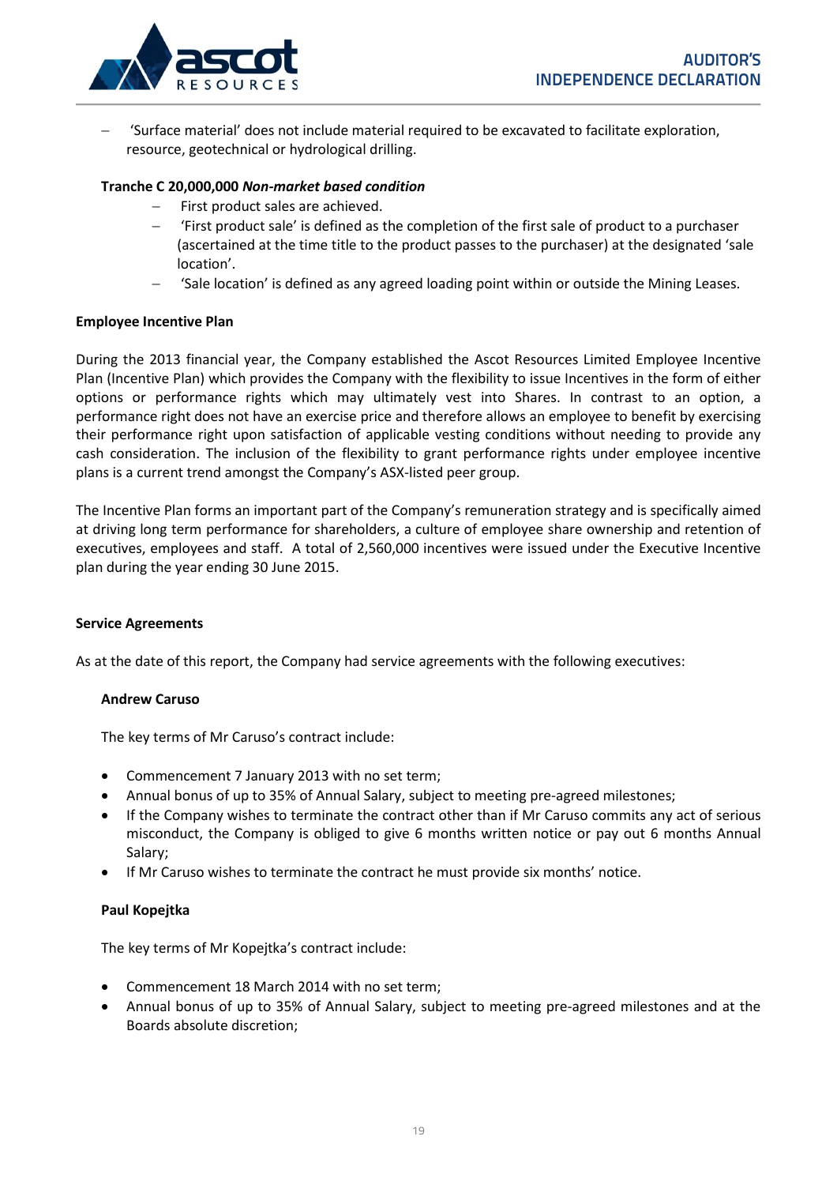- 'Surface material' does not include material required to be excavated to facilitate exploration, resource, geotechnical or hydrological drilling.

**Tranche C 20,000,000 *Non-market based condition***

- First product sales are achieved.
- 'First product sale' is defined as the completion of the first sale of product to a purchaser (ascertained at the time title to the product passes to the purchaser) at the designated 'sale location'.
- 'Sale location' is defined as any agreed loading point within or outside the Mining Leases.

**Employee Incentive Plan**

During the 2013 financial year, the Company established the Ascot Resources Limited Employee Incentive Plan (Incentive Plan) which provides the Company with the flexibility to issue Incentives in the form of either options or performance rights which may ultimately vest into Shares. In contrast to an option, a performance right does not have an exercise price and therefore allows an employee to benefit by exercising their performance right upon satisfaction of applicable vesting conditions without needing to provide any cash consideration. The inclusion of the flexibility to grant performance rights under employee incentive plans is a current trend amongst the Company's ASX-listed peer group.

The Incentive Plan forms an important part of the Company's remuneration strategy and is specifically aimed at driving long term performance for shareholders, a culture of employee share ownership and retention of executives, employees and staff. A total of 2,560,000 incentives were issued under the Executive Incentive plan during the year ending 30 June 2015.

**Service Agreements**

As at the date of this report, the Company had service agreements with the following executives:

**Andrew Caruso**

The key terms of Mr Caruso's contract include:

- Commencement 7 January 2013 with no set term;
- Annual bonus of up to 35% of Annual Salary, subject to meeting pre-agreed milestones;
- If the Company wishes to terminate the contract other than if Mr Caruso commits any act of serious misconduct, the Company is obliged to give 6 months written notice or pay out 6 months Annual Salary;
- If Mr Caruso wishes to terminate the contract he must provide six months' notice.

**Paul Kopejtka**

The key terms of Mr Kopejtka's contract include:

- Commencement 18 March 2014 with no set term;
- Annual bonus of up to 35% of Annual Salary, subject to meeting pre-agreed milestones and at the Boards absolute discretion;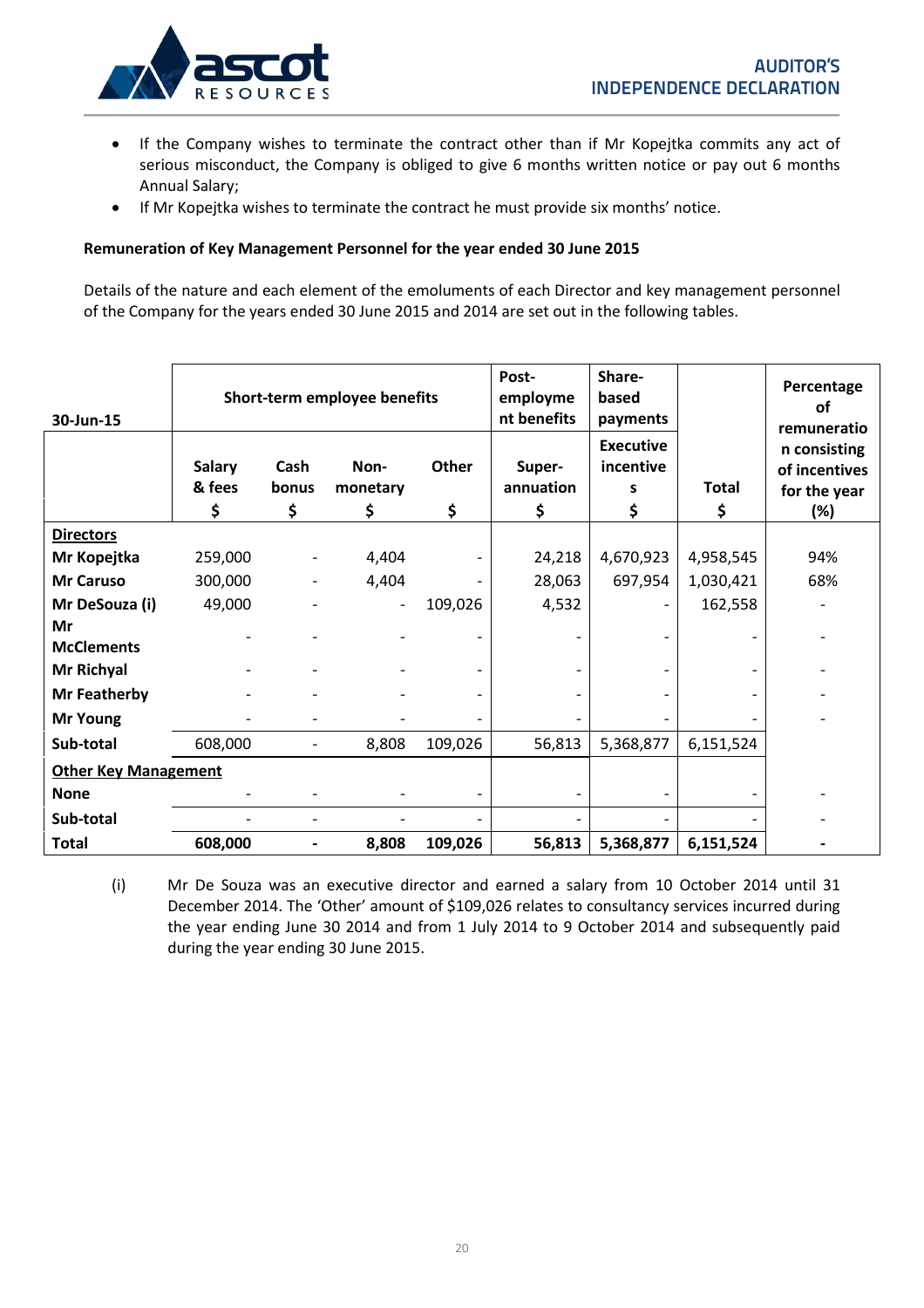- If the Company wishes to terminate the contract other than if Mr Kopejtka commits any act of serious misconduct, the Company is obliged to give 6 months written notice or pay out 6 months Annual Salary;
- If Mr Kopejtka wishes to terminate the contract he must provide six months' notice.

**Remuneration of Key Management Personnel for the year ended 30 June 2015**

Details of the nature and each element of the emoluments of each Director and key management personnel of the Company for the years ended 30 June 2015 and 2014 are set out in the following tables.

| 30-Jun-15 | Short-term employee benefits | | | | Post-employment benefits | Share-based payments | | Percentage of remuneration consisting of incentives for the year (%) |
|---|---|---|---|---|---|---|---|---|
| | Salary & fees $ | Cash bonus $ | Non-monetary $ | Other $ | Super-annuation $ | Executive incentives $ | Total $ | |
| **Directors** | | | | | | | | |
| **Mr Kopejtka** | 259,000 | - | 4,404 | - | 24,218 | 4,670,923 | 4,958,545 | 94% |
| **Mr Caruso** | 300,000 | - | 4,404 | - | 28,063 | 697,954 | 1,030,421 | 68% |
| **Mr DeSouza (i)** | 49,000 | - | - | 109,026 | 4,532 | - | 162,558 | - |
| **Mr McClements** | - | - | - | - | - | - | - | - |
| **Mr Richyal** | - | - | - | - | - | - | - | - |
| **Mr Featherby** | - | - | - | - | - | - | - | - |
| **Mr Young** | - | - | - | - | - | - | - | - |
| **Sub-total** | 608,000 | - | 8,808 | 109,026 | 56,813 | 5,368,877 | 6,151,524 | |
| **Other Key Management** | | | | | | | | |
| **None** | - | - | - | - | - | - | - | - |
| **Sub-total** | - | - | - | - | - | - | - | - |
| **Total** | **608,000** | **-** | **8,808** | **109,026** | **56,813** | **5,368,877** | **6,151,524** | **-** |

(i) Mr De Souza was an executive director and earned a salary from 10 October 2014 until 31 December 2014. The 'Other' amount of $109,026 relates to consultancy services incurred during the year ending June 30 2014 and from 1 July 2014 to 9 October 2014 and subsequently paid during the year ending 30 June 2015.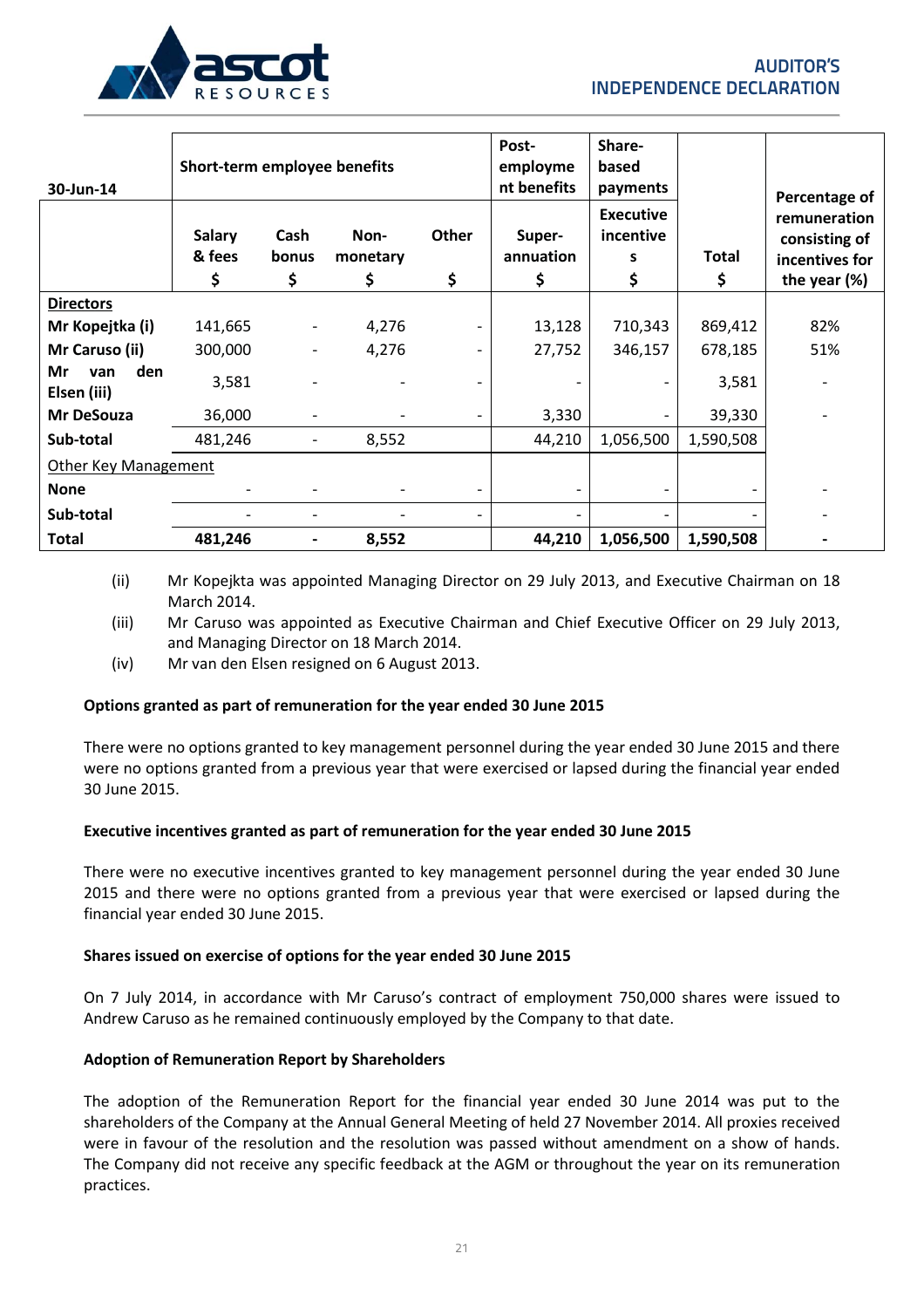| 30-Jun-14 | Short-term employee benefits | | | | Post-employment benefits | Share-based payments | | Percentage of remuneration consisting of incentives for the year (%) |
|---|---|---|---|---|---|---|---|---|
| | Salary & fees $ | Cash bonus $ | Non-monetary $ | Other $ | Super-annuation $ | Executive incentives $ | Total $ | |
| **Directors** | | | | | | | | |
| **Mr Kopejtka (i)** | 141,665 | - | 4,276 | - | 13,128 | 710,343 | 869,412 | 82% |
| **Mr Caruso (ii)** | 300,000 | - | 4,276 | - | 27,752 | 346,157 | 678,185 | 51% |
| **Mr van den Elsen (iii)** | 3,581 | - | - | - | - | - | 3,581 | - |
| **Mr DeSouza** | 36,000 | - | - | - | 3,330 | - | 39,330 | - |
| **Sub-total** | 481,246 | - | 8,552 | | 44,210 | 1,056,500 | 1,590,508 | |
| Other Key Management | | | | | | | | |
| **None** | - | - | - | - | - | - | - | - |
| **Sub-total** | - | - | - | - | - | - | - | - |
| **Total** | **481,246** | **-** | **8,552** | | **44,210** | **1,056,500** | **1,590,508** | **-** |

(ii) Mr Kopejkta was appointed Managing Director on 29 July 2013, and Executive Chairman on 18 March 2014.

(iii) Mr Caruso was appointed as Executive Chairman and Chief Executive Officer on 29 July 2013, and Managing Director on 18 March 2014.

(iv) Mr van den Elsen resigned on 6 August 2013.

**Options granted as part of remuneration for the year ended 30 June 2015**

There were no options granted to key management personnel during the year ended 30 June 2015 and there were no options granted from a previous year that were exercised or lapsed during the financial year ended 30 June 2015.

**Executive incentives granted as part of remuneration for the year ended 30 June 2015**

There were no executive incentives granted to key management personnel during the year ended 30 June 2015 and there were no options granted from a previous year that were exercised or lapsed during the financial year ended 30 June 2015.

**Shares issued on exercise of options for the year ended 30 June 2015**

On 7 July 2014, in accordance with Mr Caruso's contract of employment 750,000 shares were issued to Andrew Caruso as he remained continuously employed by the Company to that date.

**Adoption of Remuneration Report by Shareholders**

The adoption of the Remuneration Report for the financial year ended 30 June 2014 was put to the shareholders of the Company at the Annual General Meeting of held 27 November 2014. All proxies received were in favour of the resolution and the resolution was passed without amendment on a show of hands. The Company did not receive any specific feedback at the AGM or throughout the year on its remuneration practices.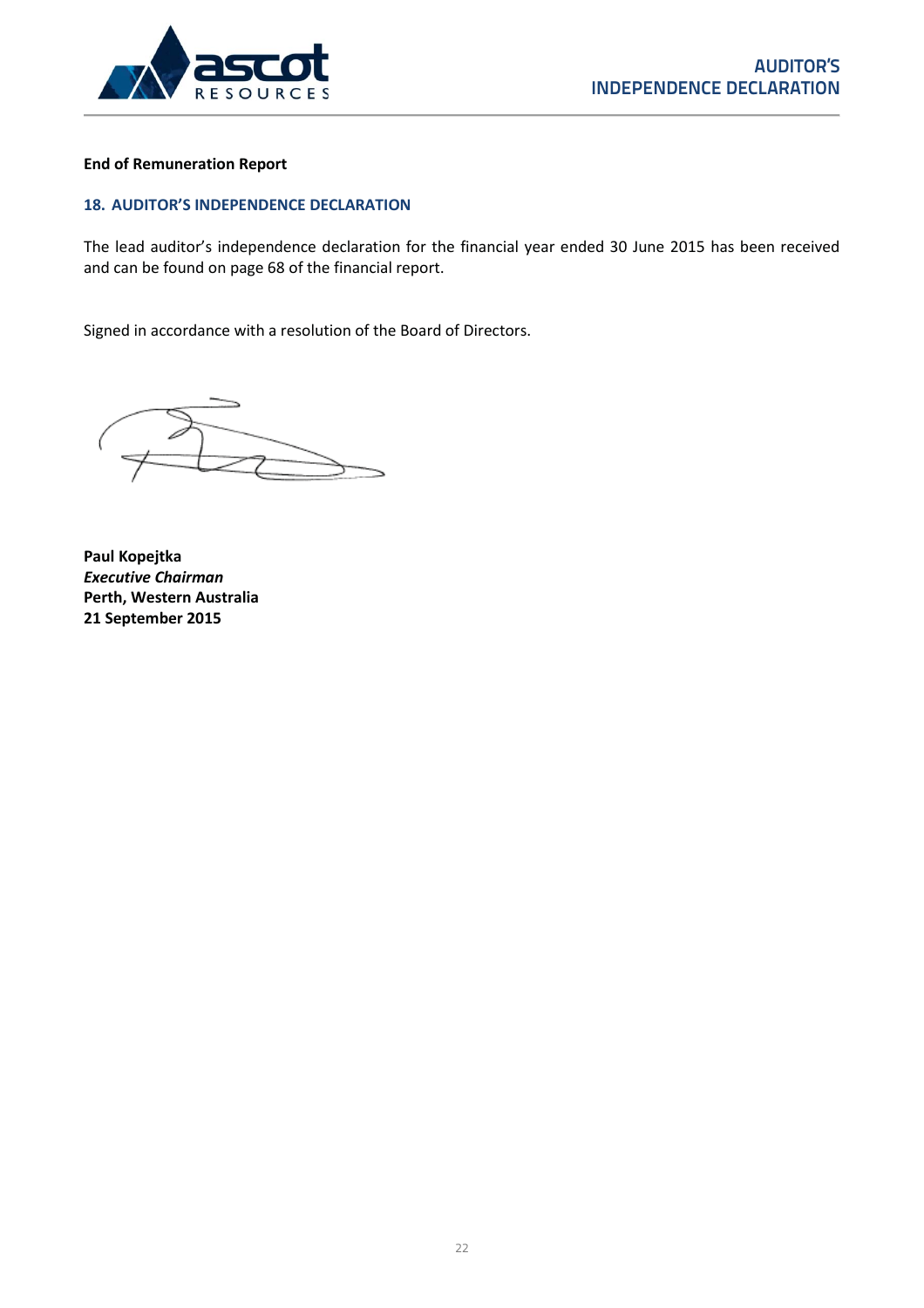**End of Remuneration Report**

## 18. AUDITOR'S INDEPENDENCE DECLARATION

The lead auditor's independence declaration for the financial year ended 30 June 2015 has been received and can be found on page 68 of the financial report.

Signed in accordance with a resolution of the Board of Directors.

**Paul Kopejtka**
***Executive Chairman***
**Perth, Western Australia**
**21 September 2015**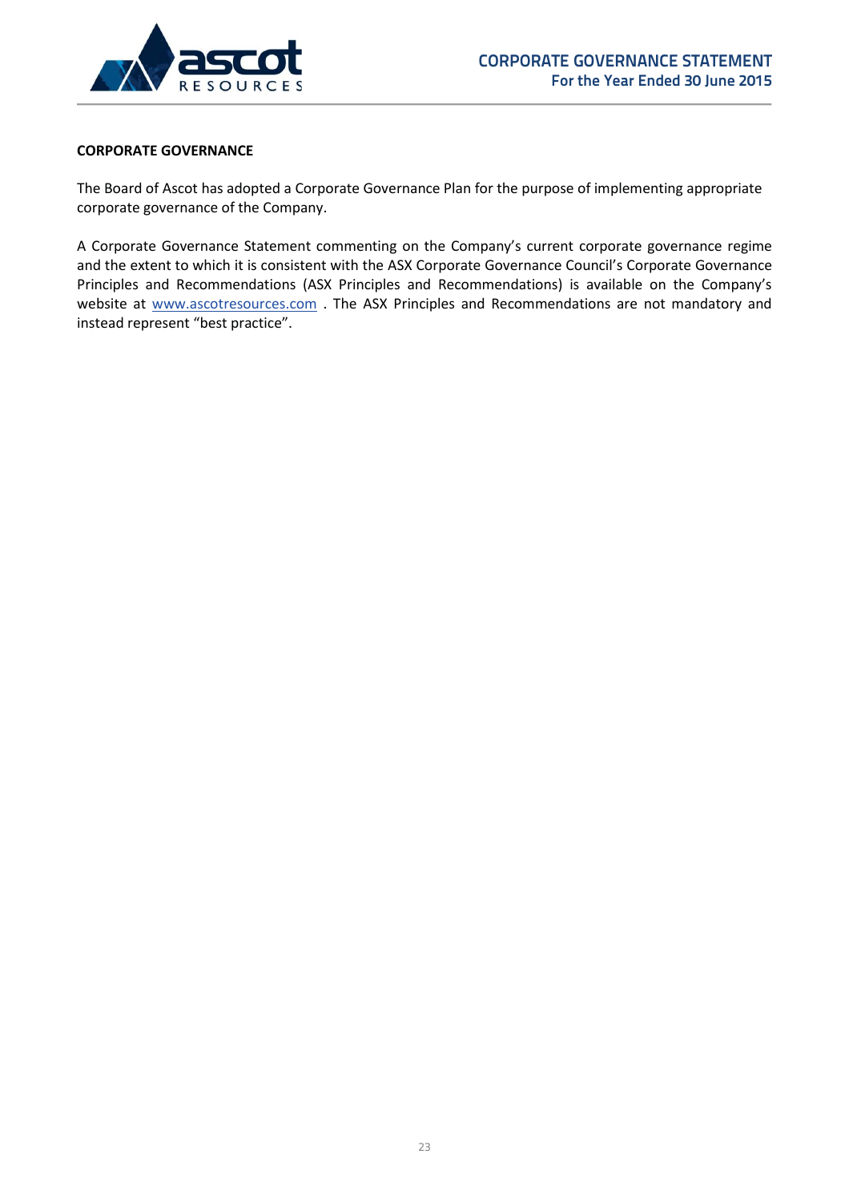## CORPORATE GOVERNANCE

The Board of Ascot has adopted a Corporate Governance Plan for the purpose of implementing appropriate corporate governance of the Company.

A Corporate Governance Statement commenting on the Company's current corporate governance regime and the extent to which it is consistent with the ASX Corporate Governance Council's Corporate Governance Principles and Recommendations (ASX Principles and Recommendations) is available on the Company's website at www.ascotresources.com . The ASX Principles and Recommendations are not mandatory and instead represent "best practice".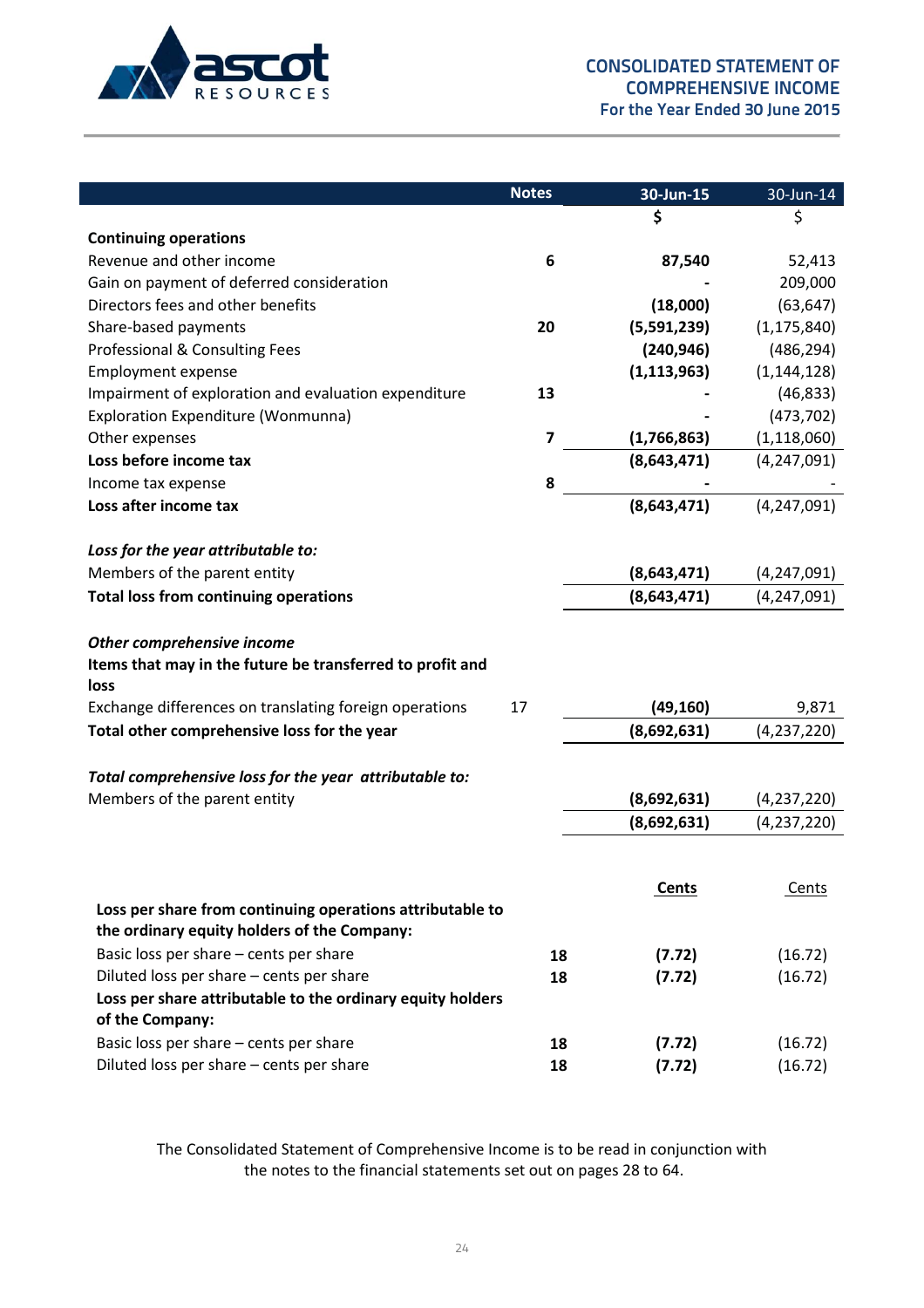# CONSOLIDATED STATEMENT OF COMPREHENSIVE INCOME

## For the Year Ended 30 June 2015

| | Notes | 30-Jun-15 | 30-Jun-14 |
|---|---|---|---|
| | | $ | $ |
| **Continuing operations** | | | |
| Revenue and other income | 6 | **87,540** | 52,413 |
| Gain on payment of deferred consideration | | **-** | 209,000 |
| Directors fees and other benefits | | **(18,000)** | (63,647) |
| Share-based payments | 20 | **(5,591,239)** | (1,175,840) |
| Professional & Consulting Fees | | **(240,946)** | (486,294) |
| Employment expense | | **(1,113,963)** | (1,144,128) |
| Impairment of exploration and evaluation expenditure | 13 | **-** | (46,833) |
| Exploration Expenditure (Wonmunna) | | **-** | (473,702) |
| Other expenses | 7 | **(1,766,863)** | (1,118,060) |
| **Loss before income tax** | | **(8,643,471)** | (4,247,091) |
| Income tax expense | 8 | **-** | - |
| **Loss after income tax** | | **(8,643,471)** | (4,247,091) |
| | | | |
| ***Loss for the year attributable to:*** | | | |
| Members of the parent entity | | **(8,643,471)** | (4,247,091) |
| **Total loss from continuing operations** | | **(8,643,471)** | (4,247,091) |
| | | | |
| ***Other comprehensive income*** | | | |
| **Items that may in the future be transferred to profit and loss** | | | |
| Exchange differences on translating foreign operations | 17 | **(49,160)** | 9,871 |
| **Total other comprehensive loss for the year** | | **(8,692,631)** | (4,237,220) |
| | | | |
| ***Total comprehensive loss for the year attributable to:*** | | | |
| Members of the parent entity | | **(8,692,631)** | (4,237,220) |
| | | **(8,692,631)** | (4,237,220) |

| | | **Cents** | Cents |
|---|---|---|---|
| **Loss per share from continuing operations attributable to the ordinary equity holders of the Company:** | | | |
| Basic loss per share – cents per share | **18** | **(7.72)** | (16.72) |
| Diluted loss per share – cents per share | **18** | **(7.72)** | (16.72) |
| **Loss per share attributable to the ordinary equity holders of the Company:** | | | |
| Basic loss per share – cents per share | **18** | **(7.72)** | (16.72) |
| Diluted loss per share – cents per share | **18** | **(7.72)** | (16.72) |

The Consolidated Statement of Comprehensive Income is to be read in conjunction with the notes to the financial statements set out on pages 28 to 64.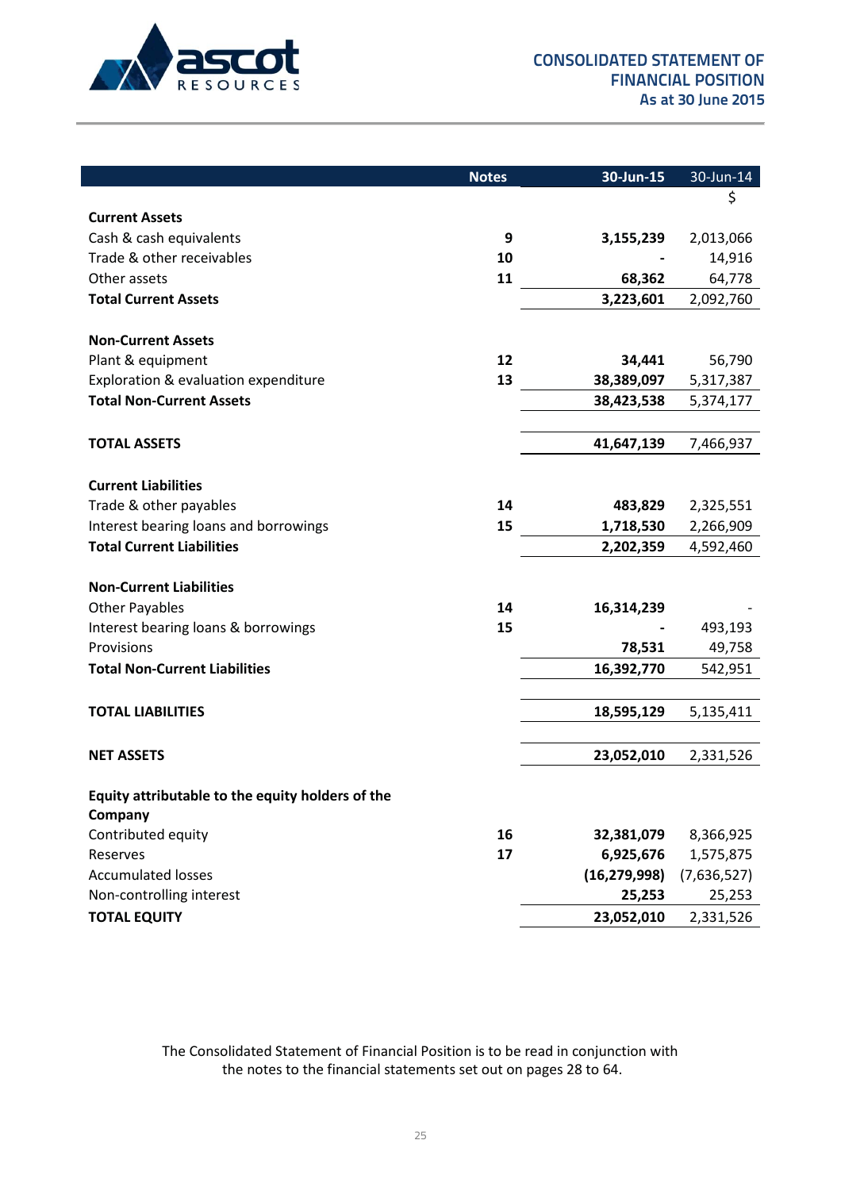# CONSOLIDATED STATEMENT OF FINANCIAL POSITION
## As at 30 June 2015

| | Notes | 30-Jun-15 | 30-Jun-14 |
|---|---|---|---|
| | | | $ |
| **Current Assets** | | | |
| Cash & cash equivalents | **9** | **3,155,239** | 2,013,066 |
| Trade & other receivables | **10** | **-** | 14,916 |
| Other assets | **11** | **68,362** | 64,778 |
| **Total Current Assets** | | **3,223,601** | 2,092,760 |
| | | | |
| **Non-Current Assets** | | | |
| Plant & equipment | **12** | **34,441** | 56,790 |
| Exploration & evaluation expenditure | **13** | **38,389,097** | 5,317,387 |
| **Total Non-Current Assets** | | **38,423,538** | 5,374,177 |
| | | | |
| **TOTAL ASSETS** | | **41,647,139** | 7,466,937 |
| | | | |
| **Current Liabilities** | | | |
| Trade & other payables | **14** | **483,829** | 2,325,551 |
| Interest bearing loans and borrowings | **15** | **1,718,530** | 2,266,909 |
| **Total Current Liabilities** | | **2,202,359** | 4,592,460 |
| | | | |
| **Non-Current Liabilities** | | | |
| Other Payables | **14** | **16,314,239** | - |
| Interest bearing loans & borrowings | **15** | **-** | 493,193 |
| Provisions | | **78,531** | 49,758 |
| **Total Non-Current Liabilities** | | **16,392,770** | 542,951 |
| | | | |
| **TOTAL LIABILITIES** | | **18,595,129** | 5,135,411 |
| | | | |
| **NET ASSETS** | | **23,052,010** | 2,331,526 |
| | | | |
| **Equity attributable to the equity holders of the Company** | | | |
| Contributed equity | **16** | **32,381,079** | 8,366,925 |
| Reserves | **17** | **6,925,676** | 1,575,875 |
| Accumulated losses | | **(16,279,998)** | (7,636,527) |
| Non-controlling interest | | **25,253** | 25,253 |
| **TOTAL EQUITY** | | **23,052,010** | 2,331,526 |

The Consolidated Statement of Financial Position is to be read in conjunction with the notes to the financial statements set out on pages 28 to 64.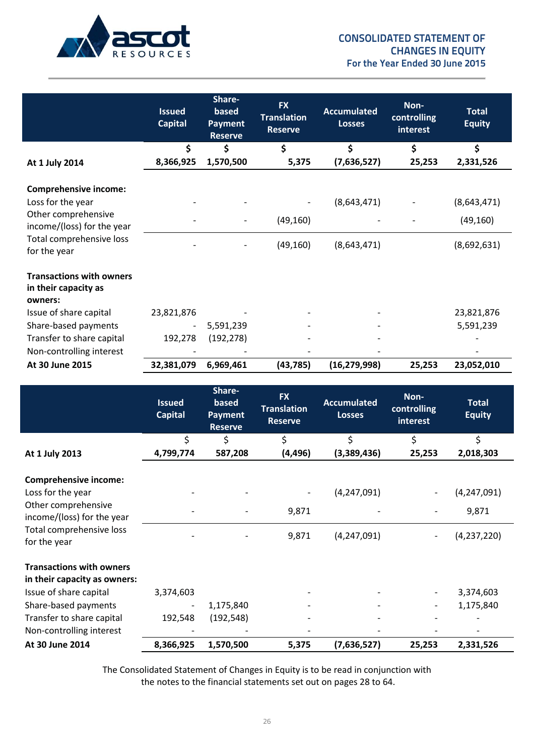# CONSOLIDATED STATEMENT OF CHANGES IN EQUITY

## For the Year Ended 30 June 2015

| | Issued Capital | Share-based Payment Reserve | FX Translation Reserve | Accumulated Losses | Non-controlling interest | Total Equity |
|---|---|---|---|---|---|---|
| | $ | $ | $ | $ | $ | $ |
| **At 1 July 2014** | **8,366,925** | **1,570,500** | **5,375** | **(7,636,527)** | **25,253** | **2,331,526** |
| **Comprehensive income:** | | | | | | |
| Loss for the year | - | - | - | (8,643,471) | - | (8,643,471) |
| Other comprehensive income/(loss) for the year | - | - | (49,160) | - | - | (49,160) |
| Total comprehensive loss for the year | - | - | (49,160) | (8,643,471) | | (8,692,631) |
| **Transactions with owners in their capacity as owners:** | | | | | | |
| Issue of share capital | 23,821,876 | - | - | - | | 23,821,876 |
| Share-based payments | - | 5,591,239 | - | - | | 5,591,239 |
| Transfer to share capital | 192,278 | (192,278) | - | - | | - |
| Non-controlling interest | - | - | - | - | | - |
| **At 30 June 2015** | **32,381,079** | **6,969,461** | **(43,785)** | **(16,279,998)** | **25,253** | **23,052,010** |

| | Issued Capital | Share-based Payment Reserve | FX Translation Reserve | Accumulated Losses | Non-controlling interest | Total Equity |
|---|---|---|---|---|---|---|
| | $ | $ | $ | $ | $ | $ |
| **At 1 July 2013** | **4,799,774** | **587,208** | **(4,496)** | **(3,389,436)** | **25,253** | **2,018,303** |
| **Comprehensive income:** | | | | | | |
| Loss for the year | - | - | - | (4,247,091) | - | (4,247,091) |
| Other comprehensive income/(loss) for the year | - | - | 9,871 | - | - | 9,871 |
| Total comprehensive loss for the year | - | - | 9,871 | (4,247,091) | - | (4,237,220) |
| **Transactions with owners in their capacity as owners:** | | | | | | |
| Issue of share capital | 3,374,603 | | - | - | - | 3,374,603 |
| Share-based payments | - | 1,175,840 | - | - | - | 1,175,840 |
| Transfer to share capital | 192,548 | (192,548) | - | - | - | - |
| Non-controlling interest | - | - | - | - | - | - |
| **At 30 June 2014** | **8,366,925** | **1,570,500** | **5,375** | **(7,636,527)** | **25,253** | **2,331,526** |

The Consolidated Statement of Changes in Equity is to be read in conjunction with the notes to the financial statements set out on pages 28 to 64.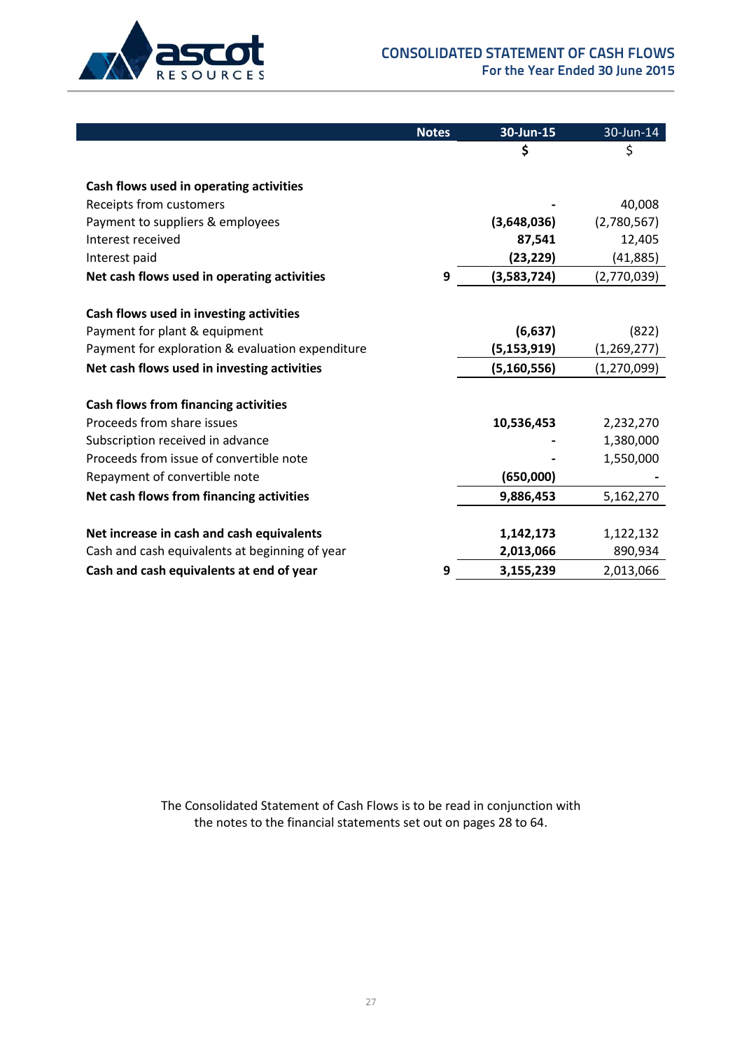# CONSOLIDATED STATEMENT OF CASH FLOWS
## For the Year Ended 30 June 2015

| | Notes | 30-Jun-15 | 30-Jun-14 |
|---|---|---|---|
| | | $ | $ |
| **Cash flows used in operating activities** | | | |
| Receipts from customers | | - | 40,008 |
| Payment to suppliers & employees | | **(3,648,036)** | (2,780,567) |
| Interest received | | **87,541** | 12,405 |
| Interest paid | | **(23,229)** | (41,885) |
| **Net cash flows used in operating activities** | **9** | **(3,583,724)** | (2,770,039) |
| **Cash flows used in investing activities** | | | |
| Payment for plant & equipment | | **(6,637)** | (822) |
| Payment for exploration & evaluation expenditure | | **(5,153,919)** | (1,269,277) |
| **Net cash flows used in investing activities** | | **(5,160,556)** | (1,270,099) |
| **Cash flows from financing activities** | | | |
| Proceeds from share issues | | **10,536,453** | 2,232,270 |
| Subscription received in advance | | - | 1,380,000 |
| Proceeds from issue of convertible note | | - | 1,550,000 |
| Repayment of convertible note | | **(650,000)** | - |
| **Net cash flows from financing activities** | | **9,886,453** | 5,162,270 |
| **Net increase in cash and cash equivalents** | | **1,142,173** | 1,122,132 |
| Cash and cash equivalents at beginning of year | | **2,013,066** | 890,934 |
| **Cash and cash equivalents at end of year** | **9** | **3,155,239** | 2,013,066 |

The Consolidated Statement of Cash Flows is to be read in conjunction with the notes to the financial statements set out on pages 28 to 64.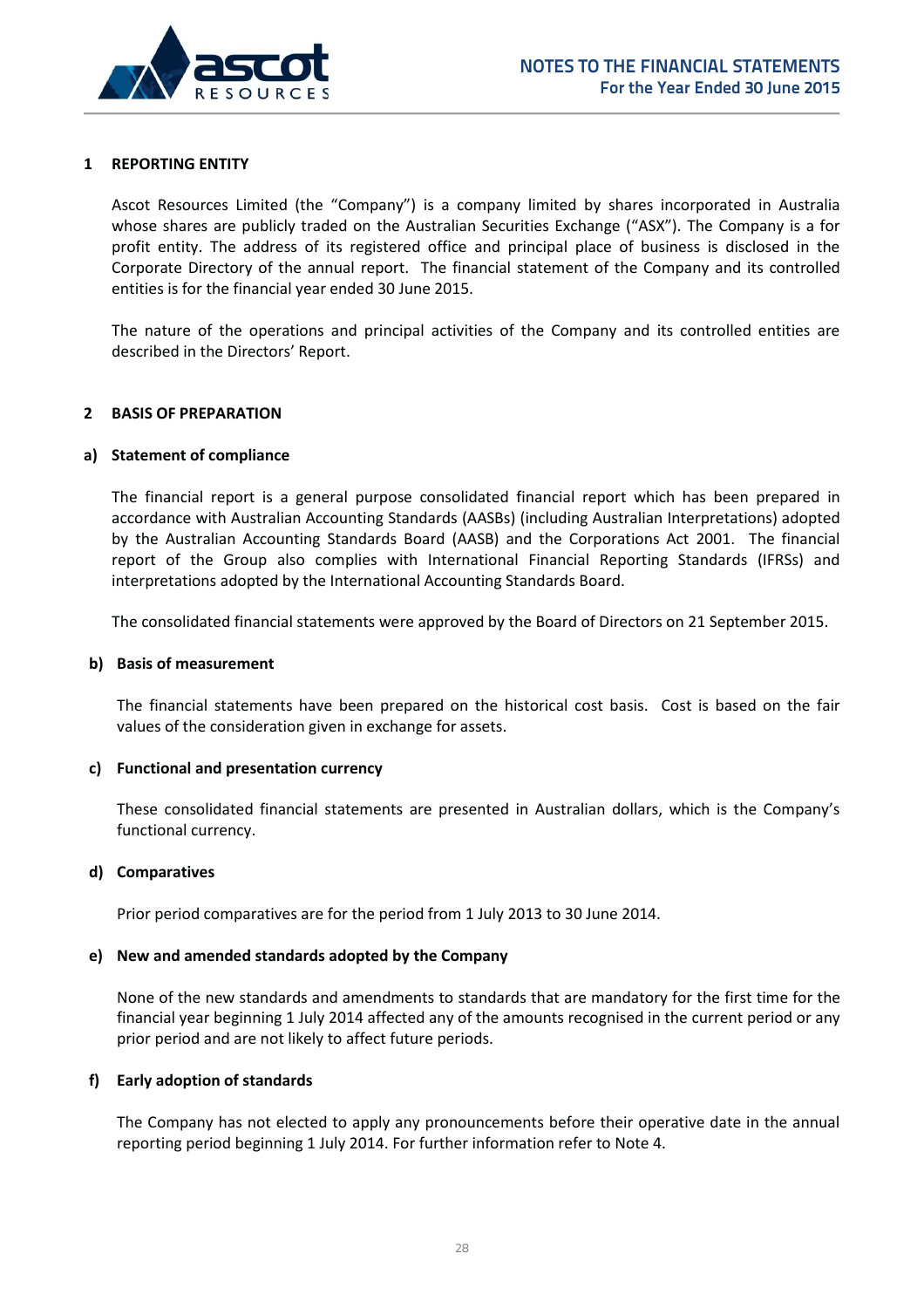## 1 REPORTING ENTITY

Ascot Resources Limited (the "Company") is a company limited by shares incorporated in Australia whose shares are publicly traded on the Australian Securities Exchange ("ASX"). The Company is a for profit entity. The address of its registered office and principal place of business is disclosed in the Corporate Directory of the annual report. The financial statement of the Company and its controlled entities is for the financial year ended 30 June 2015.

The nature of the operations and principal activities of the Company and its controlled entities are described in the Directors' Report.

## 2 BASIS OF PREPARATION

### a) Statement of compliance

The financial report is a general purpose consolidated financial report which has been prepared in accordance with Australian Accounting Standards (AASBs) (including Australian Interpretations) adopted by the Australian Accounting Standards Board (AASB) and the Corporations Act 2001. The financial report of the Group also complies with International Financial Reporting Standards (IFRSs) and interpretations adopted by the International Accounting Standards Board.

The consolidated financial statements were approved by the Board of Directors on 21 September 2015.

### b) Basis of measurement

The financial statements have been prepared on the historical cost basis. Cost is based on the fair values of the consideration given in exchange for assets.

### c) Functional and presentation currency

These consolidated financial statements are presented in Australian dollars, which is the Company's functional currency.

### d) Comparatives

Prior period comparatives are for the period from 1 July 2013 to 30 June 2014.

### e) New and amended standards adopted by the Company

None of the new standards and amendments to standards that are mandatory for the first time for the financial year beginning 1 July 2014 affected any of the amounts recognised in the current period or any prior period and are not likely to affect future periods.

### f) Early adoption of standards

The Company has not elected to apply any pronouncements before their operative date in the annual reporting period beginning 1 July 2014. For further information refer to Note 4.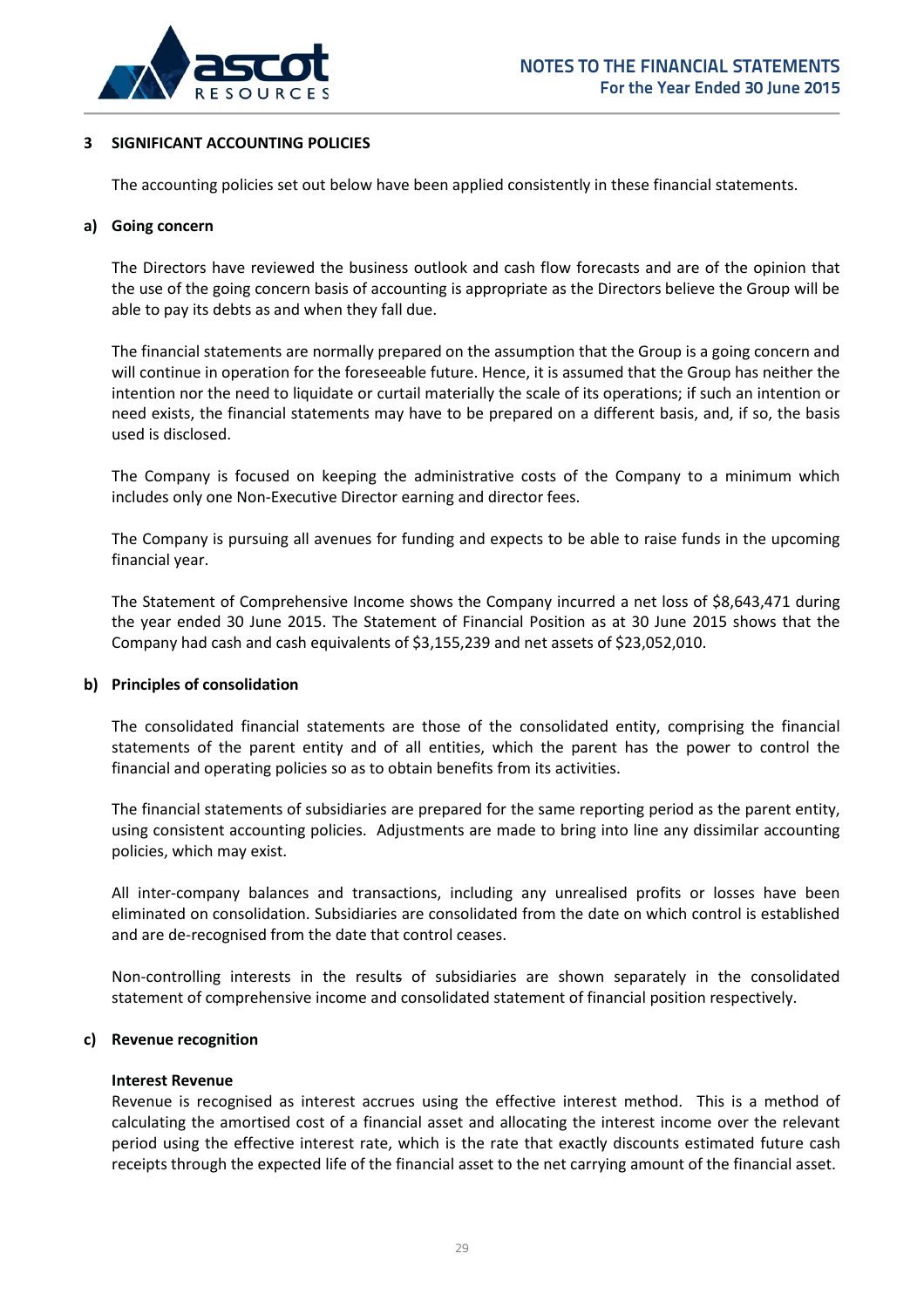## 3 SIGNIFICANT ACCOUNTING POLICIES

The accounting policies set out below have been applied consistently in these financial statements.

### a) Going concern

The Directors have reviewed the business outlook and cash flow forecasts and are of the opinion that the use of the going concern basis of accounting is appropriate as the Directors believe the Group will be able to pay its debts as and when they fall due.

The financial statements are normally prepared on the assumption that the Group is a going concern and will continue in operation for the foreseeable future. Hence, it is assumed that the Group has neither the intention nor the need to liquidate or curtail materially the scale of its operations; if such an intention or need exists, the financial statements may have to be prepared on a different basis, and, if so, the basis used is disclosed.

The Company is focused on keeping the administrative costs of the Company to a minimum which includes only one Non-Executive Director earning and director fees.

The Company is pursuing all avenues for funding and expects to be able to raise funds in the upcoming financial year.

The Statement of Comprehensive Income shows the Company incurred a net loss of $8,643,471 during the year ended 30 June 2015. The Statement of Financial Position as at 30 June 2015 shows that the Company had cash and cash equivalents of $3,155,239 and net assets of $23,052,010.

### b) Principles of consolidation

The consolidated financial statements are those of the consolidated entity, comprising the financial statements of the parent entity and of all entities, which the parent has the power to control the financial and operating policies so as to obtain benefits from its activities.

The financial statements of subsidiaries are prepared for the same reporting period as the parent entity, using consistent accounting policies. Adjustments are made to bring into line any dissimilar accounting policies, which may exist.

All inter-company balances and transactions, including any unrealised profits or losses have been eliminated on consolidation. Subsidiaries are consolidated from the date on which control is established and are de-recognised from the date that control ceases.

Non-controlling interests in the results of subsidiaries are shown separately in the consolidated statement of comprehensive income and consolidated statement of financial position respectively.

### c) Revenue recognition

**Interest Revenue**

Revenue is recognised as interest accrues using the effective interest method. This is a method of calculating the amortised cost of a financial asset and allocating the interest income over the relevant period using the effective interest rate, which is the rate that exactly discounts estimated future cash receipts through the expected life of the financial asset to the net carrying amount of the financial asset.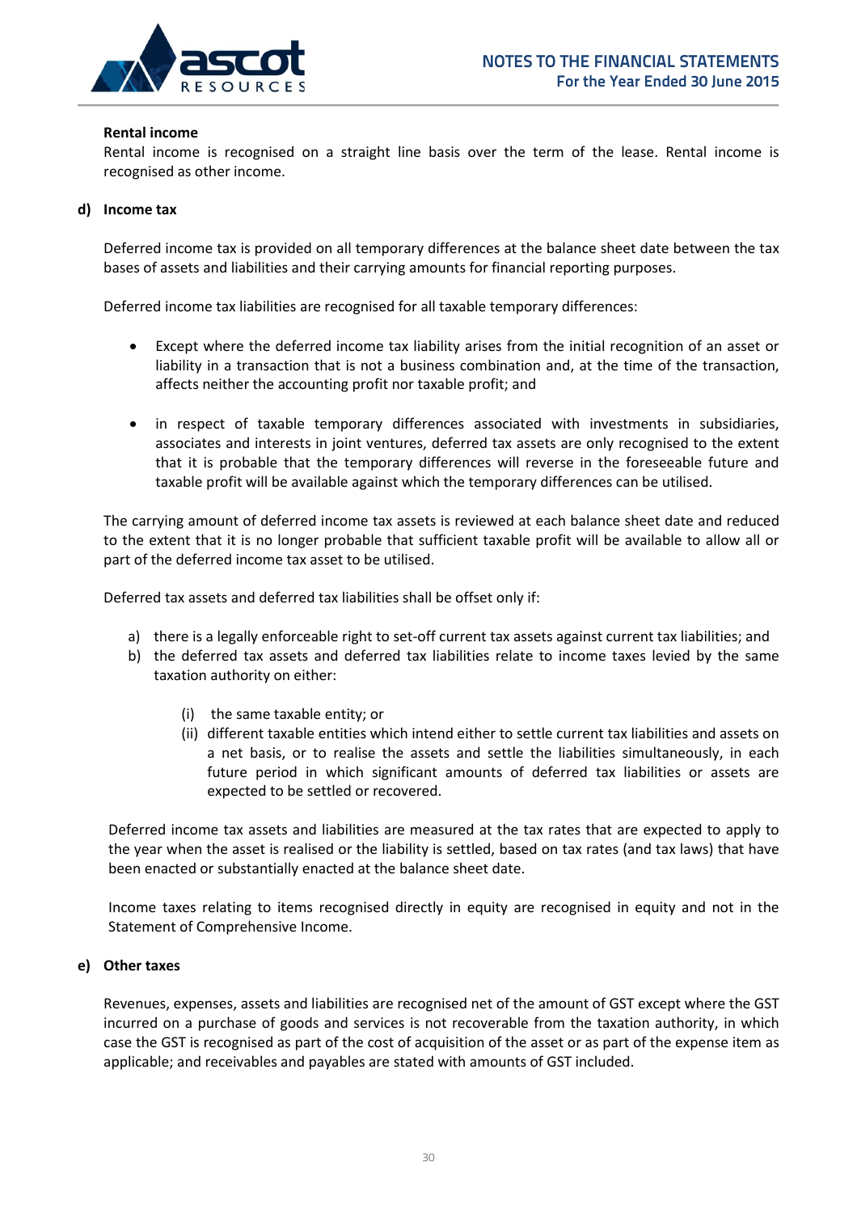**Rental income**

Rental income is recognised on a straight line basis over the term of the lease. Rental income is recognised as other income.

**d) Income tax**

Deferred income tax is provided on all temporary differences at the balance sheet date between the tax bases of assets and liabilities and their carrying amounts for financial reporting purposes.

Deferred income tax liabilities are recognised for all taxable temporary differences:

- Except where the deferred income tax liability arises from the initial recognition of an asset or liability in a transaction that is not a business combination and, at the time of the transaction, affects neither the accounting profit nor taxable profit; and

- in respect of taxable temporary differences associated with investments in subsidiaries, associates and interests in joint ventures, deferred tax assets are only recognised to the extent that it is probable that the temporary differences will reverse in the foreseeable future and taxable profit will be available against which the temporary differences can be utilised.

The carrying amount of deferred income tax assets is reviewed at each balance sheet date and reduced to the extent that it is no longer probable that sufficient taxable profit will be available to allow all or part of the deferred income tax asset to be utilised.

Deferred tax assets and deferred tax liabilities shall be offset only if:

a) there is a legally enforceable right to set-off current tax assets against current tax liabilities; and
b) the deferred tax assets and deferred tax liabilities relate to income taxes levied by the same taxation authority on either:

   (i) the same taxable entity; or
   (ii) different taxable entities which intend either to settle current tax liabilities and assets on a net basis, or to realise the assets and settle the liabilities simultaneously, in each future period in which significant amounts of deferred tax liabilities or assets are expected to be settled or recovered.

Deferred income tax assets and liabilities are measured at the tax rates that are expected to apply to the year when the asset is realised or the liability is settled, based on tax rates (and tax laws) that have been enacted or substantially enacted at the balance sheet date.

Income taxes relating to items recognised directly in equity are recognised in equity and not in the Statement of Comprehensive Income.

**e) Other taxes**

Revenues, expenses, assets and liabilities are recognised net of the amount of GST except where the GST incurred on a purchase of goods and services is not recoverable from the taxation authority, in which case the GST is recognised as part of the cost of acquisition of the asset or as part of the expense item as applicable; and receivables and payables are stated with amounts of GST included.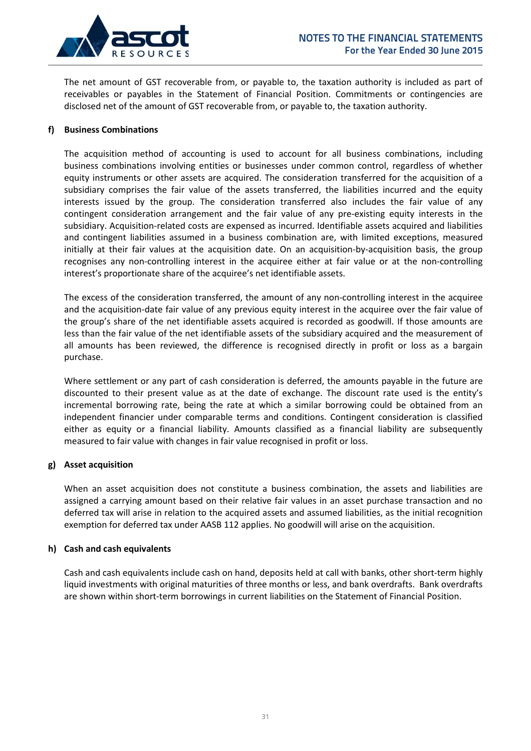The net amount of GST recoverable from, or payable to, the taxation authority is included as part of receivables or payables in the Statement of Financial Position. Commitments or contingencies are disclosed net of the amount of GST recoverable from, or payable to, the taxation authority.

**f) Business Combinations**

The acquisition method of accounting is used to account for all business combinations, including business combinations involving entities or businesses under common control, regardless of whether equity instruments or other assets are acquired. The consideration transferred for the acquisition of a subsidiary comprises the fair value of the assets transferred, the liabilities incurred and the equity interests issued by the group. The consideration transferred also includes the fair value of any contingent consideration arrangement and the fair value of any pre-existing equity interests in the subsidiary. Acquisition-related costs are expensed as incurred. Identifiable assets acquired and liabilities and contingent liabilities assumed in a business combination are, with limited exceptions, measured initially at their fair values at the acquisition date. On an acquisition-by-acquisition basis, the group recognises any non-controlling interest in the acquiree either at fair value or at the non-controlling interest's proportionate share of the acquiree's net identifiable assets.

The excess of the consideration transferred, the amount of any non-controlling interest in the acquiree and the acquisition-date fair value of any previous equity interest in the acquiree over the fair value of the group's share of the net identifiable assets acquired is recorded as goodwill. If those amounts are less than the fair value of the net identifiable assets of the subsidiary acquired and the measurement of all amounts has been reviewed, the difference is recognised directly in profit or loss as a bargain purchase.

Where settlement or any part of cash consideration is deferred, the amounts payable in the future are discounted to their present value as at the date of exchange. The discount rate used is the entity's incremental borrowing rate, being the rate at which a similar borrowing could be obtained from an independent financier under comparable terms and conditions. Contingent consideration is classified either as equity or a financial liability. Amounts classified as a financial liability are subsequently measured to fair value with changes in fair value recognised in profit or loss.

**g) Asset acquisition**

When an asset acquisition does not constitute a business combination, the assets and liabilities are assigned a carrying amount based on their relative fair values in an asset purchase transaction and no deferred tax will arise in relation to the acquired assets and assumed liabilities, as the initial recognition exemption for deferred tax under AASB 112 applies. No goodwill will arise on the acquisition.

**h) Cash and cash equivalents**

Cash and cash equivalents include cash on hand, deposits held at call with banks, other short-term highly liquid investments with original maturities of three months or less, and bank overdrafts. Bank overdrafts are shown within short-term borrowings in current liabilities on the Statement of Financial Position.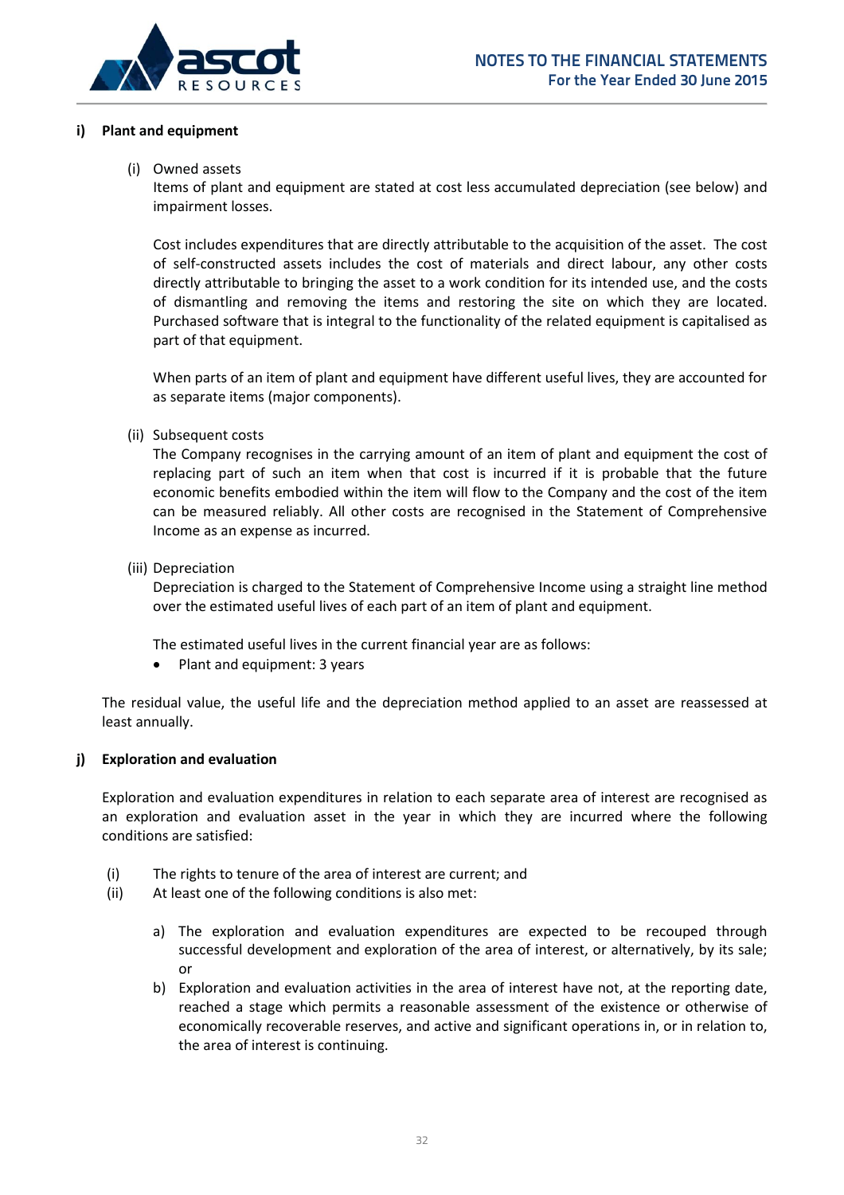### i) Plant and equipment

(i) Owned assets

Items of plant and equipment are stated at cost less accumulated depreciation (see below) and impairment losses.

Cost includes expenditures that are directly attributable to the acquisition of the asset. The cost of self-constructed assets includes the cost of materials and direct labour, any other costs directly attributable to bringing the asset to a work condition for its intended use, and the costs of dismantling and removing the items and restoring the site on which they are located. Purchased software that is integral to the functionality of the related equipment is capitalised as part of that equipment.

When parts of an item of plant and equipment have different useful lives, they are accounted for as separate items (major components).

(ii) Subsequent costs

The Company recognises in the carrying amount of an item of plant and equipment the cost of replacing part of such an item when that cost is incurred if it is probable that the future economic benefits embodied within the item will flow to the Company and the cost of the item can be measured reliably. All other costs are recognised in the Statement of Comprehensive Income as an expense as incurred.

(iii) Depreciation

Depreciation is charged to the Statement of Comprehensive Income using a straight line method over the estimated useful lives of each part of an item of plant and equipment.

The estimated useful lives in the current financial year are as follows:

- Plant and equipment: 3 years

The residual value, the useful life and the depreciation method applied to an asset are reassessed at least annually.

### j) Exploration and evaluation

Exploration and evaluation expenditures in relation to each separate area of interest are recognised as an exploration and evaluation asset in the year in which they are incurred where the following conditions are satisfied:

(i) The rights to tenure of the area of interest are current; and

(ii) At least one of the following conditions is also met:

a) The exploration and evaluation expenditures are expected to be recouped through successful development and exploration of the area of interest, or alternatively, by its sale; or

b) Exploration and evaluation activities in the area of interest have not, at the reporting date, reached a stage which permits a reasonable assessment of the existence or otherwise of economically recoverable reserves, and active and significant operations in, or in relation to, the area of interest is continuing.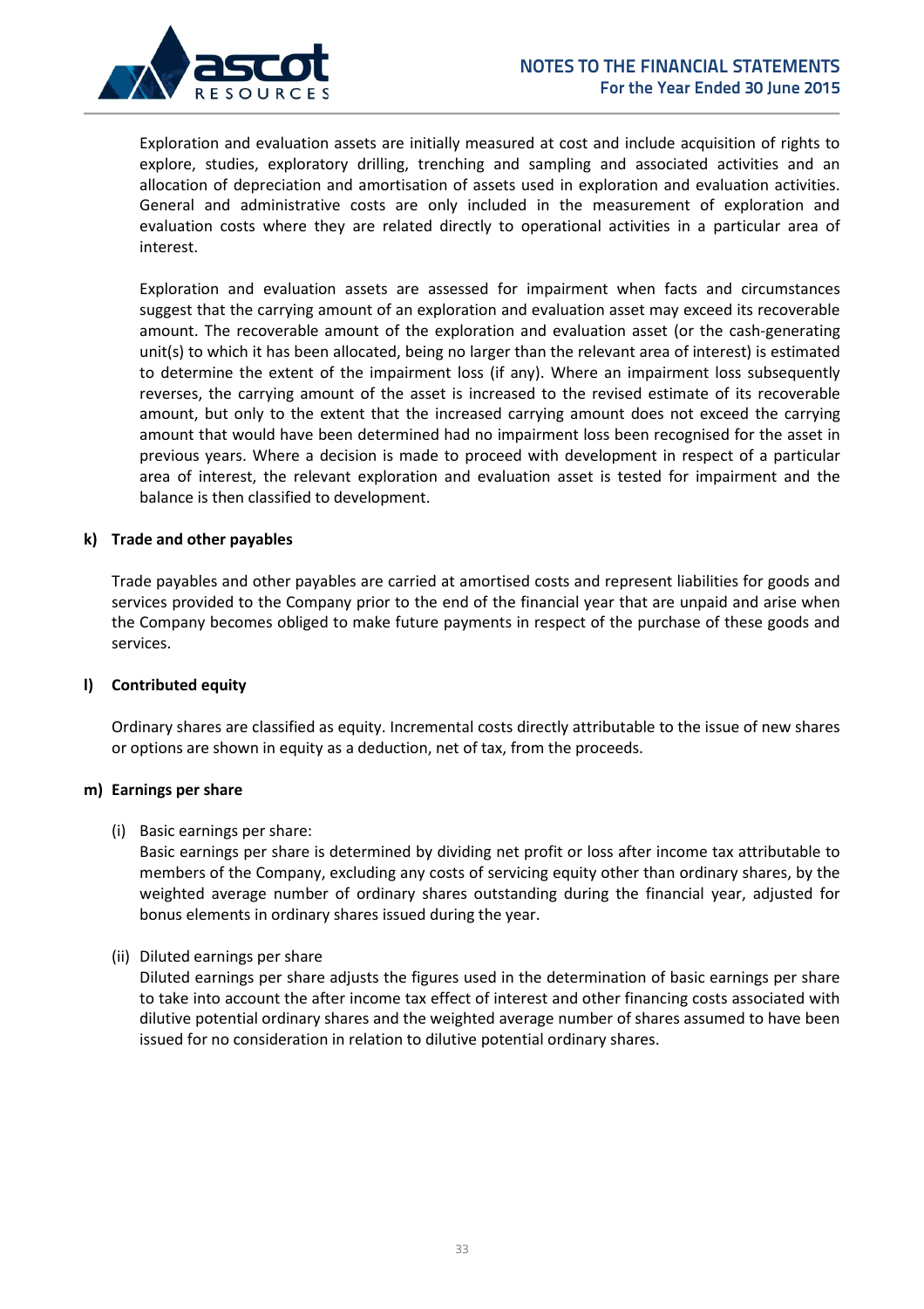Exploration and evaluation assets are initially measured at cost and include acquisition of rights to explore, studies, exploratory drilling, trenching and sampling and associated activities and an allocation of depreciation and amortisation of assets used in exploration and evaluation activities. General and administrative costs are only included in the measurement of exploration and evaluation costs where they are related directly to operational activities in a particular area of interest.

Exploration and evaluation assets are assessed for impairment when facts and circumstances suggest that the carrying amount of an exploration and evaluation asset may exceed its recoverable amount. The recoverable amount of the exploration and evaluation asset (or the cash-generating unit(s) to which it has been allocated, being no larger than the relevant area of interest) is estimated to determine the extent of the impairment loss (if any). Where an impairment loss subsequently reverses, the carrying amount of the asset is increased to the revised estimate of its recoverable amount, but only to the extent that the increased carrying amount does not exceed the carrying amount that would have been determined had no impairment loss been recognised for the asset in previous years. Where a decision is made to proceed with development in respect of a particular area of interest, the relevant exploration and evaluation asset is tested for impairment and the balance is then classified to development.

**k) Trade and other payables**

Trade payables and other payables are carried at amortised costs and represent liabilities for goods and services provided to the Company prior to the end of the financial year that are unpaid and arise when the Company becomes obliged to make future payments in respect of the purchase of these goods and services.

**l) Contributed equity**

Ordinary shares are classified as equity. Incremental costs directly attributable to the issue of new shares or options are shown in equity as a deduction, net of tax, from the proceeds.

**m) Earnings per share**

(i) Basic earnings per share:
Basic earnings per share is determined by dividing net profit or loss after income tax attributable to members of the Company, excluding any costs of servicing equity other than ordinary shares, by the weighted average number of ordinary shares outstanding during the financial year, adjusted for bonus elements in ordinary shares issued during the year.

(ii) Diluted earnings per share
Diluted earnings per share adjusts the figures used in the determination of basic earnings per share to take into account the after income tax effect of interest and other financing costs associated with dilutive potential ordinary shares and the weighted average number of shares assumed to have been issued for no consideration in relation to dilutive potential ordinary shares.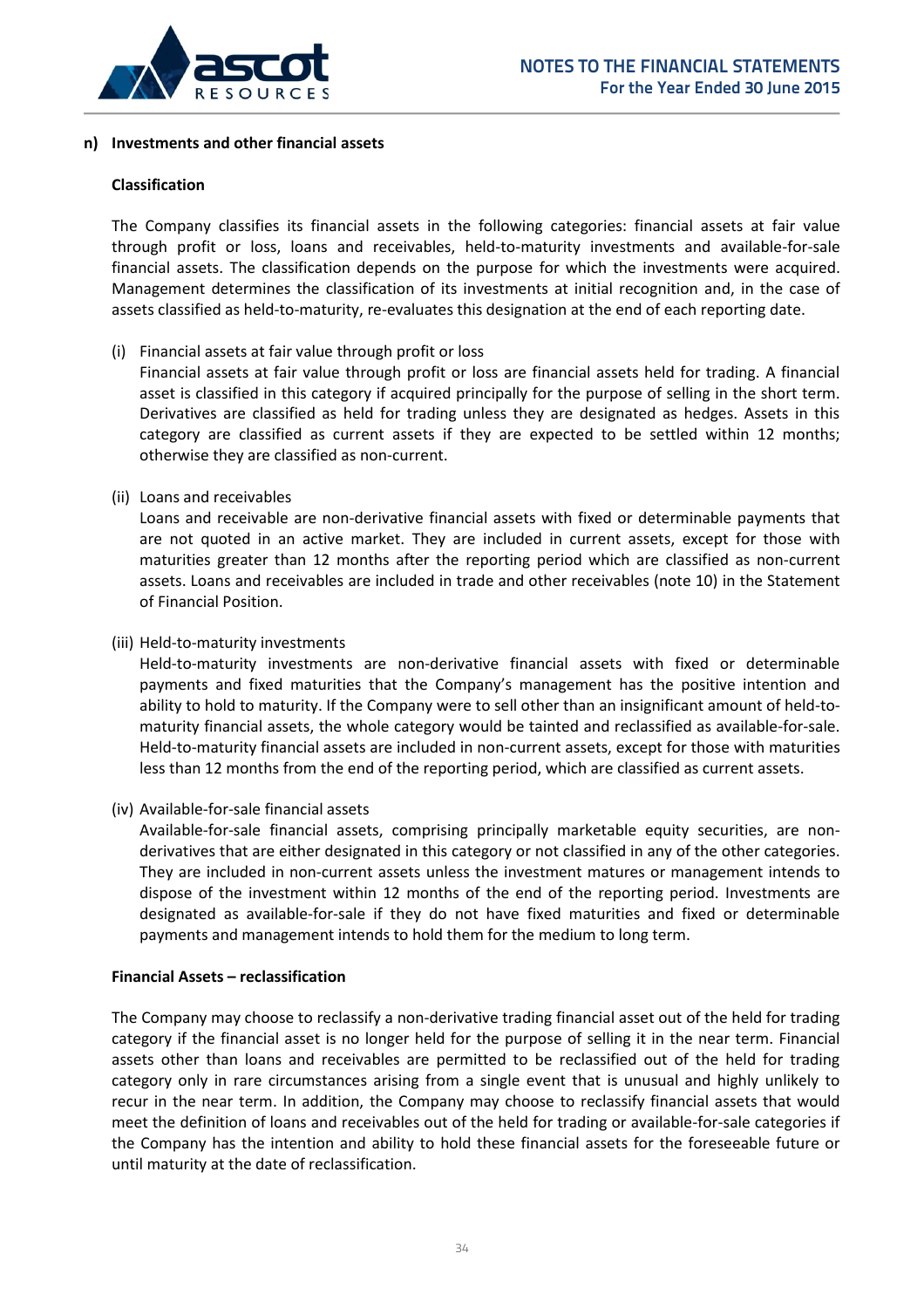#### n) Investments and other financial assets

**Classification**

The Company classifies its financial assets in the following categories: financial assets at fair value through profit or loss, loans and receivables, held-to-maturity investments and available-for-sale financial assets. The classification depends on the purpose for which the investments were acquired. Management determines the classification of its investments at initial recognition and, in the case of assets classified as held-to-maturity, re-evaluates this designation at the end of each reporting date.

(i) Financial assets at fair value through profit or loss
Financial assets at fair value through profit or loss are financial assets held for trading. A financial asset is classified in this category if acquired principally for the purpose of selling in the short term. Derivatives are classified as held for trading unless they are designated as hedges. Assets in this category are classified as current assets if they are expected to be settled within 12 months; otherwise they are classified as non-current.

(ii) Loans and receivables
Loans and receivable are non-derivative financial assets with fixed or determinable payments that are not quoted in an active market. They are included in current assets, except for those with maturities greater than 12 months after the reporting period which are classified as non-current assets. Loans and receivables are included in trade and other receivables (note 10) in the Statement of Financial Position.

(iii) Held-to-maturity investments
Held-to-maturity investments are non-derivative financial assets with fixed or determinable payments and fixed maturities that the Company's management has the positive intention and ability to hold to maturity. If the Company were to sell other than an insignificant amount of held-to-maturity financial assets, the whole category would be tainted and reclassified as available-for-sale. Held-to-maturity financial assets are included in non-current assets, except for those with maturities less than 12 months from the end of the reporting period, which are classified as current assets.

(iv) Available-for-sale financial assets
Available-for-sale financial assets, comprising principally marketable equity securities, are non-derivatives that are either designated in this category or not classified in any of the other categories. They are included in non-current assets unless the investment matures or management intends to dispose of the investment within 12 months of the end of the reporting period. Investments are designated as available-for-sale if they do not have fixed maturities and fixed or determinable payments and management intends to hold them for the medium to long term.

**Financial Assets – reclassification**

The Company may choose to reclassify a non-derivative trading financial asset out of the held for trading category if the financial asset is no longer held for the purpose of selling it in the near term. Financial assets other than loans and receivables are permitted to be reclassified out of the held for trading category only in rare circumstances arising from a single event that is unusual and highly unlikely to recur in the near term. In addition, the Company may choose to reclassify financial assets that would meet the definition of loans and receivables out of the held for trading or available-for-sale categories if the Company has the intention and ability to hold these financial assets for the foreseeable future or until maturity at the date of reclassification.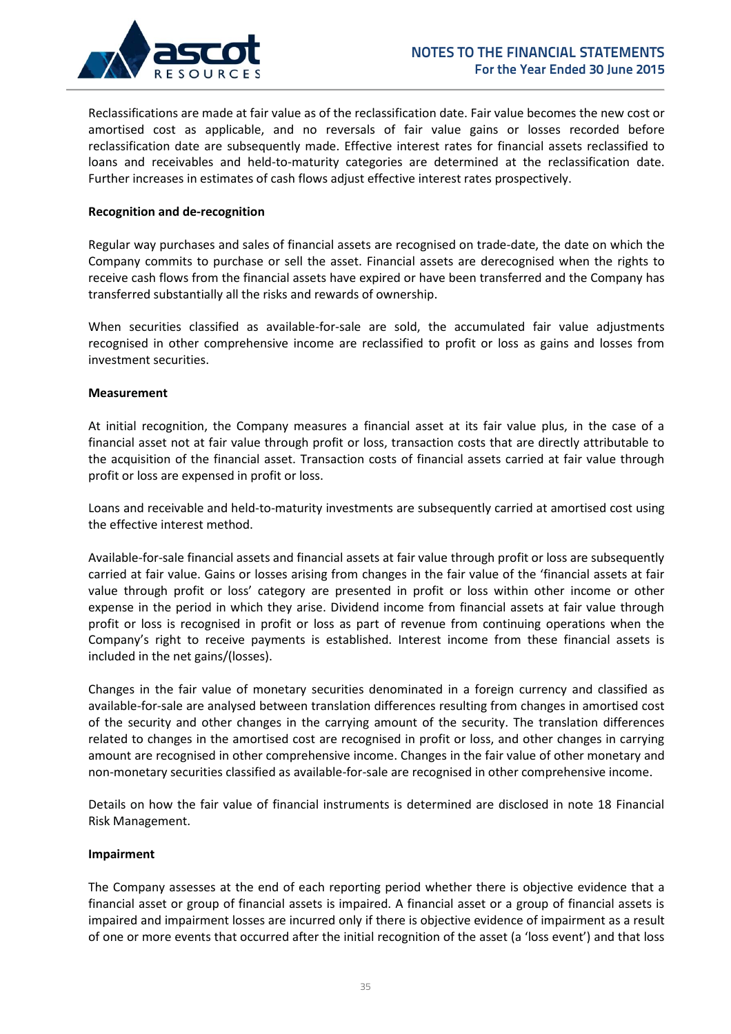Reclassifications are made at fair value as of the reclassification date. Fair value becomes the new cost or amortised cost as applicable, and no reversals of fair value gains or losses recorded before reclassification date are subsequently made. Effective interest rates for financial assets reclassified to loans and receivables and held-to-maturity categories are determined at the reclassification date. Further increases in estimates of cash flows adjust effective interest rates prospectively.

**Recognition and de-recognition**

Regular way purchases and sales of financial assets are recognised on trade-date, the date on which the Company commits to purchase or sell the asset. Financial assets are derecognised when the rights to receive cash flows from the financial assets have expired or have been transferred and the Company has transferred substantially all the risks and rewards of ownership.

When securities classified as available-for-sale are sold, the accumulated fair value adjustments recognised in other comprehensive income are reclassified to profit or loss as gains and losses from investment securities.

**Measurement**

At initial recognition, the Company measures a financial asset at its fair value plus, in the case of a financial asset not at fair value through profit or loss, transaction costs that are directly attributable to the acquisition of the financial asset. Transaction costs of financial assets carried at fair value through profit or loss are expensed in profit or loss.

Loans and receivable and held-to-maturity investments are subsequently carried at amortised cost using the effective interest method.

Available-for-sale financial assets and financial assets at fair value through profit or loss are subsequently carried at fair value. Gains or losses arising from changes in the fair value of the 'financial assets at fair value through profit or loss' category are presented in profit or loss within other income or other expense in the period in which they arise. Dividend income from financial assets at fair value through profit or loss is recognised in profit or loss as part of revenue from continuing operations when the Company's right to receive payments is established. Interest income from these financial assets is included in the net gains/(losses).

Changes in the fair value of monetary securities denominated in a foreign currency and classified as available-for-sale are analysed between translation differences resulting from changes in amortised cost of the security and other changes in the carrying amount of the security. The translation differences related to changes in the amortised cost are recognised in profit or loss, and other changes in carrying amount are recognised in other comprehensive income. Changes in the fair value of other monetary and non-monetary securities classified as available-for-sale are recognised in other comprehensive income.

Details on how the fair value of financial instruments is determined are disclosed in note 18 Financial Risk Management.

**Impairment**

The Company assesses at the end of each reporting period whether there is objective evidence that a financial asset or group of financial assets is impaired. A financial asset or a group of financial assets is impaired and impairment losses are incurred only if there is objective evidence of impairment as a result of one or more events that occurred after the initial recognition of the asset (a 'loss event') and that loss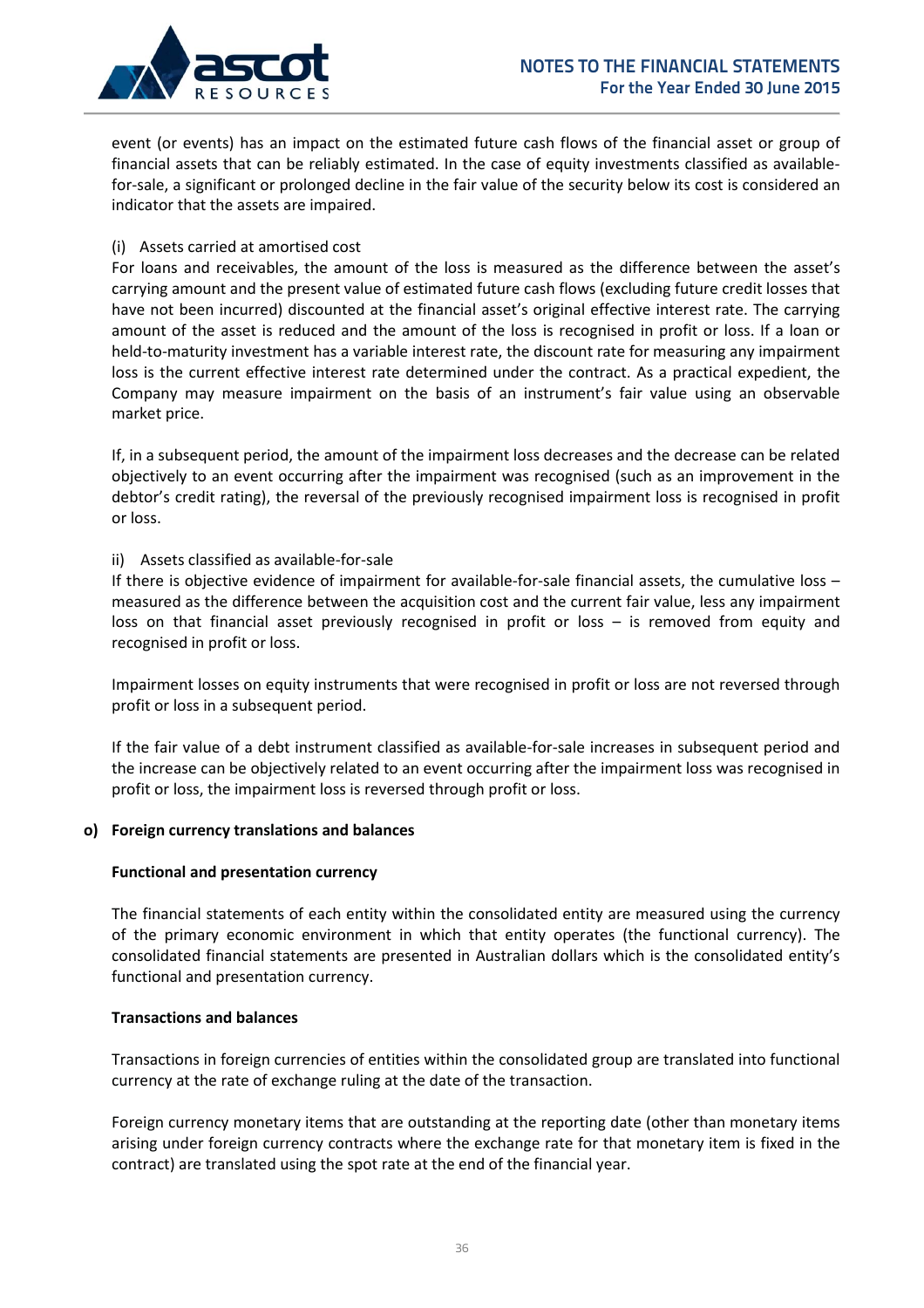event (or events) has an impact on the estimated future cash flows of the financial asset or group of financial assets that can be reliably estimated. In the case of equity investments classified as available-for-sale, a significant or prolonged decline in the fair value of the security below its cost is considered an indicator that the assets are impaired.

(i) Assets carried at amortised cost

For loans and receivables, the amount of the loss is measured as the difference between the asset's carrying amount and the present value of estimated future cash flows (excluding future credit losses that have not been incurred) discounted at the financial asset's original effective interest rate. The carrying amount of the asset is reduced and the amount of the loss is recognised in profit or loss. If a loan or held-to-maturity investment has a variable interest rate, the discount rate for measuring any impairment loss is the current effective interest rate determined under the contract. As a practical expedient, the Company may measure impairment on the basis of an instrument's fair value using an observable market price.

If, in a subsequent period, the amount of the impairment loss decreases and the decrease can be related objectively to an event occurring after the impairment was recognised (such as an improvement in the debtor's credit rating), the reversal of the previously recognised impairment loss is recognised in profit or loss.

ii) Assets classified as available-for-sale

If there is objective evidence of impairment for available-for-sale financial assets, the cumulative loss – measured as the difference between the acquisition cost and the current fair value, less any impairment loss on that financial asset previously recognised in profit or loss – is removed from equity and recognised in profit or loss.

Impairment losses on equity instruments that were recognised in profit or loss are not reversed through profit or loss in a subsequent period.

If the fair value of a debt instrument classified as available-for-sale increases in subsequent period and the increase can be objectively related to an event occurring after the impairment loss was recognised in profit or loss, the impairment loss is reversed through profit or loss.

**o) Foreign currency translations and balances**

**Functional and presentation currency**

The financial statements of each entity within the consolidated entity are measured using the currency of the primary economic environment in which that entity operates (the functional currency). The consolidated financial statements are presented in Australian dollars which is the consolidated entity's functional and presentation currency.

**Transactions and balances**

Transactions in foreign currencies of entities within the consolidated group are translated into functional currency at the rate of exchange ruling at the date of the transaction.

Foreign currency monetary items that are outstanding at the reporting date (other than monetary items arising under foreign currency contracts where the exchange rate for that monetary item is fixed in the contract) are translated using the spot rate at the end of the financial year.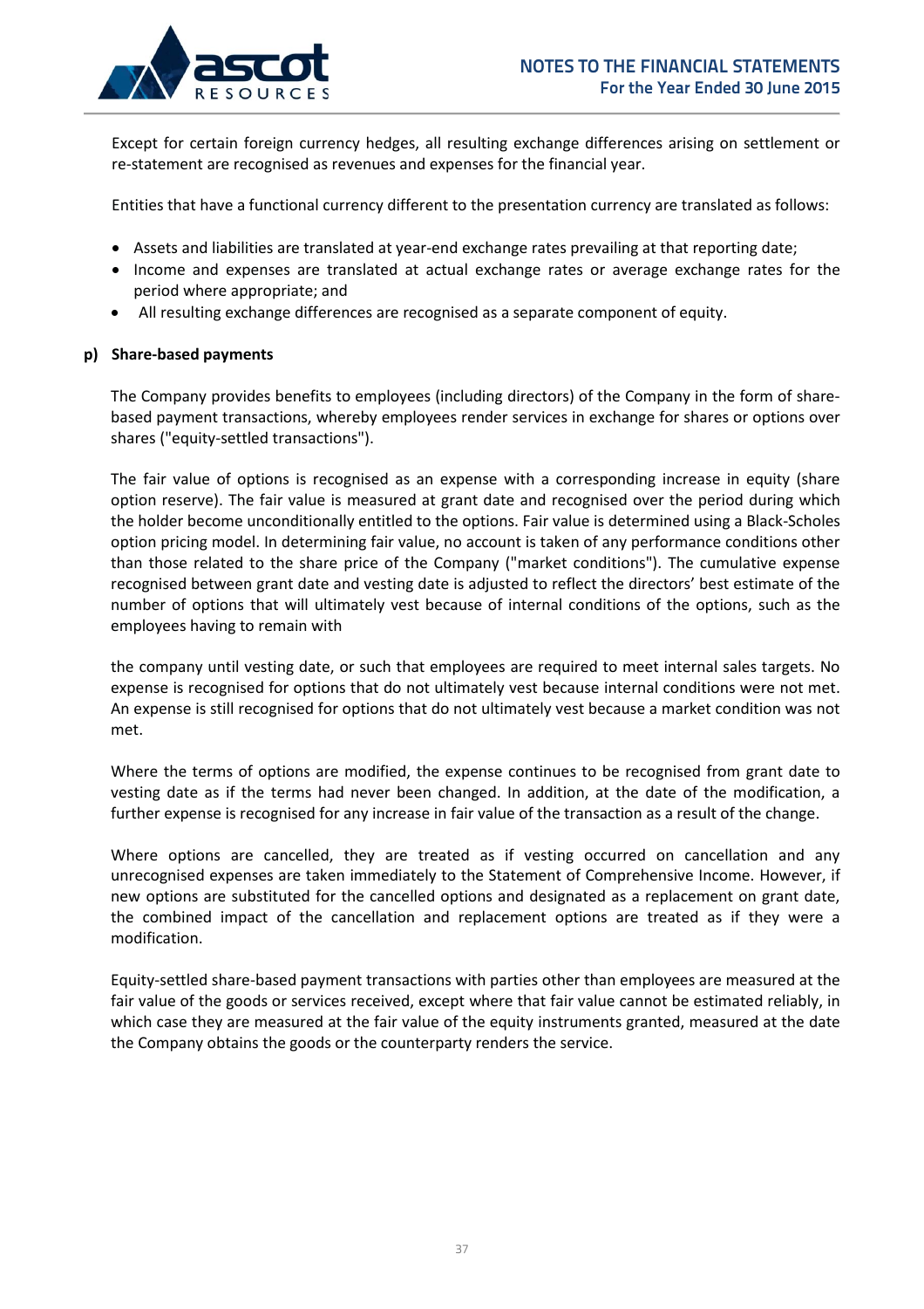Except for certain foreign currency hedges, all resulting exchange differences arising on settlement or re-statement are recognised as revenues and expenses for the financial year.

Entities that have a functional currency different to the presentation currency are translated as follows:

- Assets and liabilities are translated at year-end exchange rates prevailing at that reporting date;
- Income and expenses are translated at actual exchange rates or average exchange rates for the period where appropriate; and
- All resulting exchange differences are recognised as a separate component of equity.

**p) Share-based payments**

The Company provides benefits to employees (including directors) of the Company in the form of share-based payment transactions, whereby employees render services in exchange for shares or options over shares ("equity-settled transactions").

The fair value of options is recognised as an expense with a corresponding increase in equity (share option reserve). The fair value is measured at grant date and recognised over the period during which the holder become unconditionally entitled to the options. Fair value is determined using a Black-Scholes option pricing model. In determining fair value, no account is taken of any performance conditions other than those related to the share price of the Company ("market conditions"). The cumulative expense recognised between grant date and vesting date is adjusted to reflect the directors' best estimate of the number of options that will ultimately vest because of internal conditions of the options, such as the employees having to remain with

the company until vesting date, or such that employees are required to meet internal sales targets. No expense is recognised for options that do not ultimately vest because internal conditions were not met. An expense is still recognised for options that do not ultimately vest because a market condition was not met.

Where the terms of options are modified, the expense continues to be recognised from grant date to vesting date as if the terms had never been changed. In addition, at the date of the modification, a further expense is recognised for any increase in fair value of the transaction as a result of the change.

Where options are cancelled, they are treated as if vesting occurred on cancellation and any unrecognised expenses are taken immediately to the Statement of Comprehensive Income. However, if new options are substituted for the cancelled options and designated as a replacement on grant date, the combined impact of the cancellation and replacement options are treated as if they were a modification.

Equity-settled share-based payment transactions with parties other than employees are measured at the fair value of the goods or services received, except where that fair value cannot be estimated reliably, in which case they are measured at the fair value of the equity instruments granted, measured at the date the Company obtains the goods or the counterparty renders the service.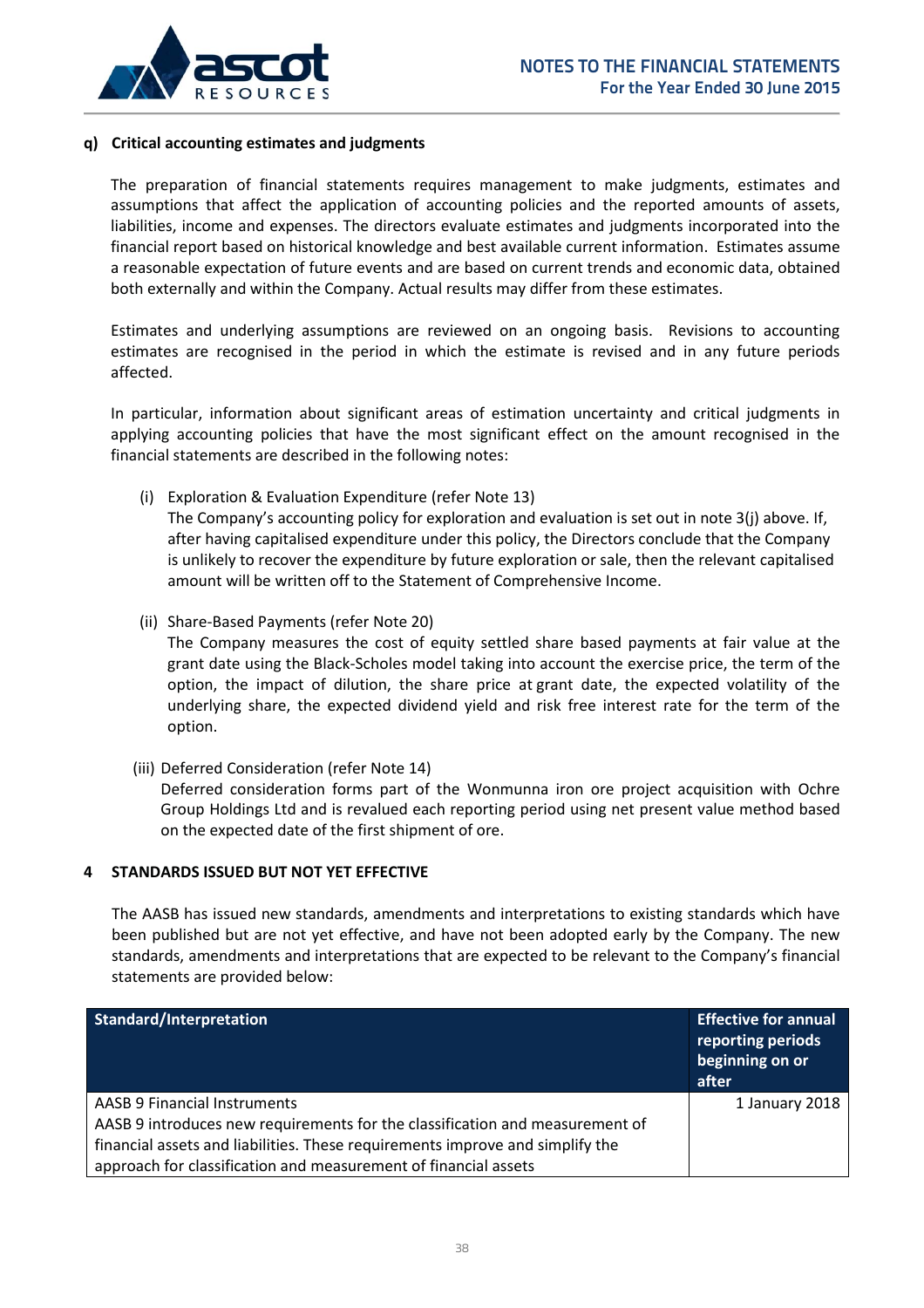### q) Critical accounting estimates and judgments

The preparation of financial statements requires management to make judgments, estimates and assumptions that affect the application of accounting policies and the reported amounts of assets, liabilities, income and expenses. The directors evaluate estimates and judgments incorporated into the financial report based on historical knowledge and best available current information. Estimates assume a reasonable expectation of future events and are based on current trends and economic data, obtained both externally and within the Company. Actual results may differ from these estimates.

Estimates and underlying assumptions are reviewed on an ongoing basis. Revisions to accounting estimates are recognised in the period in which the estimate is revised and in any future periods affected.

In particular, information about significant areas of estimation uncertainty and critical judgments in applying accounting policies that have the most significant effect on the amount recognised in the financial statements are described in the following notes:

(i) Exploration & Evaluation Expenditure (refer Note 13)
The Company's accounting policy for exploration and evaluation is set out in note 3(j) above. If, after having capitalised expenditure under this policy, the Directors conclude that the Company is unlikely to recover the expenditure by future exploration or sale, then the relevant capitalised amount will be written off to the Statement of Comprehensive Income.

(ii) Share-Based Payments (refer Note 20)
The Company measures the cost of equity settled share based payments at fair value at the grant date using the Black-Scholes model taking into account the exercise price, the term of the option, the impact of dilution, the share price at grant date, the expected volatility of the underlying share, the expected dividend yield and risk free interest rate for the term of the option.

(iii) Deferred Consideration (refer Note 14)
Deferred consideration forms part of the Wonmunna iron ore project acquisition with Ochre Group Holdings Ltd and is revalued each reporting period using net present value method based on the expected date of the first shipment of ore.

## 4 STANDARDS ISSUED BUT NOT YET EFFECTIVE

The AASB has issued new standards, amendments and interpretations to existing standards which have been published but are not yet effective, and have not been adopted early by the Company. The new standards, amendments and interpretations that are expected to be relevant to the Company's financial statements are provided below:

| Standard/Interpretation | Effective for annual reporting periods beginning on or after |
|---|---|
| AASB 9 Financial Instruments<br>AASB 9 introduces new requirements for the classification and measurement of financial assets and liabilities. These requirements improve and simplify the approach for classification and measurement of financial assets | 1 January 2018 |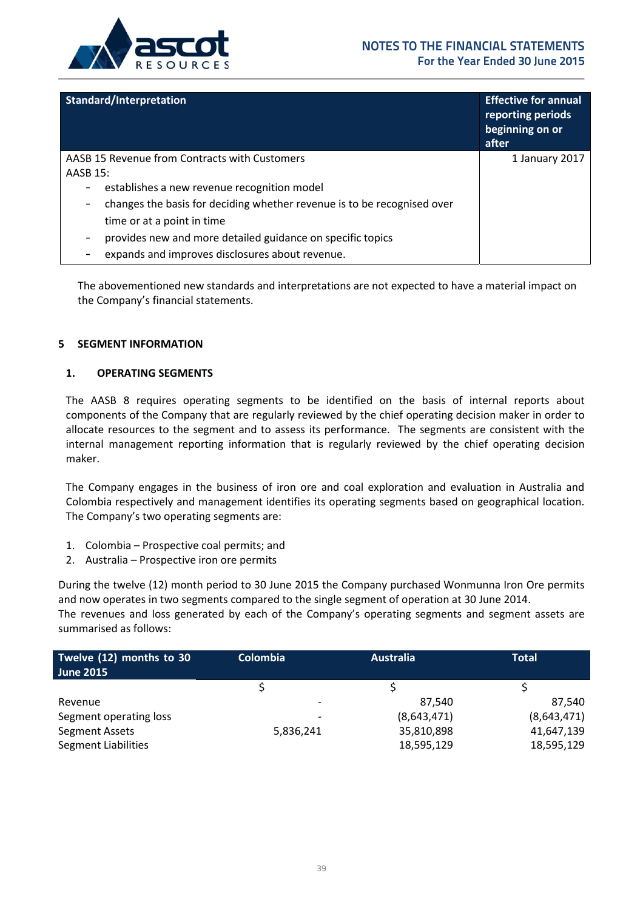| Standard/Interpretation | Effective for annual reporting periods beginning on or after |
|---|---|
| AASB 15 Revenue from Contracts with Customers<br>AASB 15:<br>- establishes a new revenue recognition model<br>- changes the basis for deciding whether revenue is to be recognised over time or at a point in time<br>- provides new and more detailed guidance on specific topics<br>- expands and improves disclosures about revenue. | 1 January 2017 |

The abovementioned new standards and interpretations are not expected to have a material impact on the Company's financial statements.

## 5 SEGMENT INFORMATION

### 1. OPERATING SEGMENTS

The AASB 8 requires operating segments to be identified on the basis of internal reports about components of the Company that are regularly reviewed by the chief operating decision maker in order to allocate resources to the segment and to assess its performance. The segments are consistent with the internal management reporting information that is regularly reviewed by the chief operating decision maker.

The Company engages in the business of iron ore and coal exploration and evaluation in Australia and Colombia respectively and management identifies its operating segments based on geographical location. The Company's two operating segments are:

1. Colombia – Prospective coal permits; and
2. Australia – Prospective iron ore permits

During the twelve (12) month period to 30 June 2015 the Company purchased Wonmunna Iron Ore permits and now operates in two segments compared to the single segment of operation at 30 June 2014.
The revenues and loss generated by each of the Company's operating segments and segment assets are summarised as follows:

| Twelve (12) months to 30 June 2015 | Colombia | Australia | Total |
|---|---|---|---|
| | $ | $ | $ |
| Revenue | - | 87,540 | 87,540 |
| Segment operating loss | - | (8,643,471) | (8,643,471) |
| Segment Assets | 5,836,241 | 35,810,898 | 41,647,139 |
| Segment Liabilities | | 18,595,129 | 18,595,129 |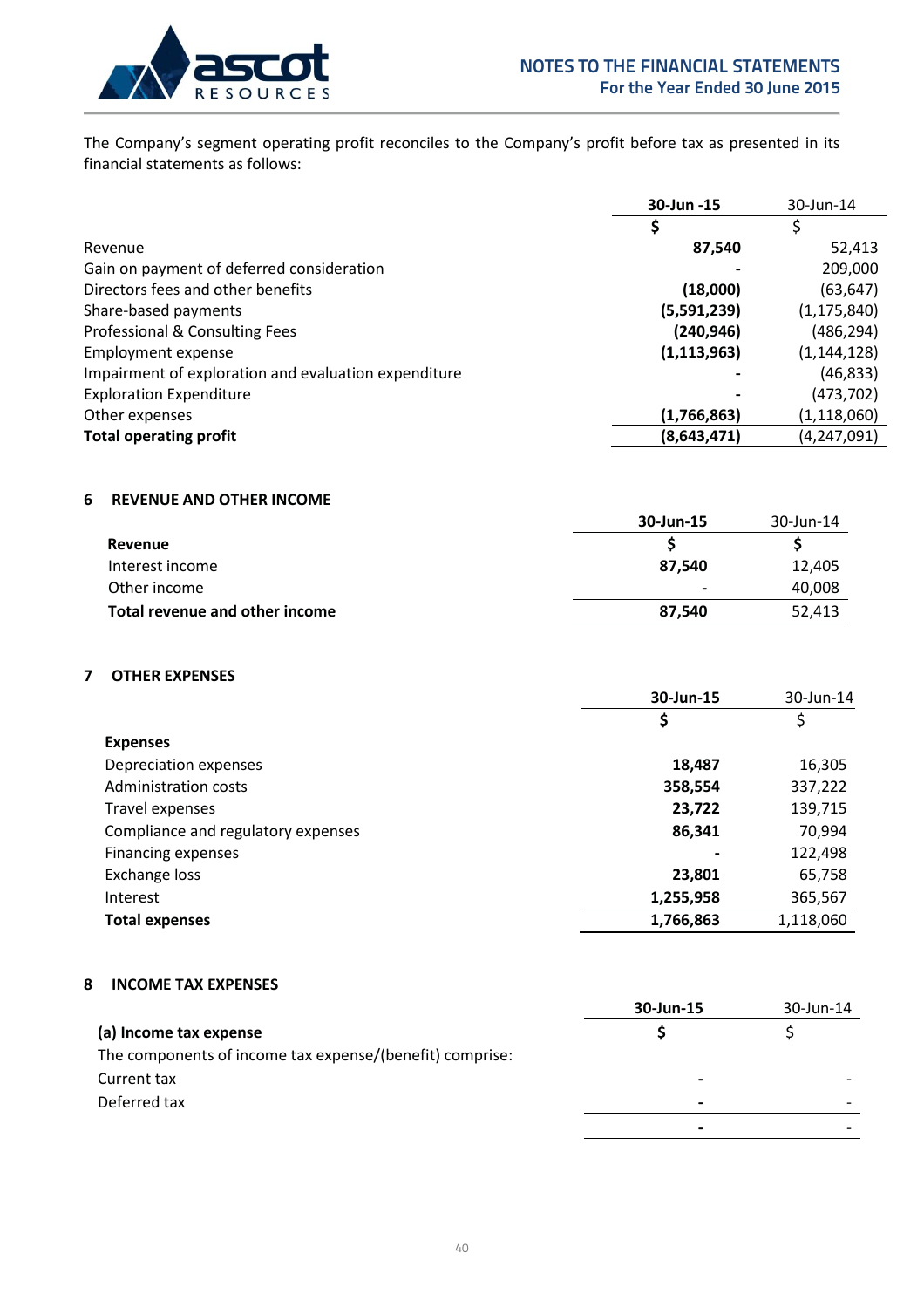The Company's segment operating profit reconciles to the Company's profit before tax as presented in its financial statements as follows:

| | 30-Jun -15 | 30-Jun-14 |
|---|---|---|
| | $ | $ |
| Revenue | **87,540** | 52,413 |
| Gain on payment of deferred consideration | **-** | 209,000 |
| Directors fees and other benefits | **(18,000)** | (63,647) |
| Share-based payments | **(5,591,239)** | (1,175,840) |
| Professional & Consulting Fees | **(240,946)** | (486,294) |
| Employment expense | **(1,113,963)** | (1,144,128) |
| Impairment of exploration and evaluation expenditure | **-** | (46,833) |
| Exploration Expenditure | **-** | (473,702) |
| Other expenses | **(1,766,863)** | (1,118,060) |
| **Total operating profit** | **(8,643,471)** | (4,247,091) |

## 6 REVENUE AND OTHER INCOME

| | 30-Jun-15 | 30-Jun-14 |
|---|---|---|
| **Revenue** | **$** | **$** |
| Interest income | **87,540** | 12,405 |
| Other income | **-** | 40,008 |
| **Total revenue and other income** | **87,540** | 52,413 |

## 7 OTHER EXPENSES

| | 30-Jun-15 | 30-Jun-14 |
|---|---|---|
| | $ | $ |
| **Expenses** | | |
| Depreciation expenses | **18,487** | 16,305 |
| Administration costs | **358,554** | 337,222 |
| Travel expenses | **23,722** | 139,715 |
| Compliance and regulatory expenses | **86,341** | 70,994 |
| Financing expenses | **-** | 122,498 |
| Exchange loss | **23,801** | 65,758 |
| Interest | **1,255,958** | 365,567 |
| **Total expenses** | **1,766,863** | 1,118,060 |

## 8 INCOME TAX EXPENSES

| | 30-Jun-15 | 30-Jun-14 |
|---|---|---|
| **(a) Income tax expense** | **$** | $ |
| The components of income tax expense/(benefit) comprise: | | |
| Current tax | **-** | - |
| Deferred tax | **-** | - |
| | **-** | - |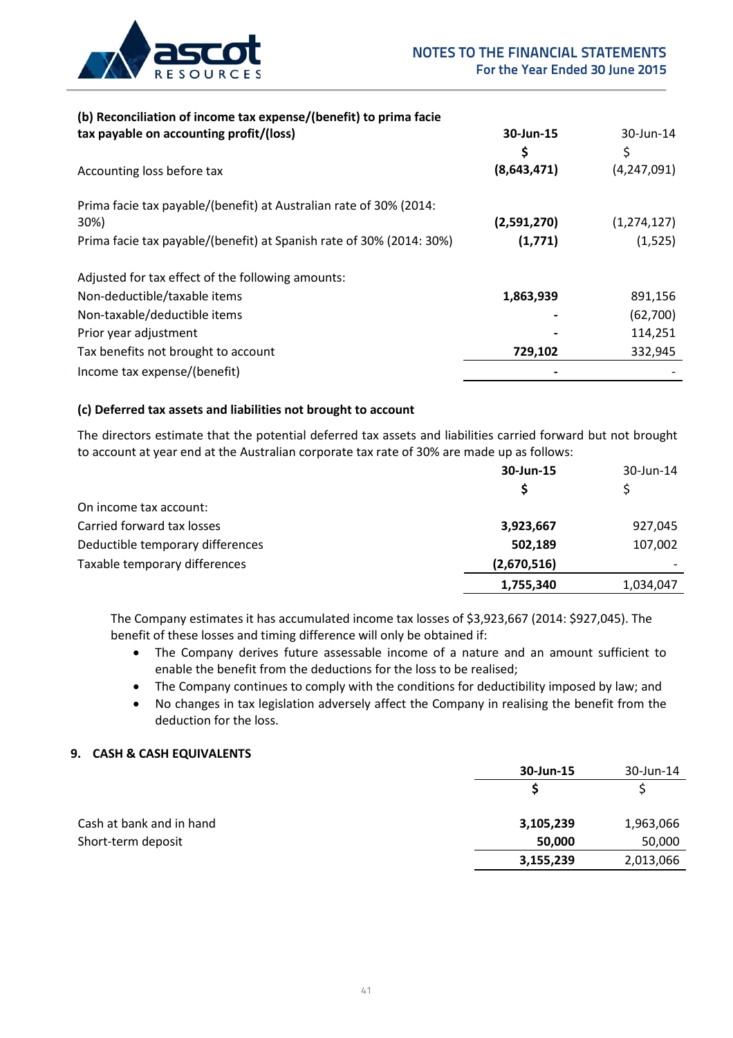**(b) Reconciliation of income tax expense/(benefit) to prima facie tax payable on accounting profit/(loss)**

| | 30-Jun-15 | 30-Jun-14 |
|---|---|---|
| | $ | $ |
| Accounting loss before tax | (8,643,471) | (4,247,091) |
| | | |
| Prima facie tax payable/(benefit) at Australian rate of 30% (2014: 30%) | (2,591,270) | (1,274,127) |
| Prima facie tax payable/(benefit) at Spanish rate of 30% (2014: 30%) | (1,771) | (1,525) |
| | | |
| Adjusted for tax effect of the following amounts: | | |
| Non-deductible/taxable items | 1,863,939 | 891,156 |
| Non-taxable/deductible items | - | (62,700) |
| Prior year adjustment | - | 114,251 |
| Tax benefits not brought to account | 729,102 | 332,945 |
| Income tax expense/(benefit) | - | - |

**(c) Deferred tax assets and liabilities not brought to account**

The directors estimate that the potential deferred tax assets and liabilities carried forward but not brought to account at year end at the Australian corporate tax rate of 30% are made up as follows:

| | 30-Jun-15 | 30-Jun-14 |
|---|---|---|
| | $ | $ |
| On income tax account: | | |
| Carried forward tax losses | 3,923,667 | 927,045 |
| Deductible temporary differences | 502,189 | 107,002 |
| Taxable temporary differences | (2,670,516) | - |
| | 1,755,340 | 1,034,047 |

The Company estimates it has accumulated income tax losses of $3,923,667 (2014: $927,045). The benefit of these losses and timing difference will only be obtained if:

- The Company derives future assessable income of a nature and an amount sufficient to enable the benefit from the deductions for the loss to be realised;
- The Company continues to comply with the conditions for deductibility imposed by law; and
- No changes in tax legislation adversely affect the Company in realising the benefit from the deduction for the loss.

## 9. CASH & CASH EQUIVALENTS

| | 30-Jun-15 | 30-Jun-14 |
|---|---|---|
| | $ | $ |
| Cash at bank and in hand | 3,105,239 | 1,963,066 |
| Short-term deposit | 50,000 | 50,000 |
| | 3,155,239 | 2,013,066 |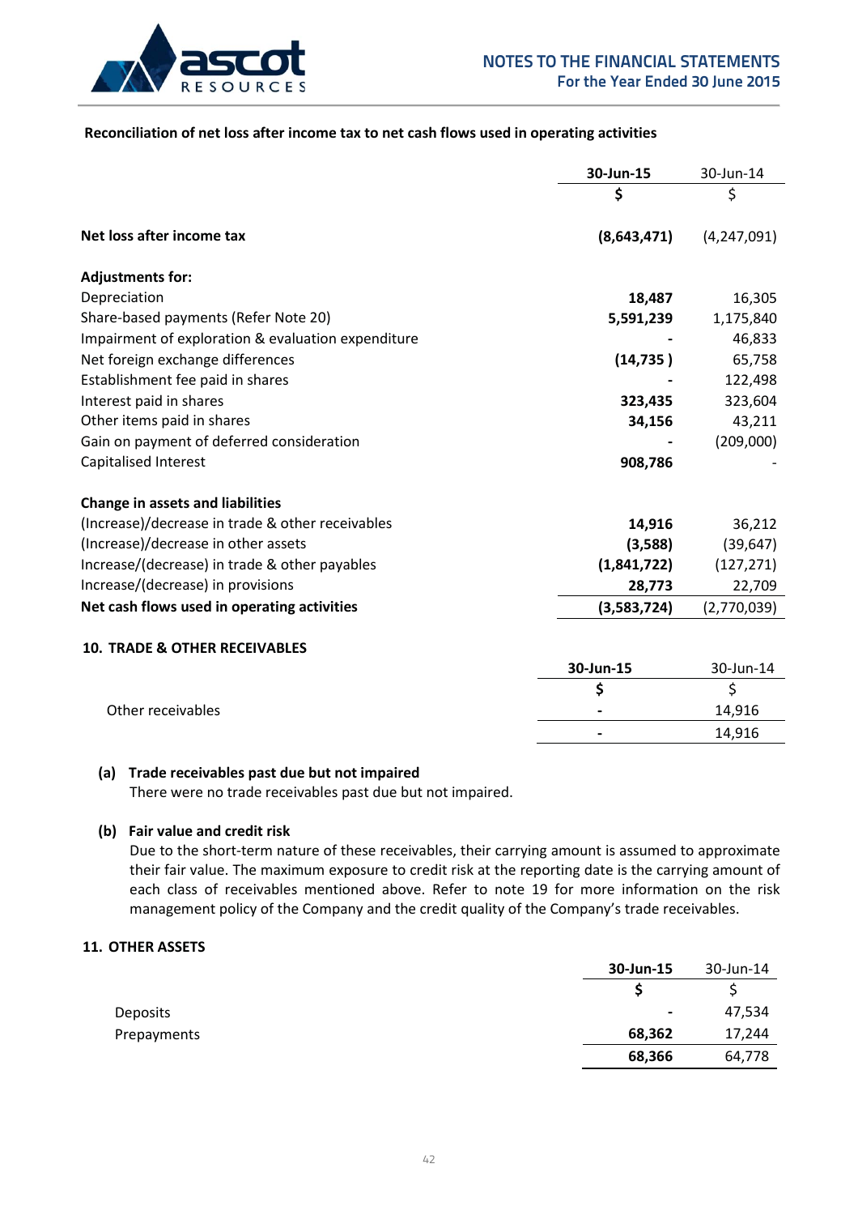**Reconciliation of net loss after income tax to net cash flows used in operating activities**

| | 30-Jun-15 | 30-Jun-14 |
|---|---|---|
| | $ | $ |
| **Net loss after income tax** | **(8,643,471)** | (4,247,091) |
| **Adjustments for:** | | |
| Depreciation | **18,487** | 16,305 |
| Share-based payments (Refer Note 20) | **5,591,239** | 1,175,840 |
| Impairment of exploration & evaluation expenditure | **-** | 46,833 |
| Net foreign exchange differences | **(14,735 )** | 65,758 |
| Establishment fee paid in shares | **-** | 122,498 |
| Interest paid in shares | **323,435** | 323,604 |
| Other items paid in shares | **34,156** | 43,211 |
| Gain on payment of deferred consideration | **-** | (209,000) |
| Capitalised Interest | **908,786** | - |
| **Change in assets and liabilities** | | |
| (Increase)/decrease in trade & other receivables | **14,916** | 36,212 |
| (Increase)/decrease in other assets | **(3,588)** | (39,647) |
| Increase/(decrease) in trade & other payables | **(1,841,722)** | (127,271) |
| Increase/(decrease) in provisions | **28,773** | 22,709 |
| **Net cash flows used in operating activities** | **(3,583,724)** | (2,770,039) |

## 10. TRADE & OTHER RECEIVABLES

| | 30-Jun-15 | 30-Jun-14 |
|---|---|---|
| | $ | $ |
| Other receivables | - | 14,916 |
| | - | 14,916 |

**(a) Trade receivables past due but not impaired**

There were no trade receivables past due but not impaired.

**(b) Fair value and credit risk**

Due to the short-term nature of these receivables, their carrying amount is assumed to approximate their fair value. The maximum exposure to credit risk at the reporting date is the carrying amount of each class of receivables mentioned above. Refer to note 19 for more information on the risk management policy of the Company and the credit quality of the Company's trade receivables.

## 11. OTHER ASSETS

| | 30-Jun-15 | 30-Jun-14 |
|---|---|---|
| | $ | $ |
| Deposits | **-** | 47,534 |
| Prepayments | **68,362** | 17,244 |
| | **68,366** | 64,778 |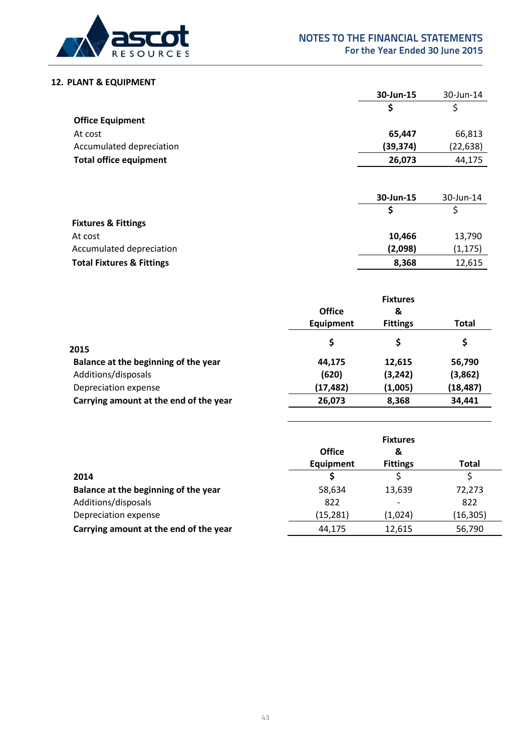## 12. PLANT & EQUIPMENT

| | 30-Jun-15 | 30-Jun-14 |
|---|---|---|
| | **$** | $ |
| **Office Equipment** | | |
| At cost | **65,447** | 66,813 |
| Accumulated depreciation | **(39,374)** | (22,638) |
| **Total office equipment** | **26,073** | 44,175 |

| | 30-Jun-15 | 30-Jun-14 |
|---|---|---|
| | **$** | $ |
| **Fixtures & Fittings** | | |
| At cost | **10,466** | 13,790 |
| Accumulated depreciation | **(2,098)** | (1,175) |
| **Total Fixtures & Fittings** | **8,368** | 12,615 |

| | Office Equipment | Fixtures & Fittings | Total |
|---|---|---|---|
| **2015** | **$** | **$** | **$** |
| **Balance at the beginning of the year** | **44,175** | **12,615** | **56,790** |
| Additions/disposals | **(620)** | **(3,242)** | **(3,862)** |
| Depreciation expense | **(17,482)** | **(1,005)** | **(18,487)** |
| **Carrying amount at the end of the year** | **26,073** | **8,368** | **34,441** |

| | Office Equipment | Fixtures & Fittings | Total |
|---|---|---|---|
| **2014** | $ | $ | $ |
| **Balance at the beginning of the year** | 58,634 | 13,639 | 72,273 |
| Additions/disposals | 822 | - | 822 |
| Depreciation expense | (15,281) | (1,024) | (16,305) |
| **Carrying amount at the end of the year** | 44,175 | 12,615 | 56,790 |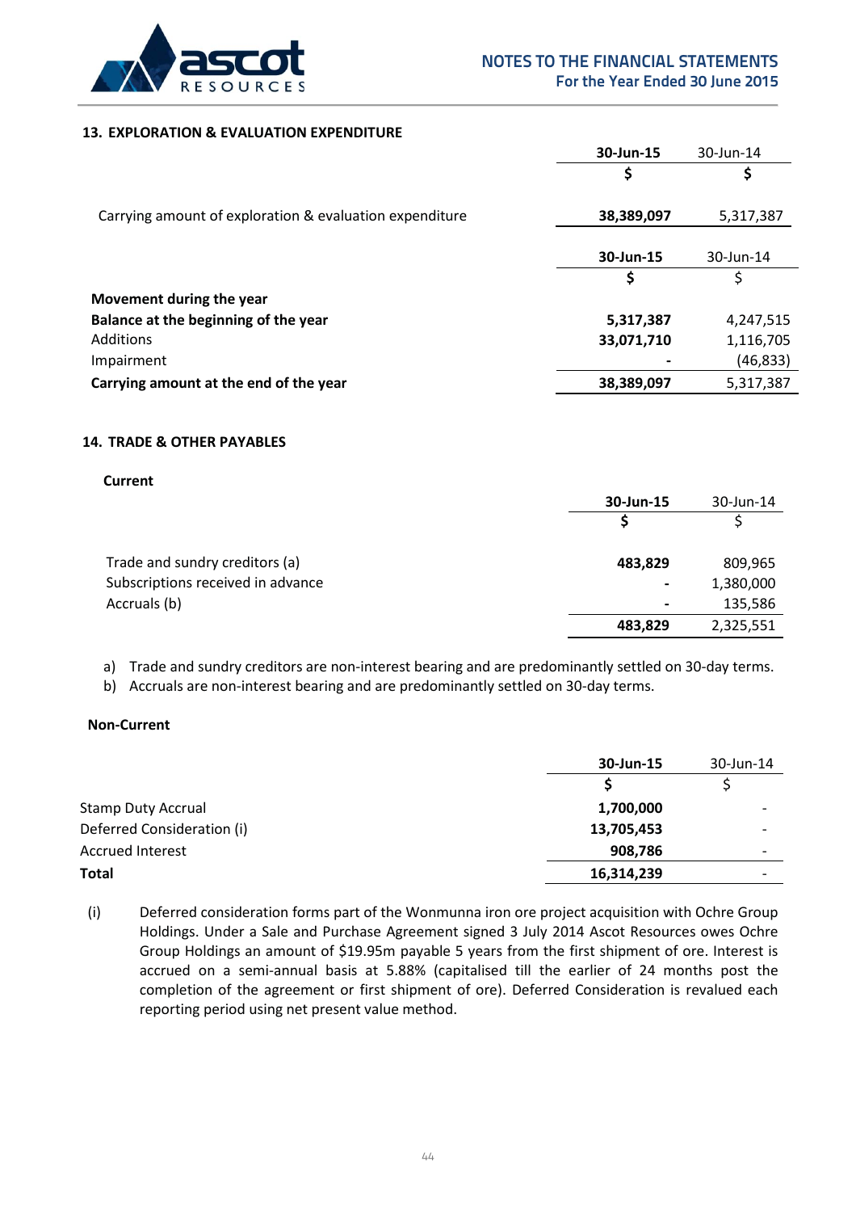## 13. EXPLORATION & EVALUATION EXPENDITURE

| | 30-Jun-15 | 30-Jun-14 |
|---|---|---|
| | $ | $ |
| Carrying amount of exploration & evaluation expenditure | **38,389,097** | 5,317,387 |

| | 30-Jun-15 | 30-Jun-14 |
|---|---|---|
| | $ | $ |
| **Movement during the year** | | |
| **Balance at the beginning of the year** | **5,317,387** | 4,247,515 |
| Additions | **33,071,710** | 1,116,705 |
| Impairment | **-** | (46,833) |
| **Carrying amount at the end of the year** | **38,389,097** | 5,317,387 |

## 14. TRADE & OTHER PAYABLES

**Current**

| | 30-Jun-15 | 30-Jun-14 |
|---|---|---|
| | $ | $ |
| Trade and sundry creditors (a) | **483,829** | 809,965 |
| Subscriptions received in advance | **-** | 1,380,000 |
| Accruals (b) | **-** | 135,586 |
| | **483,829** | 2,325,551 |

a) Trade and sundry creditors are non-interest bearing and are predominantly settled on 30-day terms.

b) Accruals are non-interest bearing and are predominantly settled on 30-day terms.

**Non-Current**

| | 30-Jun-15 | 30-Jun-14 |
|---|---|---|
| | $ | $ |
| Stamp Duty Accrual | **1,700,000** | - |
| Deferred Consideration (i) | **13,705,453** | - |
| Accrued Interest | **908,786** | - |
| **Total** | **16,314,239** | - |

(i) Deferred consideration forms part of the Wonmunna iron ore project acquisition with Ochre Group Holdings. Under a Sale and Purchase Agreement signed 3 July 2014 Ascot Resources owes Ochre Group Holdings an amount of $19.95m payable 5 years from the first shipment of ore. Interest is accrued on a semi-annual basis at 5.88% (capitalised till the earlier of 24 months post the completion of the agreement or first shipment of ore). Deferred Consideration is revalued each reporting period using net present value method.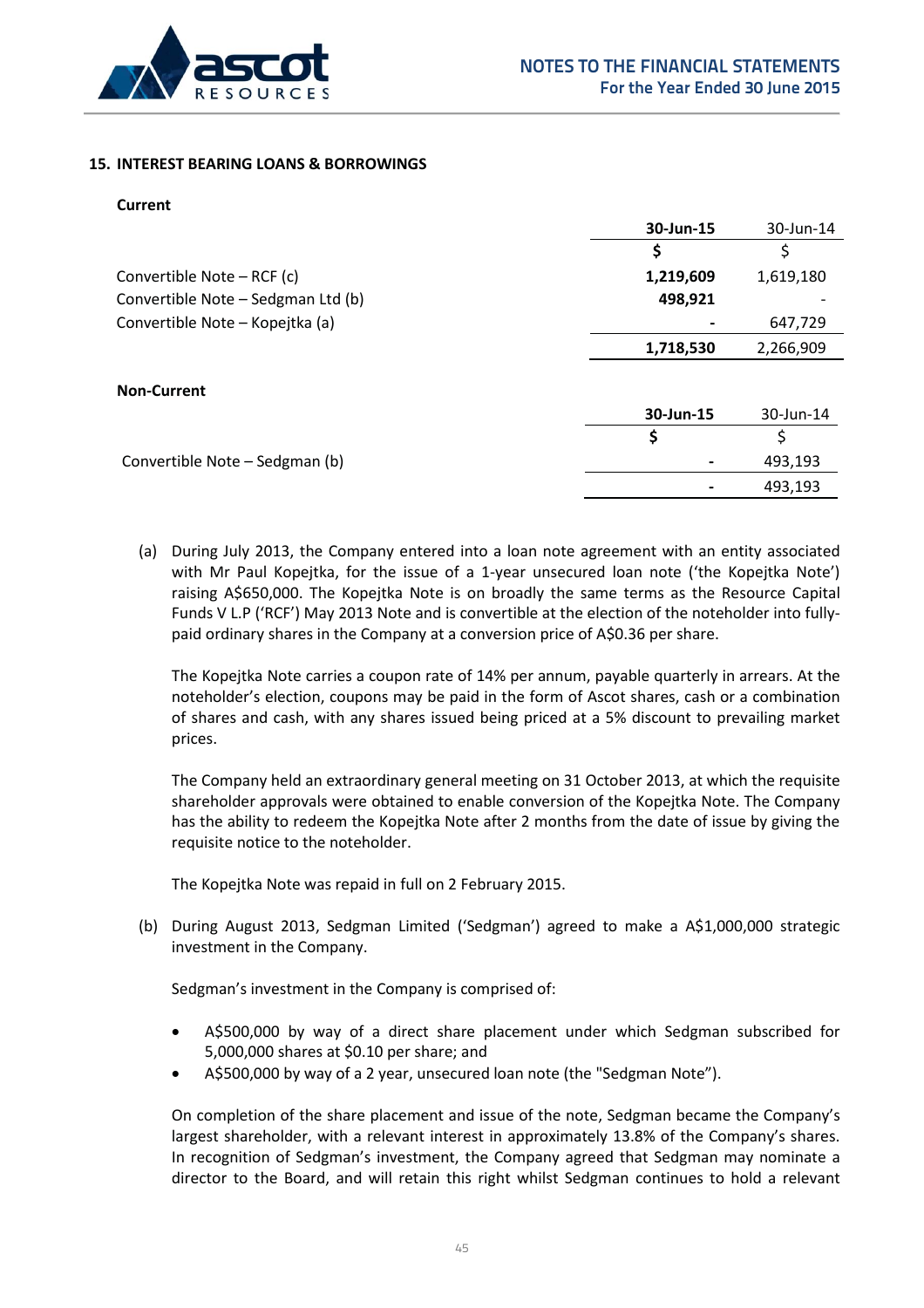## 15. INTEREST BEARING LOANS & BORROWINGS

**Current**

| | **30-Jun-15** | 30-Jun-14 |
|---|---|---|
| | **$** | $ |
| Convertible Note – RCF (c) | **1,219,609** | 1,619,180 |
| Convertible Note – Sedgman Ltd (b) | **498,921** | - |
| Convertible Note – Kopejtka (a) | **-** | 647,729 |
| | **1,718,530** | 2,266,909 |

**Non-Current**

| | **30-Jun-15** | 30-Jun-14 |
|---|---|---|
| | **$** | $ |
| Convertible Note – Sedgman (b) | **-** | 493,193 |
| | **-** | 493,193 |

(a) During July 2013, the Company entered into a loan note agreement with an entity associated with Mr Paul Kopejtka, for the issue of a 1-year unsecured loan note ('the Kopejtka Note') raising A$650,000. The Kopejtka Note is on broadly the same terms as the Resource Capital Funds V L.P ('RCF') May 2013 Note and is convertible at the election of the noteholder into fully-paid ordinary shares in the Company at a conversion price of A$0.36 per share.

The Kopejtka Note carries a coupon rate of 14% per annum, payable quarterly in arrears. At the noteholder's election, coupons may be paid in the form of Ascot shares, cash or a combination of shares and cash, with any shares issued being priced at a 5% discount to prevailing market prices.

The Company held an extraordinary general meeting on 31 October 2013, at which the requisite shareholder approvals were obtained to enable conversion of the Kopejtka Note. The Company has the ability to redeem the Kopejtka Note after 2 months from the date of issue by giving the requisite notice to the noteholder.

The Kopejtka Note was repaid in full on 2 February 2015.

(b) During August 2013, Sedgman Limited ('Sedgman') agreed to make a A$1,000,000 strategic investment in the Company.

Sedgman's investment in the Company is comprised of:

- A$500,000 by way of a direct share placement under which Sedgman subscribed for 5,000,000 shares at $0.10 per share; and
- A$500,000 by way of a 2 year, unsecured loan note (the "Sedgman Note").

On completion of the share placement and issue of the note, Sedgman became the Company's largest shareholder, with a relevant interest in approximately 13.8% of the Company's shares. In recognition of Sedgman's investment, the Company agreed that Sedgman may nominate a director to the Board, and will retain this right whilst Sedgman continues to hold a relevant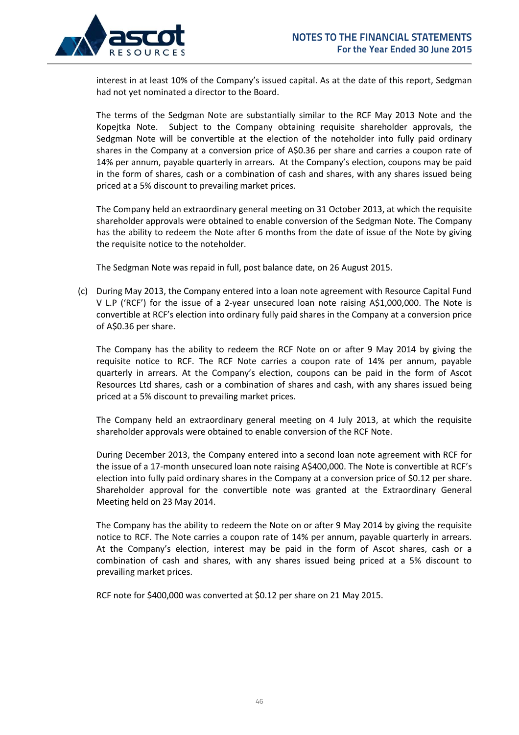interest in at least 10% of the Company's issued capital. As at the date of this report, Sedgman had not yet nominated a director to the Board.

The terms of the Sedgman Note are substantially similar to the RCF May 2013 Note and the Kopejtka Note. Subject to the Company obtaining requisite shareholder approvals, the Sedgman Note will be convertible at the election of the noteholder into fully paid ordinary shares in the Company at a conversion price of A$0.36 per share and carries a coupon rate of 14% per annum, payable quarterly in arrears. At the Company's election, coupons may be paid in the form of shares, cash or a combination of cash and shares, with any shares issued being priced at a 5% discount to prevailing market prices.

The Company held an extraordinary general meeting on 31 October 2013, at which the requisite shareholder approvals were obtained to enable conversion of the Sedgman Note. The Company has the ability to redeem the Note after 6 months from the date of issue of the Note by giving the requisite notice to the noteholder.

The Sedgman Note was repaid in full, post balance date, on 26 August 2015.

(c) During May 2013, the Company entered into a loan note agreement with Resource Capital Fund V L.P ('RCF') for the issue of a 2-year unsecured loan note raising A$1,000,000. The Note is convertible at RCF's election into ordinary fully paid shares in the Company at a conversion price of A$0.36 per share.

The Company has the ability to redeem the RCF Note on or after 9 May 2014 by giving the requisite notice to RCF. The RCF Note carries a coupon rate of 14% per annum, payable quarterly in arrears. At the Company's election, coupons can be paid in the form of Ascot Resources Ltd shares, cash or a combination of shares and cash, with any shares issued being priced at a 5% discount to prevailing market prices.

The Company held an extraordinary general meeting on 4 July 2013, at which the requisite shareholder approvals were obtained to enable conversion of the RCF Note.

During December 2013, the Company entered into a second loan note agreement with RCF for the issue of a 17-month unsecured loan note raising A$400,000. The Note is convertible at RCF's election into fully paid ordinary shares in the Company at a conversion price of $0.12 per share. Shareholder approval for the convertible note was granted at the Extraordinary General Meeting held on 23 May 2014.

The Company has the ability to redeem the Note on or after 9 May 2014 by giving the requisite notice to RCF. The Note carries a coupon rate of 14% per annum, payable quarterly in arrears. At the Company's election, interest may be paid in the form of Ascot shares, cash or a combination of cash and shares, with any shares issued being priced at a 5% discount to prevailing market prices.

RCF note for $400,000 was converted at $0.12 per share on 21 May 2015.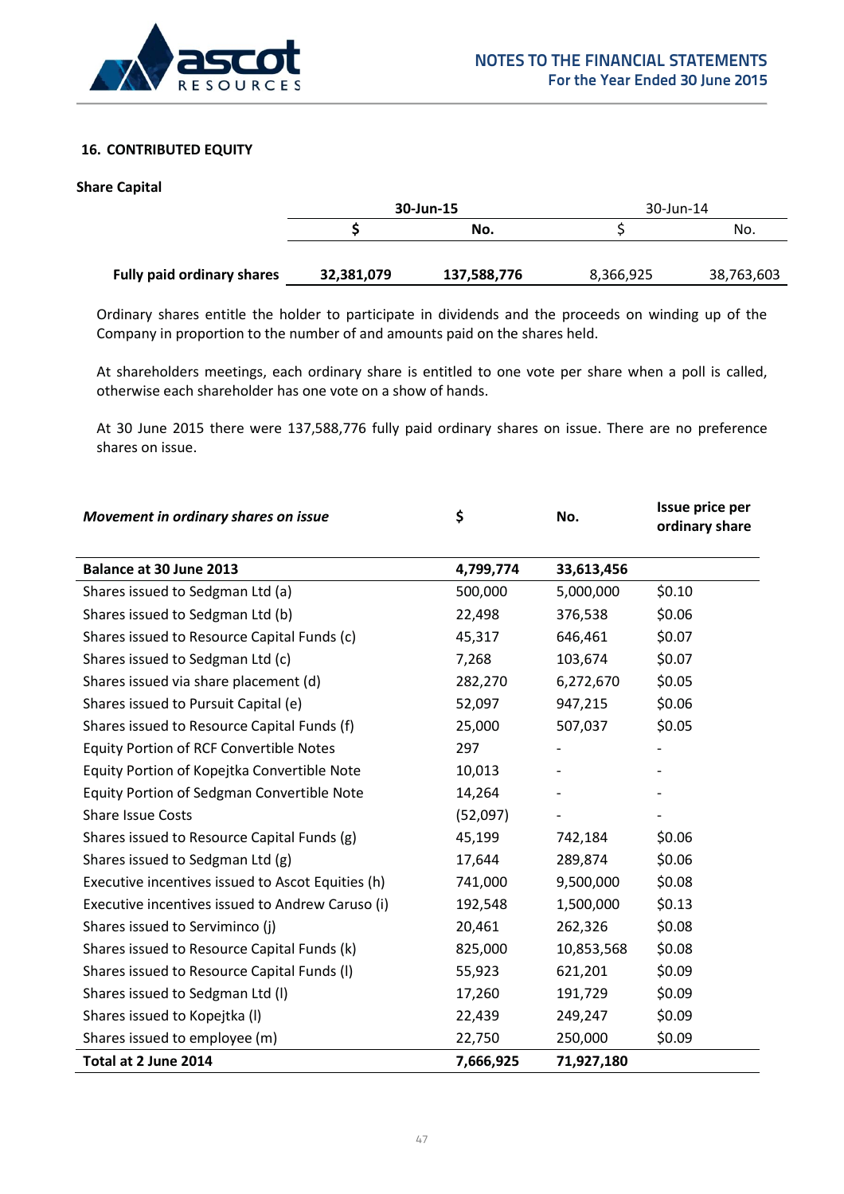## 16. CONTRIBUTED EQUITY

### Share Capital

| | 30-Jun-15 | | 30-Jun-14 | |
|---|---|---|---|---|
| | $ | No. | $ | No. |
| **Fully paid ordinary shares** | **32,381,079** | **137,588,776** | 8,366,925 | 38,763,603 |

Ordinary shares entitle the holder to participate in dividends and the proceeds on winding up of the Company in proportion to the number of and amounts paid on the shares held.

At shareholders meetings, each ordinary share is entitled to one vote per share when a poll is called, otherwise each shareholder has one vote on a show of hands.

At 30 June 2015 there were 137,588,776 fully paid ordinary shares on issue. There are no preference shares on issue.

| ***Movement in ordinary shares on issue*** | **$** | **No.** | **Issue price per ordinary share** |
|---|---|---|---|
| **Balance at 30 June 2013** | **4,799,774** | **33,613,456** | |
| Shares issued to Sedgman Ltd (a) | 500,000 | 5,000,000 | $0.10 |
| Shares issued to Sedgman Ltd (b) | 22,498 | 376,538 | $0.06 |
| Shares issued to Resource Capital Funds (c) | 45,317 | 646,461 | $0.07 |
| Shares issued to Sedgman Ltd (c) | 7,268 | 103,674 | $0.07 |
| Shares issued via share placement (d) | 282,270 | 6,272,670 | $0.05 |
| Shares issued to Pursuit Capital (e) | 52,097 | 947,215 | $0.06 |
| Shares issued to Resource Capital Funds (f) | 25,000 | 507,037 | $0.05 |
| Equity Portion of RCF Convertible Notes | 297 | - | - |
| Equity Portion of Kopejtka Convertible Note | 10,013 | - | - |
| Equity Portion of Sedgman Convertible Note | 14,264 | - | - |
| Share Issue Costs | (52,097) | - | - |
| Shares issued to Resource Capital Funds (g) | 45,199 | 742,184 | $0.06 |
| Shares issued to Sedgman Ltd (g) | 17,644 | 289,874 | $0.06 |
| Executive incentives issued to Ascot Equities (h) | 741,000 | 9,500,000 | $0.08 |
| Executive incentives issued to Andrew Caruso (i) | 192,548 | 1,500,000 | $0.13 |
| Shares issued to Serviminco (j) | 20,461 | 262,326 | $0.08 |
| Shares issued to Resource Capital Funds (k) | 825,000 | 10,853,568 | $0.08 |
| Shares issued to Resource Capital Funds (l) | 55,923 | 621,201 | $0.09 |
| Shares issued to Sedgman Ltd (l) | 17,260 | 191,729 | $0.09 |
| Shares issued to Kopejtka (l) | 22,439 | 249,247 | $0.09 |
| Shares issued to employee (m) | 22,750 | 250,000 | $0.09 |
| **Total at 2 June 2014** | **7,666,925** | **71,927,180** | |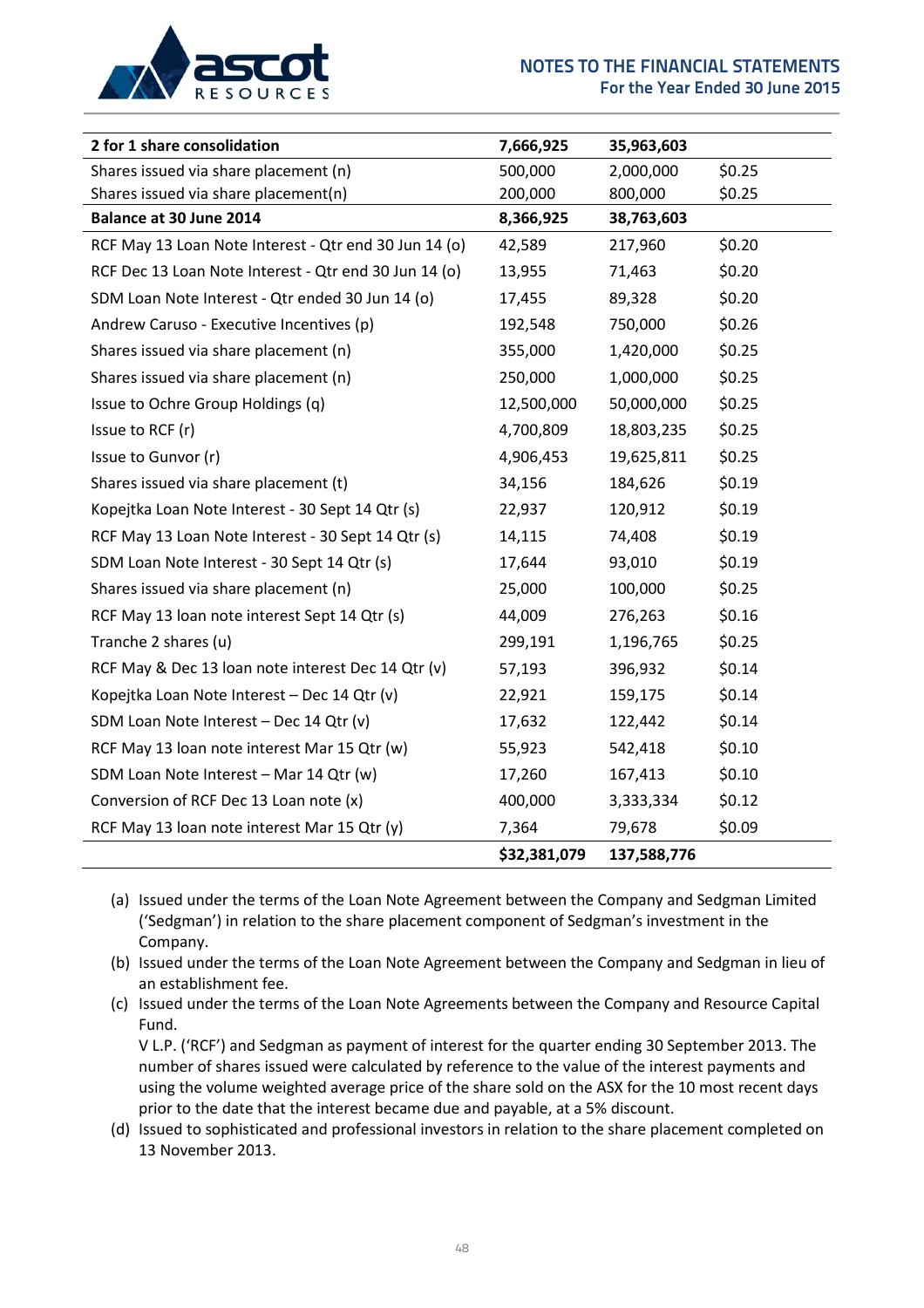| 2 for 1 share consolidation | 7,666,925 | 35,963,603 | |
|---|---|---|---|
| Shares issued via share placement (n) | 500,000 | 2,000,000 | $0.25 |
| Shares issued via share placement(n) | 200,000 | 800,000 | $0.25 |
| **Balance at 30 June 2014** | **8,366,925** | **38,763,603** | |
| RCF May 13 Loan Note Interest - Qtr end 30 Jun 14 (o) | 42,589 | 217,960 | $0.20 |
| RCF Dec 13 Loan Note Interest - Qtr end 30 Jun 14 (o) | 13,955 | 71,463 | $0.20 |
| SDM Loan Note Interest - Qtr ended 30 Jun 14 (o) | 17,455 | 89,328 | $0.20 |
| Andrew Caruso - Executive Incentives (p) | 192,548 | 750,000 | $0.26 |
| Shares issued via share placement (n) | 355,000 | 1,420,000 | $0.25 |
| Shares issued via share placement (n) | 250,000 | 1,000,000 | $0.25 |
| Issue to Ochre Group Holdings (q) | 12,500,000 | 50,000,000 | $0.25 |
| Issue to RCF (r) | 4,700,809 | 18,803,235 | $0.25 |
| Issue to Gunvor (r) | 4,906,453 | 19,625,811 | $0.25 |
| Shares issued via share placement (t) | 34,156 | 184,626 | $0.19 |
| Kopejtka Loan Note Interest - 30 Sept 14 Qtr (s) | 22,937 | 120,912 | $0.19 |
| RCF May 13 Loan Note Interest - 30 Sept 14 Qtr (s) | 14,115 | 74,408 | $0.19 |
| SDM Loan Note Interest - 30 Sept 14 Qtr (s) | 17,644 | 93,010 | $0.19 |
| Shares issued via share placement (n) | 25,000 | 100,000 | $0.25 |
| RCF May 13 loan note interest Sept 14 Qtr (s) | 44,009 | 276,263 | $0.16 |
| Tranche 2 shares (u) | 299,191 | 1,196,765 | $0.25 |
| RCF May & Dec 13 loan note interest Dec 14 Qtr (v) | 57,193 | 396,932 | $0.14 |
| Kopejtka Loan Note Interest – Dec 14 Qtr (v) | 22,921 | 159,175 | $0.14 |
| SDM Loan Note Interest – Dec 14 Qtr (v) | 17,632 | 122,442 | $0.14 |
| RCF May 13 loan note interest Mar 15 Qtr (w) | 55,923 | 542,418 | $0.10 |
| SDM Loan Note Interest – Mar 14 Qtr (w) | 17,260 | 167,413 | $0.10 |
| Conversion of RCF Dec 13 Loan note (x) | 400,000 | 3,333,334 | $0.12 |
| RCF May 13 loan note interest Mar 15 Qtr (y) | 7,364 | 79,678 | $0.09 |
| | **$32,381,079** | **137,588,776** | |

(a) Issued under the terms of the Loan Note Agreement between the Company and Sedgman Limited ('Sedgman') in relation to the share placement component of Sedgman's investment in the Company.

(b) Issued under the terms of the Loan Note Agreement between the Company and Sedgman in lieu of an establishment fee.

(c) Issued under the terms of the Loan Note Agreements between the Company and Resource Capital Fund.
V L.P. ('RCF') and Sedgman as payment of interest for the quarter ending 30 September 2013. The number of shares issued were calculated by reference to the value of the interest payments and using the volume weighted average price of the share sold on the ASX for the 10 most recent days prior to the date that the interest became due and payable, at a 5% discount.

(d) Issued to sophisticated and professional investors in relation to the share placement completed on 13 November 2013.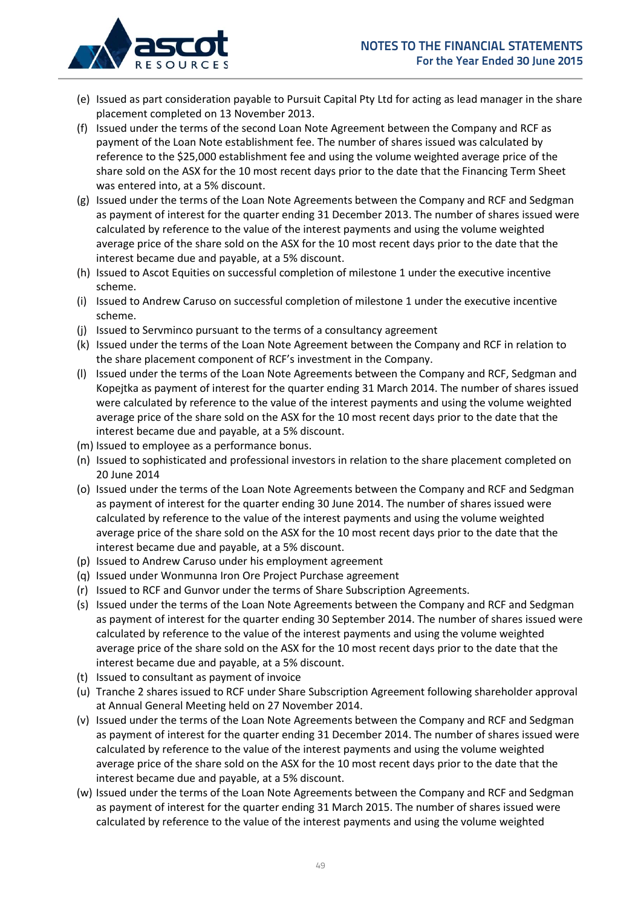- (e) Issued as part consideration payable to Pursuit Capital Pty Ltd for acting as lead manager in the share placement completed on 13 November 2013.
- (f) Issued under the terms of the second Loan Note Agreement between the Company and RCF as payment of the Loan Note establishment fee. The number of shares issued was calculated by reference to the $25,000 establishment fee and using the volume weighted average price of the share sold on the ASX for the 10 most recent days prior to the date that the Financing Term Sheet was entered into, at a 5% discount.
- (g) Issued under the terms of the Loan Note Agreements between the Company and RCF and Sedgman as payment of interest for the quarter ending 31 December 2013. The number of shares issued were calculated by reference to the value of the interest payments and using the volume weighted average price of the share sold on the ASX for the 10 most recent days prior to the date that the interest became due and payable, at a 5% discount.
- (h) Issued to Ascot Equities on successful completion of milestone 1 under the executive incentive scheme.
- (i) Issued to Andrew Caruso on successful completion of milestone 1 under the executive incentive scheme.
- (j) Issued to Servminco pursuant to the terms of a consultancy agreement
- (k) Issued under the terms of the Loan Note Agreement between the Company and RCF in relation to the share placement component of RCF's investment in the Company.
- (l) Issued under the terms of the Loan Note Agreements between the Company and RCF, Sedgman and Kopejtka as payment of interest for the quarter ending 31 March 2014. The number of shares issued were calculated by reference to the value of the interest payments and using the volume weighted average price of the share sold on the ASX for the 10 most recent days prior to the date that the interest became due and payable, at a 5% discount.
- (m) Issued to employee as a performance bonus.
- (n) Issued to sophisticated and professional investors in relation to the share placement completed on 20 June 2014
- (o) Issued under the terms of the Loan Note Agreements between the Company and RCF and Sedgman as payment of interest for the quarter ending 30 June 2014. The number of shares issued were calculated by reference to the value of the interest payments and using the volume weighted average price of the share sold on the ASX for the 10 most recent days prior to the date that the interest became due and payable, at a 5% discount.
- (p) Issued to Andrew Caruso under his employment agreement
- (q) Issued under Wonmunna Iron Ore Project Purchase agreement
- (r) Issued to RCF and Gunvor under the terms of Share Subscription Agreements.
- (s) Issued under the terms of the Loan Note Agreements between the Company and RCF and Sedgman as payment of interest for the quarter ending 30 September 2014. The number of shares issued were calculated by reference to the value of the interest payments and using the volume weighted average price of the share sold on the ASX for the 10 most recent days prior to the date that the interest became due and payable, at a 5% discount.
- (t) Issued to consultant as payment of invoice
- (u) Tranche 2 shares issued to RCF under Share Subscription Agreement following shareholder approval at Annual General Meeting held on 27 November 2014.
- (v) Issued under the terms of the Loan Note Agreements between the Company and RCF and Sedgman as payment of interest for the quarter ending 31 December 2014. The number of shares issued were calculated by reference to the value of the interest payments and using the volume weighted average price of the share sold on the ASX for the 10 most recent days prior to the date that the interest became due and payable, at a 5% discount.
- (w) Issued under the terms of the Loan Note Agreements between the Company and RCF and Sedgman as payment of interest for the quarter ending 31 March 2015. The number of shares issued were calculated by reference to the value of the interest payments and using the volume weighted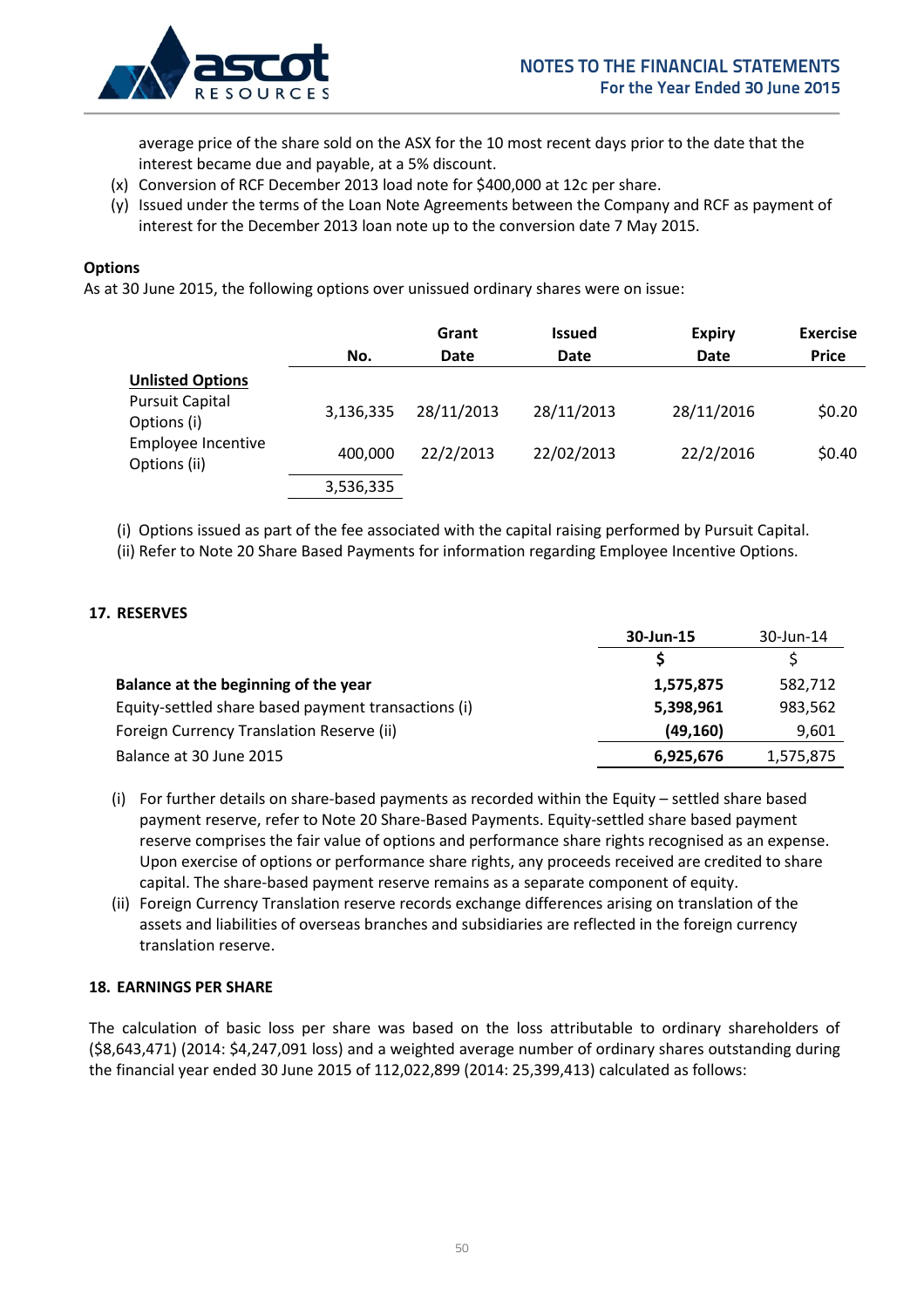average price of the share sold on the ASX for the 10 most recent days prior to the date that the interest became due and payable, at a 5% discount.

(x) Conversion of RCF December 2013 load note for $400,000 at 12c per share.

(y) Issued under the terms of the Loan Note Agreements between the Company and RCF as payment of interest for the December 2013 loan note up to the conversion date 7 May 2015.

**Options**

As at 30 June 2015, the following options over unissued ordinary shares were on issue:

| | No. | Grant Date | Issued Date | Expiry Date | Exercise Price |
|---|---|---|---|---|---|
| **Unlisted Options** | | | | | |
| Pursuit Capital Options (i) | 3,136,335 | 28/11/2013 | 28/11/2013 | 28/11/2016 | $0.20 |
| Employee Incentive Options (ii) | 400,000 | 22/2/2013 | 22/02/2013 | 22/2/2016 | $0.40 |
| | 3,536,335 | | | | |

(i) Options issued as part of the fee associated with the capital raising performed by Pursuit Capital.

(ii) Refer to Note 20 Share Based Payments for information regarding Employee Incentive Options.

## 17. RESERVES

| | 30-Jun-15 | 30-Jun-14 |
|---|---|---|
| | **$** | $ |
| **Balance at the beginning of the year** | **1,575,875** | 582,712 |
| Equity-settled share based payment transactions (i) | **5,398,961** | 983,562 |
| Foreign Currency Translation Reserve (ii) | **(49,160)** | 9,601 |
| Balance at 30 June 2015 | **6,925,676** | 1,575,875 |

(i) For further details on share-based payments as recorded within the Equity – settled share based payment reserve, refer to Note 20 Share-Based Payments. Equity-settled share based payment reserve comprises the fair value of options and performance share rights recognised as an expense. Upon exercise of options or performance share rights, any proceeds received are credited to share capital. The share-based payment reserve remains as a separate component of equity.

(ii) Foreign Currency Translation reserve records exchange differences arising on translation of the assets and liabilities of overseas branches and subsidiaries are reflected in the foreign currency translation reserve.

## 18. EARNINGS PER SHARE

The calculation of basic loss per share was based on the loss attributable to ordinary shareholders of ($8,643,471) (2014: $4,247,091 loss) and a weighted average number of ordinary shares outstanding during the financial year ended 30 June 2015 of 112,022,899 (2014: 25,399,413) calculated as follows: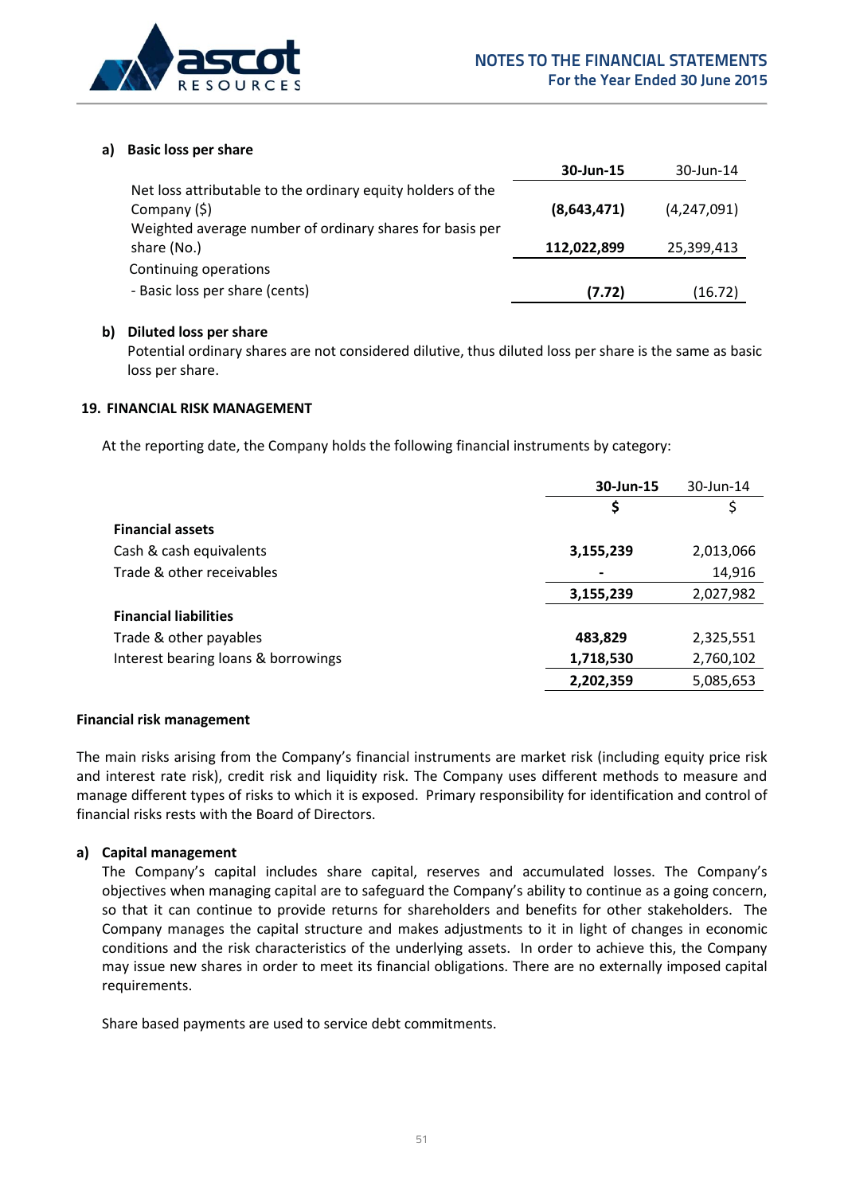**a) Basic loss per share**

| | 30-Jun-15 | 30-Jun-14 |
|---|---|---|
| Net loss attributable to the ordinary equity holders of the Company ($) | **(8,643,471)** | (4,247,091) |
| Weighted average number of ordinary shares for basis per share (No.) | **112,022,899** | 25,399,413 |
| Continuing operations | | |
| - Basic loss per share (cents) | **(7.72)** | (16.72) |

**b) Diluted loss per share**

Potential ordinary shares are not considered dilutive, thus diluted loss per share is the same as basic loss per share.

## 19. FINANCIAL RISK MANAGEMENT

At the reporting date, the Company holds the following financial instruments by category:

| | 30-Jun-15 | 30-Jun-14 |
|---|---|---|
| | **$** | $ |
| **Financial assets** | | |
| Cash & cash equivalents | **3,155,239** | 2,013,066 |
| Trade & other receivables | **-** | 14,916 |
| | **3,155,239** | 2,027,982 |
| **Financial liabilities** | | |
| Trade & other payables | **483,829** | 2,325,551 |
| Interest bearing loans & borrowings | **1,718,530** | 2,760,102 |
| | **2,202,359** | 5,085,653 |

**Financial risk management**

The main risks arising from the Company's financial instruments are market risk (including equity price risk and interest rate risk), credit risk and liquidity risk. The Company uses different methods to measure and manage different types of risks to which it is exposed. Primary responsibility for identification and control of financial risks rests with the Board of Directors.

**a) Capital management**

The Company's capital includes share capital, reserves and accumulated losses. The Company's objectives when managing capital are to safeguard the Company's ability to continue as a going concern, so that it can continue to provide returns for shareholders and benefits for other stakeholders. The Company manages the capital structure and makes adjustments to it in light of changes in economic conditions and the risk characteristics of the underlying assets. In order to achieve this, the Company may issue new shares in order to meet its financial obligations. There are no externally imposed capital requirements.

Share based payments are used to service debt commitments.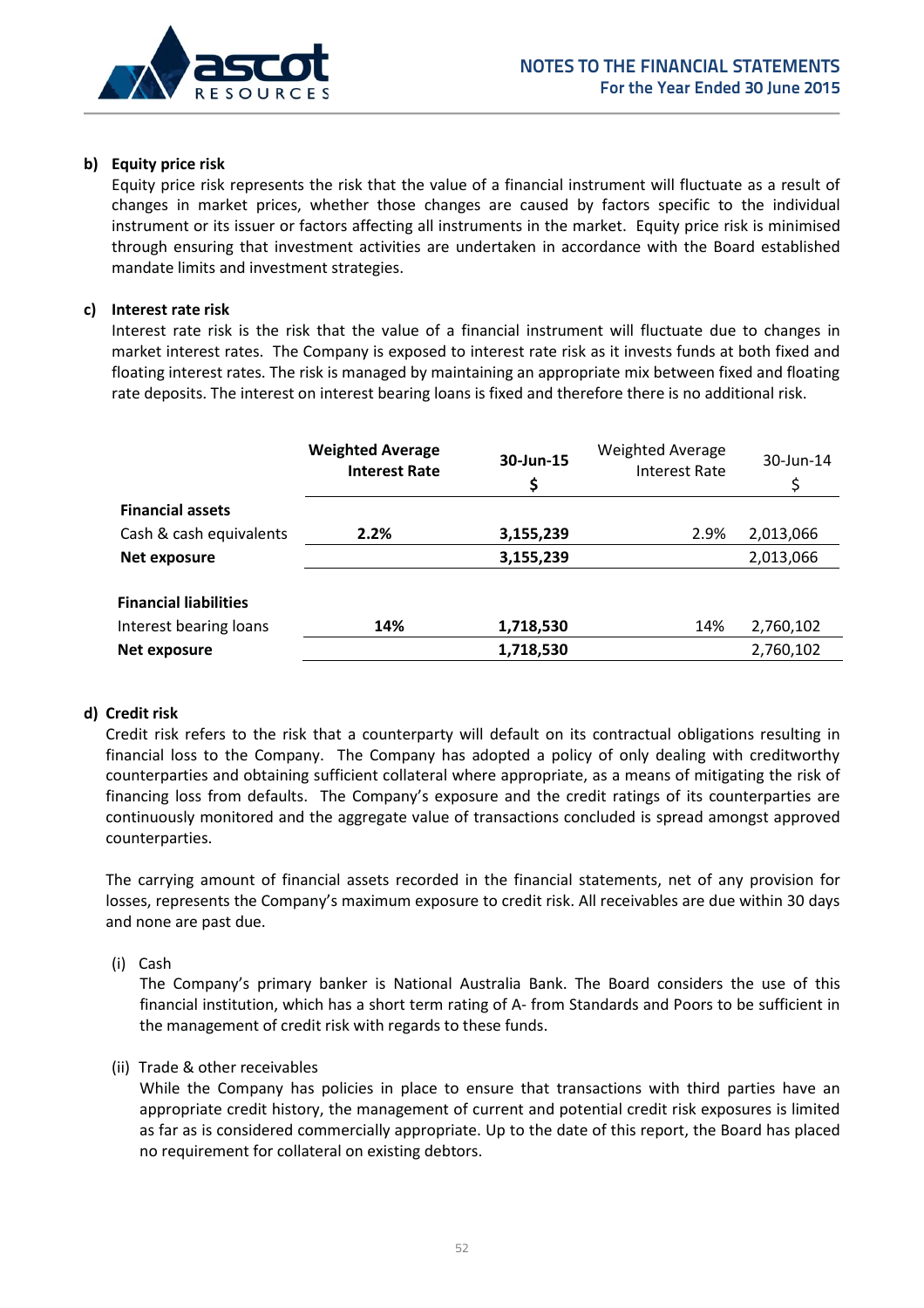**b) Equity price risk**

Equity price risk represents the risk that the value of a financial instrument will fluctuate as a result of changes in market prices, whether those changes are caused by factors specific to the individual instrument or its issuer or factors affecting all instruments in the market. Equity price risk is minimised through ensuring that investment activities are undertaken in accordance with the Board established mandate limits and investment strategies.

**c) Interest rate risk**

Interest rate risk is the risk that the value of a financial instrument will fluctuate due to changes in market interest rates. The Company is exposed to interest rate risk as it invests funds at both fixed and floating interest rates. The risk is managed by maintaining an appropriate mix between fixed and floating rate deposits. The interest on interest bearing loans is fixed and therefore there is no additional risk.

| | **Weighted Average Interest Rate** | **30-Jun-15 $** | Weighted Average Interest Rate | 30-Jun-14 $ |
|---|---|---|---|---|
| **Financial assets** | | | | |
| Cash & cash equivalents | **2.2%** | **3,155,239** | 2.9% | 2,013,066 |
| **Net exposure** | | **3,155,239** | | 2,013,066 |
| | | | | |
| **Financial liabilities** | | | | |
| Interest bearing loans | **14%** | **1,718,530** | 14% | 2,760,102 |
| **Net exposure** | | **1,718,530** | | 2,760,102 |

**d) Credit risk**

Credit risk refers to the risk that a counterparty will default on its contractual obligations resulting in financial loss to the Company. The Company has adopted a policy of only dealing with creditworthy counterparties and obtaining sufficient collateral where appropriate, as a means of mitigating the risk of financing loss from defaults. The Company's exposure and the credit ratings of its counterparties are continuously monitored and the aggregate value of transactions concluded is spread amongst approved counterparties.

The carrying amount of financial assets recorded in the financial statements, net of any provision for losses, represents the Company's maximum exposure to credit risk. All receivables are due within 30 days and none are past due.

(i) Cash

The Company's primary banker is National Australia Bank. The Board considers the use of this financial institution, which has a short term rating of A- from Standards and Poors to be sufficient in the management of credit risk with regards to these funds.

(ii) Trade & other receivables

While the Company has policies in place to ensure that transactions with third parties have an appropriate credit history, the management of current and potential credit risk exposures is limited as far as is considered commercially appropriate. Up to the date of this report, the Board has placed no requirement for collateral on existing debtors.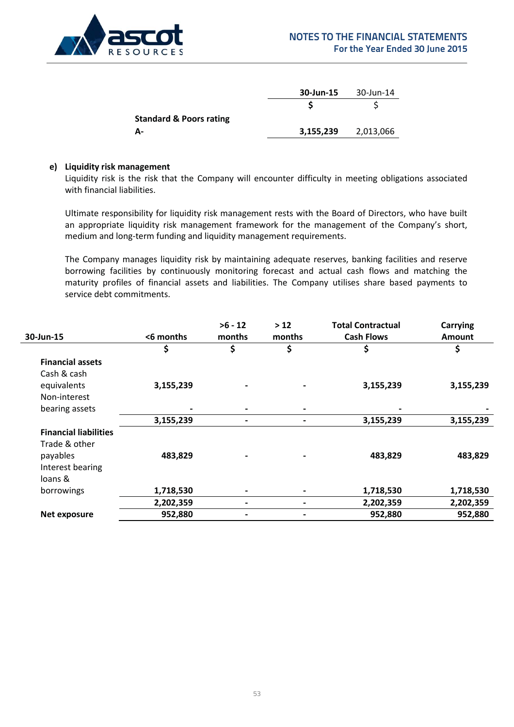| | 30-Jun-15 | 30-Jun-14 |
|---|---|---|
| | $ | $ |
| **Standard & Poors rating** | | |
| **A-** | **3,155,239** | 2,013,066 |

**e) Liquidity risk management**

Liquidity risk is the risk that the Company will encounter difficulty in meeting obligations associated with financial liabilities.

Ultimate responsibility for liquidity risk management rests with the Board of Directors, who have built an appropriate liquidity risk management framework for the management of the Company's short, medium and long-term funding and liquidity management requirements.

The Company manages liquidity risk by maintaining adequate reserves, banking facilities and reserve borrowing facilities by continuously monitoring forecast and actual cash flows and matching the maturity profiles of financial assets and liabilities. The Company utilises share based payments to service debt commitments.

| 30-Jun-15 | <6 months | >6 - 12 months | > 12 months | Total Contractual Cash Flows | Carrying Amount |
|---|---|---|---|---|---|
| | $ | $ | $ | $ | $ |
| **Financial assets** | | | | | |
| Cash & cash equivalents | 3,155,239 | - | - | 3,155,239 | 3,155,239 |
| Non-interest bearing assets | - | - | - | - | - |
| | 3,155,239 | - | - | 3,155,239 | 3,155,239 |
| **Financial liabilities** | | | | | |
| Trade & other payables | 483,829 | - | - | 483,829 | 483,829 |
| Interest bearing loans & borrowings | 1,718,530 | - | - | 1,718,530 | 1,718,530 |
| | 2,202,359 | - | - | 2,202,359 | 2,202,359 |
| **Net exposure** | 952,880 | - | - | 952,880 | 952,880 |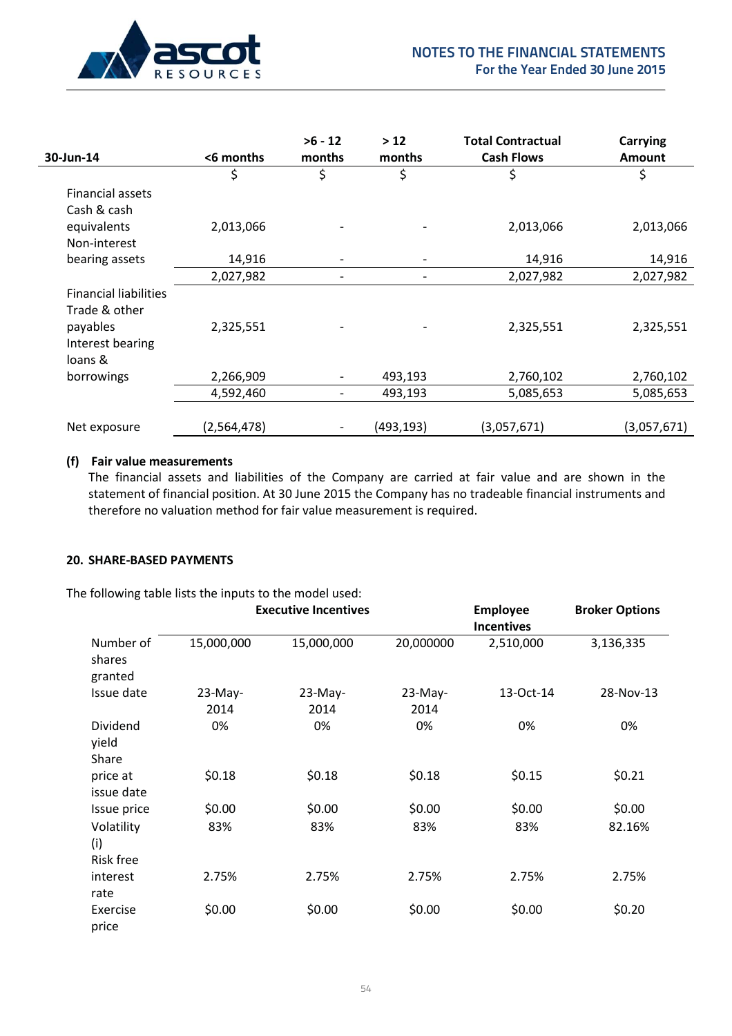| 30-Jun-14 | <6 months | >6 - 12 months | > 12 months | Total Contractual Cash Flows | Carrying Amount |
|---|---|---|---|---|---|
| | $ | $ | $ | $ | $ |
| Financial assets | | | | | |
| Cash & cash equivalents | 2,013,066 | - | - | 2,013,066 | 2,013,066 |
| Non-interest bearing assets | 14,916 | - | - | 14,916 | 14,916 |
| | 2,027,982 | - | - | 2,027,982 | 2,027,982 |
| Financial liabilities | | | | | |
| Trade & other payables | 2,325,551 | - | - | 2,325,551 | 2,325,551 |
| Interest bearing loans & borrowings | 2,266,909 | - | 493,193 | 2,760,102 | 2,760,102 |
| | 4,592,460 | - | 493,193 | 5,085,653 | 5,085,653 |
| Net exposure | (2,564,478) | - | (493,193) | (3,057,671) | (3,057,671) |

**(f) Fair value measurements**

The financial assets and liabilities of the Company are carried at fair value and are shown in the statement of financial position. At 30 June 2015 the Company has no tradeable financial instruments and therefore no valuation method for fair value measurement is required.

## 20. SHARE-BASED PAYMENTS

The following table lists the inputs to the model used:

| | Executive Incentives | | | Employee Incentives | Broker Options |
|---|---|---|---|---|---|
| Number of shares granted | 15,000,000 | 15,000,000 | 20,000000 | 2,510,000 | 3,136,335 |
| Issue date | 23-May-2014 | 23-May-2014 | 23-May-2014 | 13-Oct-14 | 28-Nov-13 |
| Dividend yield | 0% | 0% | 0% | 0% | 0% |
| Share price at issue date | $0.18 | $0.18 | $0.18 | $0.15 | $0.21 |
| Issue price | $0.00 | $0.00 | $0.00 | $0.00 | $0.00 |
| Volatility (i) | 83% | 83% | 83% | 83% | 82.16% |
| Risk free interest rate | 2.75% | 2.75% | 2.75% | 2.75% | 2.75% |
| Exercise price | $0.00 | $0.00 | $0.00 | $0.00 | $0.20 |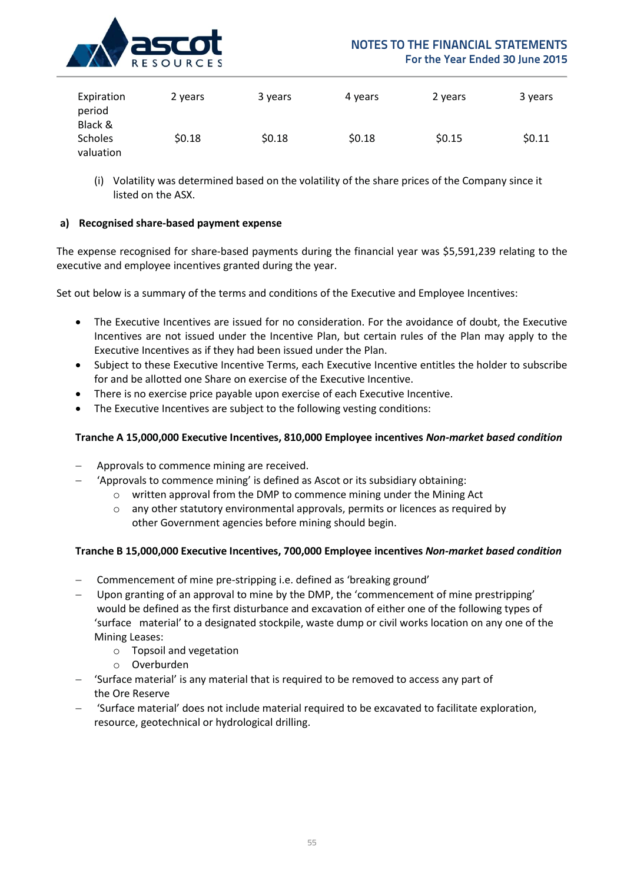| Expiration period | 2 years | 3 years | 4 years | 2 years | 3 years |
|---|---|---|---|---|---|
| Black & Scholes valuation | $0.18 | $0.18 | $0.18 | $0.15 | $0.11 |

(i) Volatility was determined based on the volatility of the share prices of the Company since it listed on the ASX.

**a) Recognised share-based payment expense**

The expense recognised for share-based payments during the financial year was $5,591,239 relating to the executive and employee incentives granted during the year.

Set out below is a summary of the terms and conditions of the Executive and Employee Incentives:

- The Executive Incentives are issued for no consideration. For the avoidance of doubt, the Executive Incentives are not issued under the Incentive Plan, but certain rules of the Plan may apply to the Executive Incentives as if they had been issued under the Plan.
- Subject to these Executive Incentive Terms, each Executive Incentive entitles the holder to subscribe for and be allotted one Share on exercise of the Executive Incentive.
- There is no exercise price payable upon exercise of each Executive Incentive.
- The Executive Incentives are subject to the following vesting conditions:

**Tranche A 15,000,000 Executive Incentives, 810,000 Employee incentives *Non-market based condition***

- Approvals to commence mining are received.
- 'Approvals to commence mining' is defined as Ascot or its subsidiary obtaining:
  - written approval from the DMP to commence mining under the Mining Act
  - any other statutory environmental approvals, permits or licences as required by other Government agencies before mining should begin.

**Tranche B 15,000,000 Executive Incentives, 700,000 Employee incentives *Non-market based condition***

- Commencement of mine pre-stripping i.e. defined as 'breaking ground'
- Upon granting of an approval to mine by the DMP, the 'commencement of mine prestripping' would be defined as the first disturbance and excavation of either one of the following types of 'surface material' to a designated stockpile, waste dump or civil works location on any one of the Mining Leases:
  - Topsoil and vegetation
  - Overburden
- 'Surface material' is any material that is required to be removed to access any part of the Ore Reserve
- 'Surface material' does not include material required to be excavated to facilitate exploration, resource, geotechnical or hydrological drilling.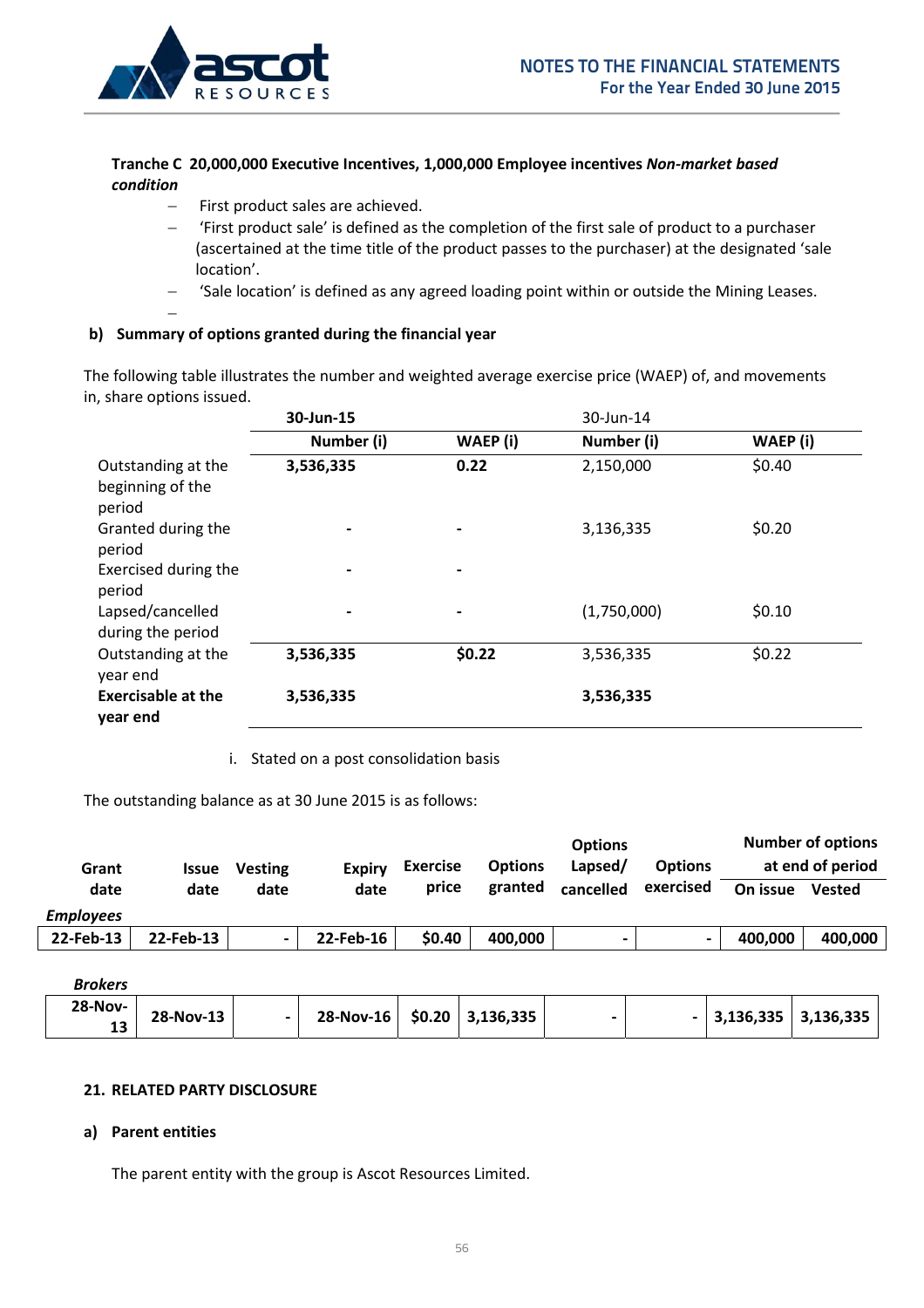**Tranche C 20,000,000 Executive Incentives, 1,000,000 Employee incentives *Non-market based condition***

- First product sales are achieved.
- 'First product sale' is defined as the completion of the first sale of product to a purchaser (ascertained at the time title of the product passes to the purchaser) at the designated 'sale location'.
- 'Sale location' is defined as any agreed loading point within or outside the Mining Leases.

**b) Summary of options granted during the financial year**

The following table illustrates the number and weighted average exercise price (WAEP) of, and movements in, share options issued.

| | **30-Jun-15** | | 30-Jun-14 | |
|---|---|---|---|---|
| | **Number (i)** | **WAEP (i)** | **Number (i)** | **WAEP (i)** |
| Outstanding at the beginning of the period | **3,536,335** | **0.22** | 2,150,000 | $0.40 |
| Granted during the period | **-** | **-** | 3,136,335 | $0.20 |
| Exercised during the period | **-** | **-** | | |
| Lapsed/cancelled during the period | **-** | **-** | (1,750,000) | $0.10 |
| Outstanding at the year end | **3,536,335** | **$0.22** | 3,536,335 | $0.22 |
| **Exercisable at the year end** | **3,536,335** | | **3,536,335** | |

i. Stated on a post consolidation basis

The outstanding balance as at 30 June 2015 is as follows:

| Grant date | Issue date | Vesting date | Expiry date | Exercise price | Options granted | Options Lapsed/ cancelled | Options exercised | Number of options at end of period On issue | Vested |
|---|---|---|---|---|---|---|---|---|---|
| ***Employees*** | | | | | | | | | |
| **22-Feb-13** | **22-Feb-13** | **-** | **22-Feb-16** | **$0.40** | **400,000** | **-** | **-** | **400,000** | **400,000** |
| ***Brokers*** | | | | | | | | | |
| **28-Nov-13** | **28-Nov-13** | **-** | **28-Nov-16** | **$0.20** | **3,136,335** | **-** | **-** | **3,136,335** | **3,136,335** |

**21. RELATED PARTY DISCLOSURE**

**a) Parent entities**

The parent entity with the group is Ascot Resources Limited.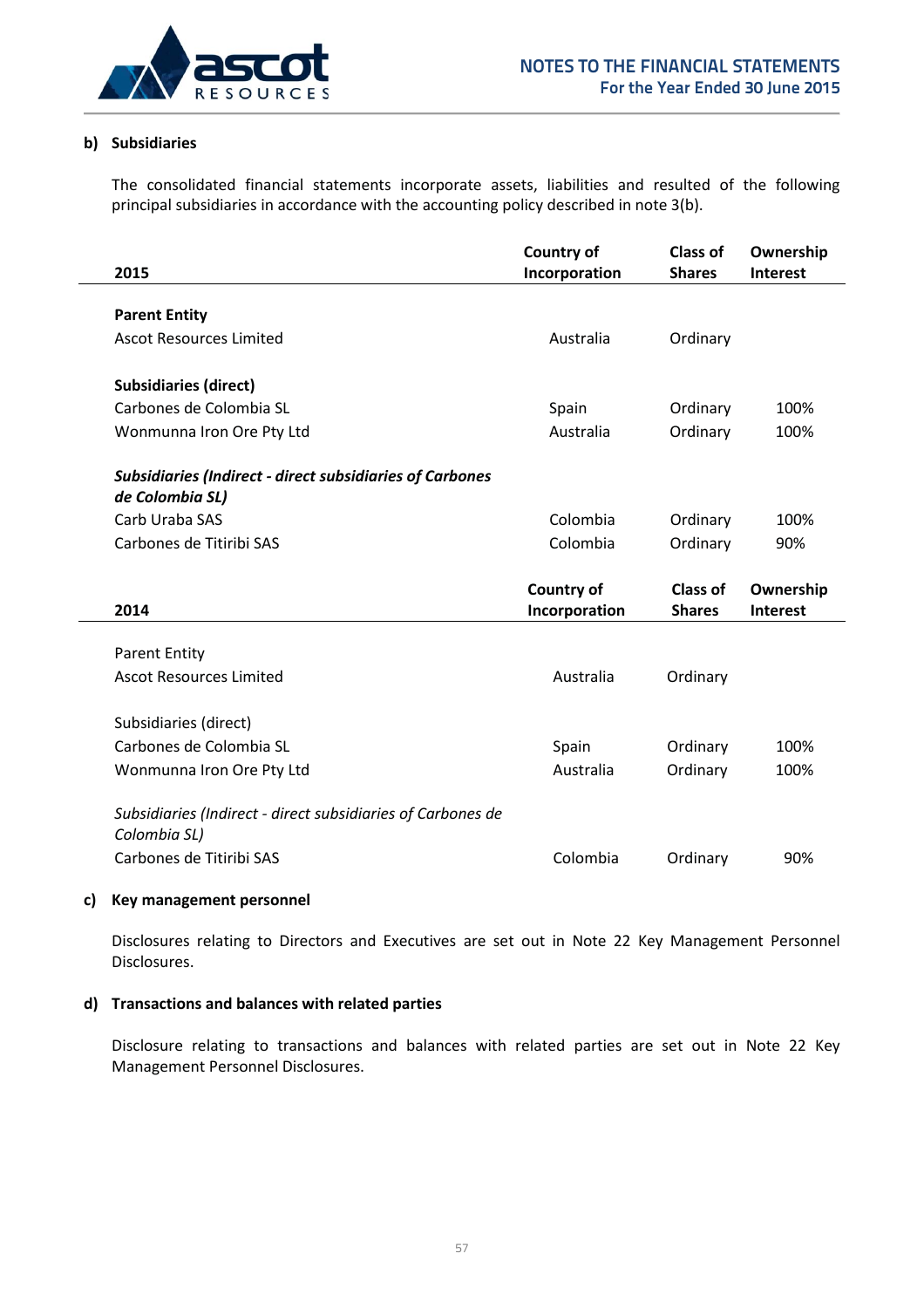### b) Subsidiaries

The consolidated financial statements incorporate assets, liabilities and resulted of the following principal subsidiaries in accordance with the accounting policy described in note 3(b).

| 2015 | Country of Incorporation | Class of Shares | Ownership Interest |
|---|---|---|---|
| **Parent Entity** | | | |
| Ascot Resources Limited | Australia | Ordinary | |
| **Subsidiaries (direct)** | | | |
| Carbones de Colombia SL | Spain | Ordinary | 100% |
| Wonmunna Iron Ore Pty Ltd | Australia | Ordinary | 100% |
| ***Subsidiaries (Indirect - direct subsidiaries of Carbones de Colombia SL)*** | | | |
| Carb Uraba SAS | Colombia | Ordinary | 100% |
| Carbones de Titiribi SAS | Colombia | Ordinary | 90% |

| 2014 | Country of Incorporation | Class of Shares | Ownership Interest |
|---|---|---|---|
| Parent Entity | | | |
| Ascot Resources Limited | Australia | Ordinary | |
| Subsidiaries (direct) | | | |
| Carbones de Colombia SL | Spain | Ordinary | 100% |
| Wonmunna Iron Ore Pty Ltd | Australia | Ordinary | 100% |
| *Subsidiaries (Indirect - direct subsidiaries of Carbones de Colombia SL)* | | | |
| Carbones de Titiribi SAS | Colombia | Ordinary | 90% |

### c) Key management personnel

Disclosures relating to Directors and Executives are set out in Note 22 Key Management Personnel Disclosures.

### d) Transactions and balances with related parties

Disclosure relating to transactions and balances with related parties are set out in Note 22 Key Management Personnel Disclosures.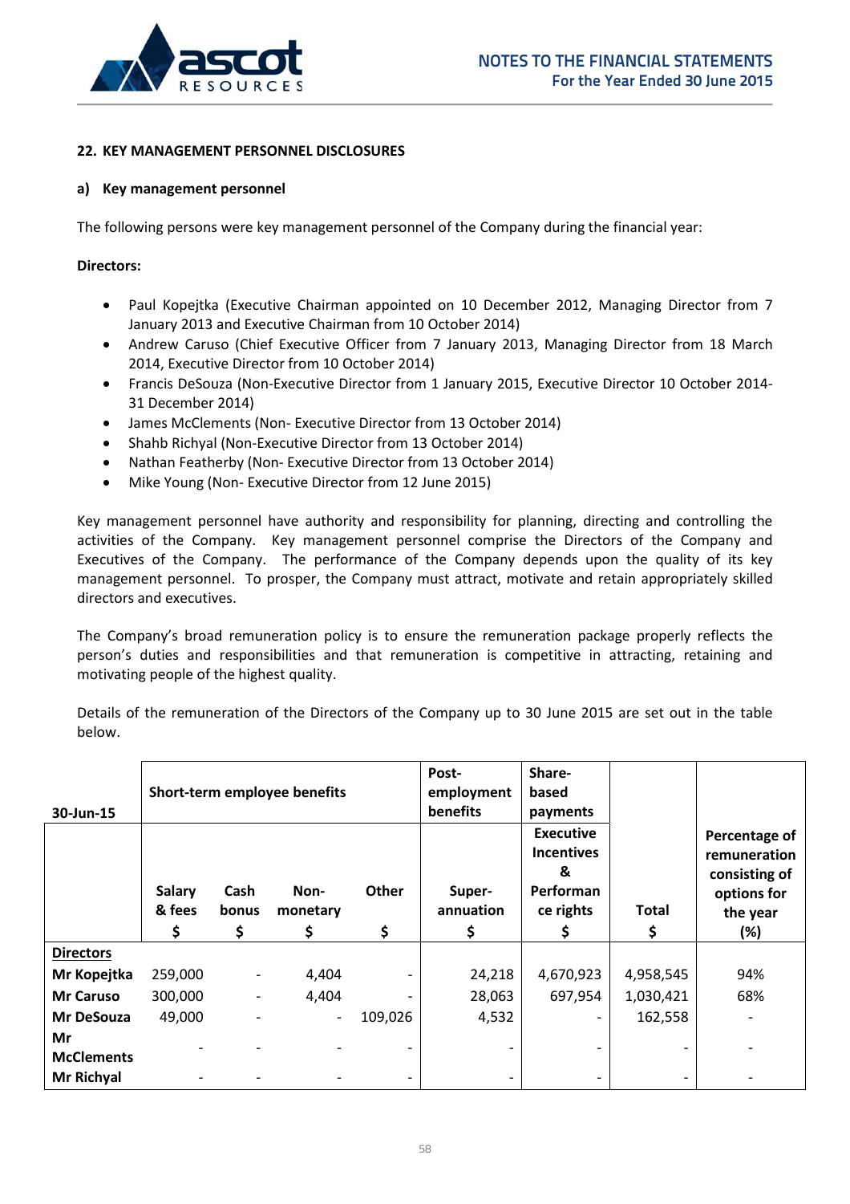## 22. KEY MANAGEMENT PERSONNEL DISCLOSURES

### a) Key management personnel

The following persons were key management personnel of the Company during the financial year:

**Directors:**

- Paul Kopejtka (Executive Chairman appointed on 10 December 2012, Managing Director from 7 January 2013 and Executive Chairman from 10 October 2014)
- Andrew Caruso (Chief Executive Officer from 7 January 2013, Managing Director from 18 March 2014, Executive Director from 10 October 2014)
- Francis DeSouza (Non-Executive Director from 1 January 2015, Executive Director 10 October 2014-31 December 2014)
- James McClements (Non- Executive Director from 13 October 2014)
- Shahb Richyal (Non-Executive Director from 13 October 2014)
- Nathan Featherby (Non- Executive Director from 13 October 2014)
- Mike Young (Non- Executive Director from 12 June 2015)

Key management personnel have authority and responsibility for planning, directing and controlling the activities of the Company. Key management personnel comprise the Directors of the Company and Executives of the Company. The performance of the Company depends upon the quality of its key management personnel. To prosper, the Company must attract, motivate and retain appropriately skilled directors and executives.

The Company's broad remuneration policy is to ensure the remuneration package properly reflects the person's duties and responsibilities and that remuneration is competitive in attracting, retaining and motivating people of the highest quality.

Details of the remuneration of the Directors of the Company up to 30 June 2015 are set out in the table below.

| 30-Jun-15 | Short-term employee benefits | | | | Post-employment benefits | Share-based payments | | |
|---|---|---|---|---|---|---|---|---|
| | Salary & fees $ | Cash bonus $ | Non-monetary $ | Other $ | Super-annuation $ | Executive Incentives & Performance rights $ | Total $ | Percentage of remuneration consisting of options for the year (%) |
| **Directors** | | | | | | | | |
| **Mr Kopejtka** | 259,000 | - | 4,404 | - | 24,218 | 4,670,923 | 4,958,545 | 94% |
| **Mr Caruso** | 300,000 | - | 4,404 | - | 28,063 | 697,954 | 1,030,421 | 68% |
| **Mr DeSouza** | 49,000 | - | - | 109,026 | 4,532 | - | 162,558 | - |
| **Mr McClements** | - | - | - | - | - | - | - | - |
| **Mr Richyal** | - | - | - | - | - | - | - | - |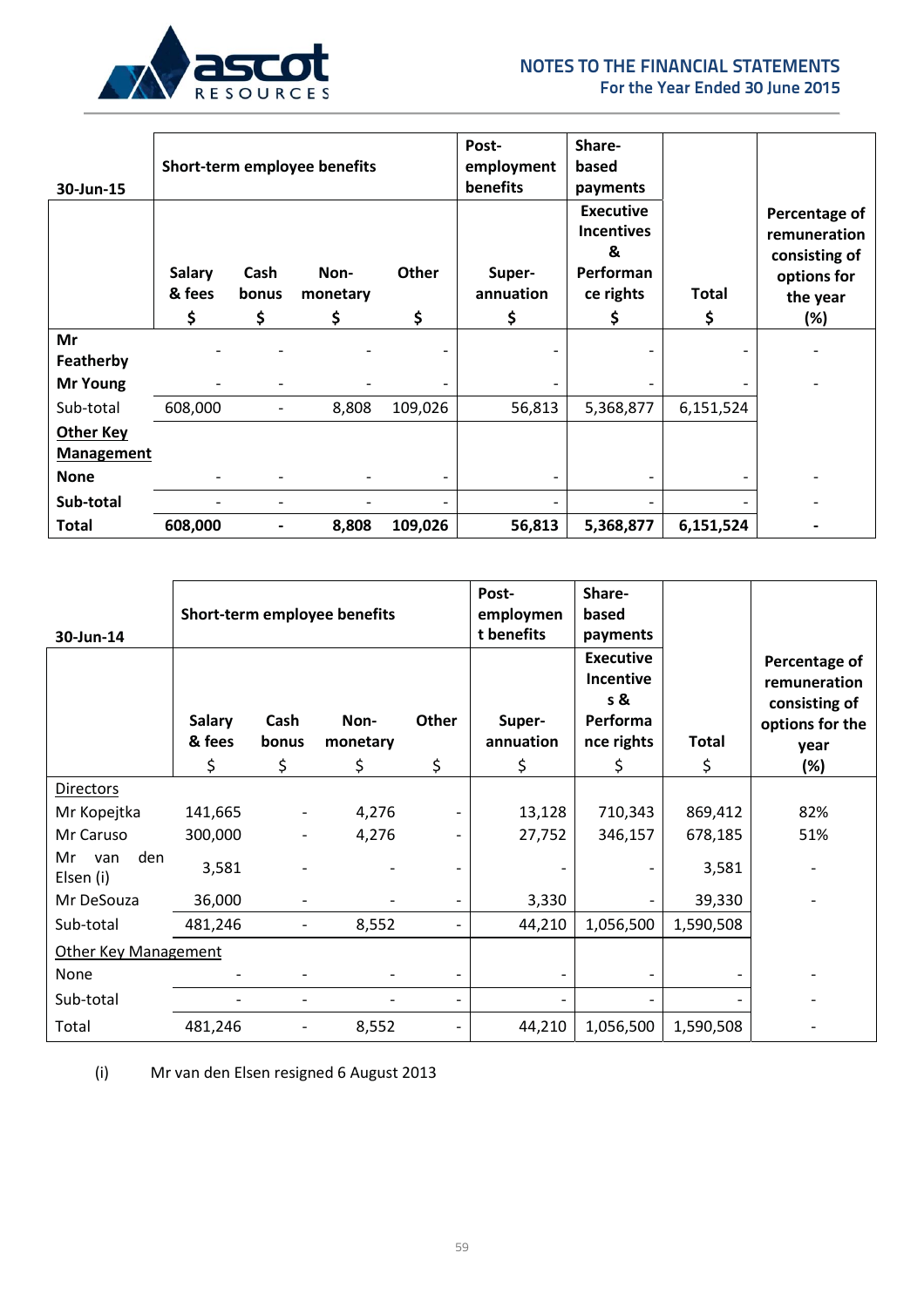| 30-Jun-15 | Short-term employee benefits | | | | Post-employment benefits | Share-based payments | | |
|---|---|---|---|---|---|---|---|---|
| | Salary & fees $ | Cash bonus $ | Non-monetary $ | Other $ | Super-annuation $ | Executive Incentives & Performance rights $ | Total $ | Percentage of remuneration consisting of options for the year (%) |
| **Mr Featherby** | - | - | - | - | - | - | - | - |
| **Mr Young** | - | - | - | - | - | - | - | - |
| Sub-total | 608,000 | - | 8,808 | 109,026 | 56,813 | 5,368,877 | 6,151,524 | |
| **Other Key Management** | | | | | | | | |
| **None** | - | - | - | - | - | - | - | - |
| **Sub-total** | - | - | - | - | - | - | - | - |
| **Total** | **608,000** | **-** | **8,808** | **109,026** | **56,813** | **5,368,877** | **6,151,524** | **-** |

| 30-Jun-14 | Short-term employee benefits | | | | Post-employment benefits | Share-based payments | | |
|---|---|---|---|---|---|---|---|---|
| | Salary & fees $ | Cash bonus $ | Non-monetary $ | Other $ | Super-annuation $ | Executive Incentives & Performance rights $ | Total $ | Percentage of remuneration consisting of options for the year (%) |
| Directors | | | | | | | | |
| Mr Kopejtka | 141,665 | - | 4,276 | - | 13,128 | 710,343 | 869,412 | 82% |
| Mr Caruso | 300,000 | - | 4,276 | - | 27,752 | 346,157 | 678,185 | 51% |
| Mr van den Elsen (i) | 3,581 | - | - | - | - | - | 3,581 | - |
| Mr DeSouza | 36,000 | - | - | - | 3,330 | - | 39,330 | - |
| Sub-total | 481,246 | - | 8,552 | - | 44,210 | 1,056,500 | 1,590,508 | |
| Other Key Management | | | | | | | | |
| None | - | - | - | - | - | - | - | - |
| Sub-total | - | - | - | - | - | - | - | - |
| Total | 481,246 | - | 8,552 | - | 44,210 | 1,056,500 | 1,590,508 | - |

(i) Mr van den Elsen resigned 6 August 2013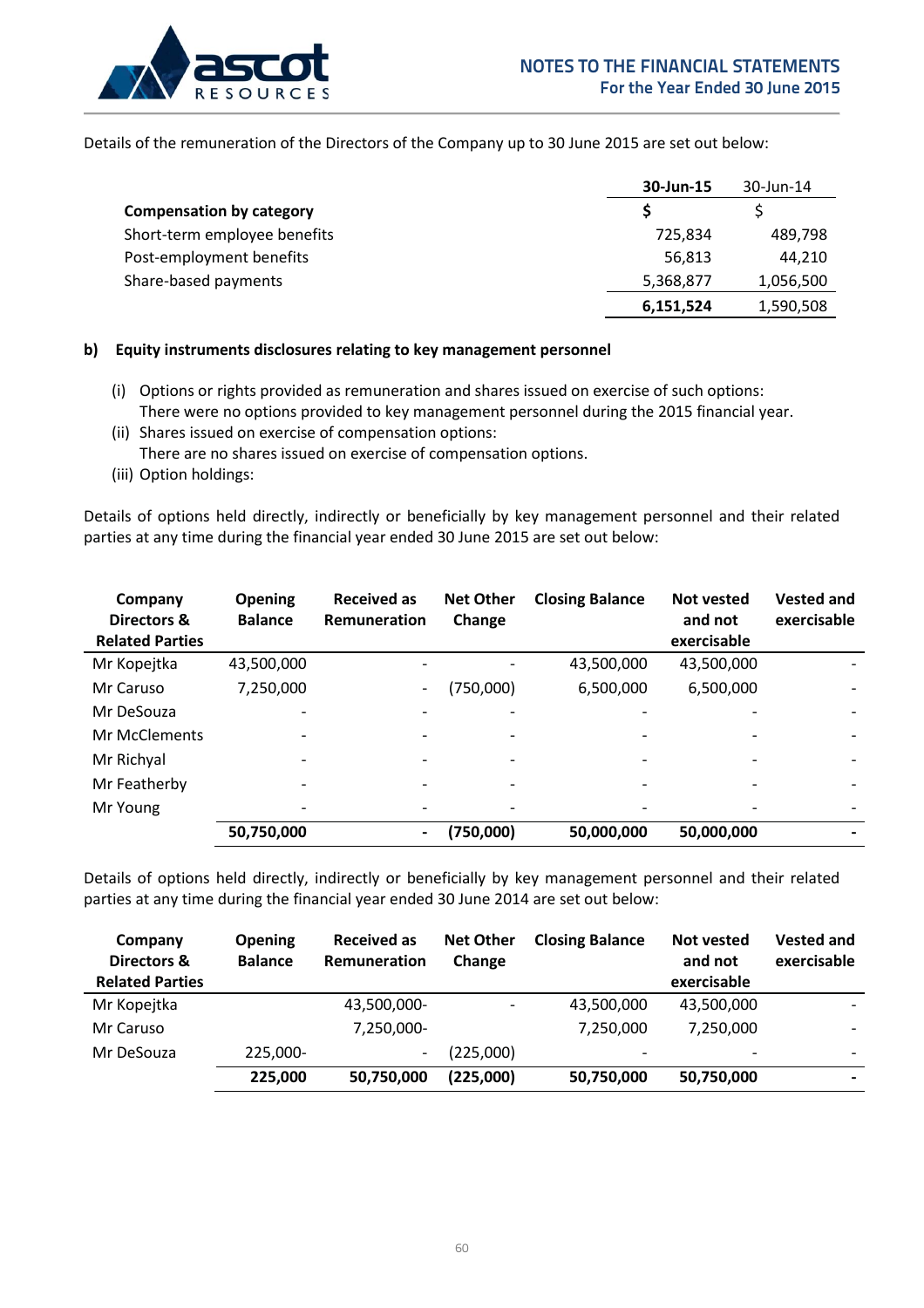Details of the remuneration of the Directors of the Company up to 30 June 2015 are set out below:

| | 30-Jun-15 | 30-Jun-14 |
|---|---|---|
| **Compensation by category** | **$** | $ |
| Short-term employee benefits | 725,834 | 489,798 |
| Post-employment benefits | 56,813 | 44,210 |
| Share-based payments | 5,368,877 | 1,056,500 |
| | **6,151,524** | 1,590,508 |

**b) Equity instruments disclosures relating to key management personnel**

(i) Options or rights provided as remuneration and shares issued on exercise of such options:
There were no options provided to key management personnel during the 2015 financial year.

(ii) Shares issued on exercise of compensation options:
There are no shares issued on exercise of compensation options.

(iii) Option holdings:

Details of options held directly, indirectly or beneficially by key management personnel and their related parties at any time during the financial year ended 30 June 2015 are set out below:

| Company Directors & Related Parties | Opening Balance | Received as Remuneration | Net Other Change | Closing Balance | Not vested and not exercisable | Vested and exercisable |
|---|---|---|---|---|---|---|
| Mr Kopejtka | 43,500,000 | - | - | 43,500,000 | 43,500,000 | - |
| Mr Caruso | 7,250,000 | - | (750,000) | 6,500,000 | 6,500,000 | - |
| Mr DeSouza | - | - | - | - | - | - |
| Mr McClements | - | - | - | - | - | - |
| Mr Richyal | - | - | - | - | - | - |
| Mr Featherby | - | - | - | - | - | - |
| Mr Young | - | - | - | - | - | - |
| | **50,750,000** | **-** | **(750,000)** | **50,000,000** | **50,000,000** | **-** |

Details of options held directly, indirectly or beneficially by key management personnel and their related parties at any time during the financial year ended 30 June 2014 are set out below:

| Company Directors & Related Parties | Opening Balance | Received as Remuneration | Net Other Change | Closing Balance | Not vested and not exercisable | Vested and exercisable |
|---|---|---|---|---|---|---|
| Mr Kopejtka | | 43,500,000- | - | 43,500,000 | 43,500,000 | - |
| Mr Caruso | | 7,250,000- | | 7,250,000 | 7,250,000 | - |
| Mr DeSouza | 225,000- | - | (225,000) | - | - | - |
| | **225,000** | **50,750,000** | **(225,000)** | **50,750,000** | **50,750,000** | **-** |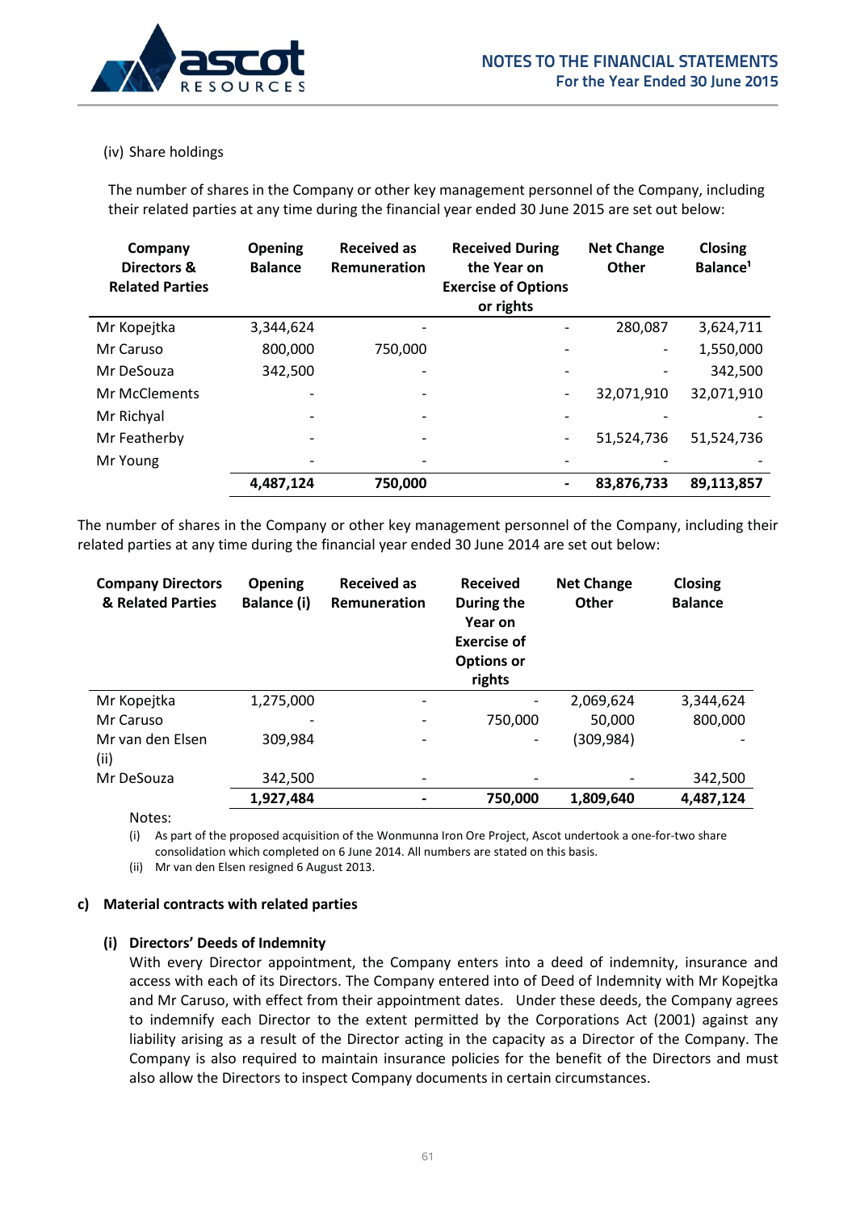(iv) Share holdings

The number of shares in the Company or other key management personnel of the Company, including their related parties at any time during the financial year ended 30 June 2015 are set out below:

| Company Directors & Related Parties | Opening Balance | Received as Remuneration | Received During the Year on Exercise of Options or rights | Net Change Other | Closing Balance[1] |
|---|---|---|---|---|---|
| Mr Kopejtka | 3,344,624 | - | - | 280,087 | 3,624,711 |
| Mr Caruso | 800,000 | 750,000 | - | - | 1,550,000 |
| Mr DeSouza | 342,500 | - | - | - | 342,500 |
| Mr McClements | - | - | - | 32,071,910 | 32,071,910 |
| Mr Richyal | - | - | - | - | - |
| Mr Featherby | - | - | - | 51,524,736 | 51,524,736 |
| Mr Young | - | - | - | - | - |
| | **4,487,124** | **750,000** | **-** | **83,876,733** | **89,113,857** |

The number of shares in the Company or other key management personnel of the Company, including their related parties at any time during the financial year ended 30 June 2014 are set out below:

| Company Directors & Related Parties | Opening Balance (i) | Received as Remuneration | Received During the Year on Exercise of Options or rights | Net Change Other | Closing Balance |
|---|---|---|---|---|---|
| Mr Kopejtka | 1,275,000 | - | - | 2,069,624 | 3,344,624 |
| Mr Caruso | - | - | 750,000 | 50,000 | 800,000 |
| Mr van den Elsen (ii) | 309,984 | - | - | (309,984) | - |
| Mr DeSouza | 342,500 | - | - | - | 342,500 |
| | **1,927,484** | **-** | **750,000** | **1,809,640** | **4,487,124** |

Notes:

(i) As part of the proposed acquisition of the Wonmunna Iron Ore Project, Ascot undertook a one-for-two share consolidation which completed on 6 June 2014. All numbers are stated on this basis.

(ii) Mr van den Elsen resigned 6 August 2013.

### c) Material contracts with related parties

#### (i) Directors' Deeds of Indemnity

With every Director appointment, the Company enters into a deed of indemnity, insurance and access with each of its Directors. The Company entered into of Deed of Indemnity with Mr Kopejtka and Mr Caruso, with effect from their appointment dates. Under these deeds, the Company agrees to indemnify each Director to the extent permitted by the Corporations Act (2001) against any liability arising as a result of the Director acting in the capacity as a Director of the Company. The Company is also required to maintain insurance policies for the benefit of the Directors and must also allow the Directors to inspect Company documents in certain circumstances.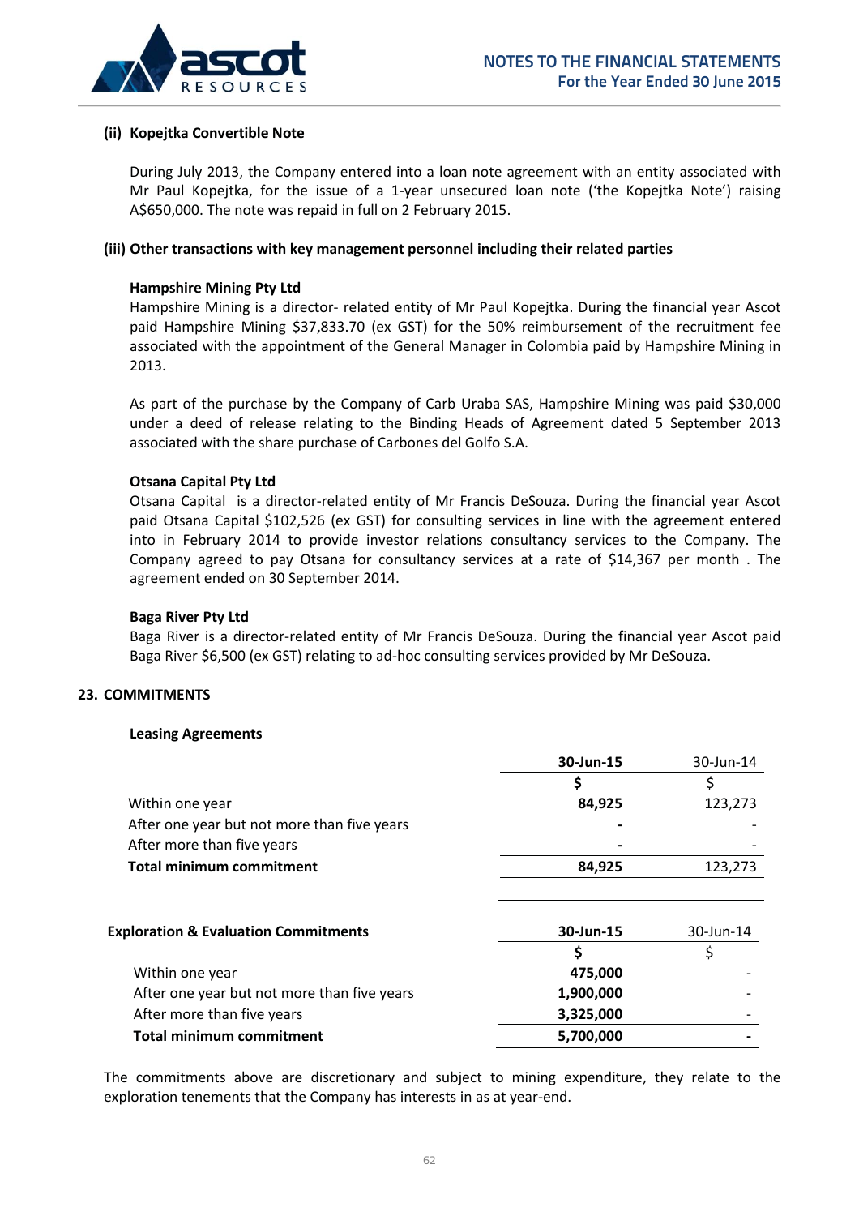**(ii) Kopejtka Convertible Note**

During July 2013, the Company entered into a loan note agreement with an entity associated with Mr Paul Kopejtka, for the issue of a 1-year unsecured loan note ('the Kopejtka Note') raising A$650,000. The note was repaid in full on 2 February 2015.

**(iii) Other transactions with key management personnel including their related parties**

**Hampshire Mining Pty Ltd**
Hampshire Mining is a director- related entity of Mr Paul Kopejtka. During the financial year Ascot paid Hampshire Mining $37,833.70 (ex GST) for the 50% reimbursement of the recruitment fee associated with the appointment of the General Manager in Colombia paid by Hampshire Mining in 2013.

As part of the purchase by the Company of Carb Uraba SAS, Hampshire Mining was paid $30,000 under a deed of release relating to the Binding Heads of Agreement dated 5 September 2013 associated with the share purchase of Carbones del Golfo S.A.

**Otsana Capital Pty Ltd**
Otsana Capital is a director-related entity of Mr Francis DeSouza. During the financial year Ascot paid Otsana Capital $102,526 (ex GST) for consulting services in line with the agreement entered into in February 2014 to provide investor relations consultancy services to the Company. The Company agreed to pay Otsana for consultancy services at a rate of $14,367 per month . The agreement ended on 30 September 2014.

**Baga River Pty Ltd**
Baga River is a director-related entity of Mr Francis DeSouza. During the financial year Ascot paid Baga River $6,500 (ex GST) relating to ad-hoc consulting services provided by Mr DeSouza.

## 23. COMMITMENTS

**Leasing Agreements**

| | **30-Jun-15** | 30-Jun-14 |
|---|---|---|
| | **$** | $ |
| Within one year | **84,925** | 123,273 |
| After one year but not more than five years | **-** | - |
| After more than five years | **-** | - |
| **Total minimum commitment** | **84,925** | 123,273 |

| **Exploration & Evaluation Commitments** | **30-Jun-15** | 30-Jun-14 |
|---|---|---|
| | **$** | $ |
| Within one year | **475,000** | - |
| After one year but not more than five years | **1,900,000** | - |
| After more than five years | **3,325,000** | - |
| **Total minimum commitment** | **5,700,000** | **-** |

The commitments above are discretionary and subject to mining expenditure, they relate to the exploration tenements that the Company has interests in as at year-end.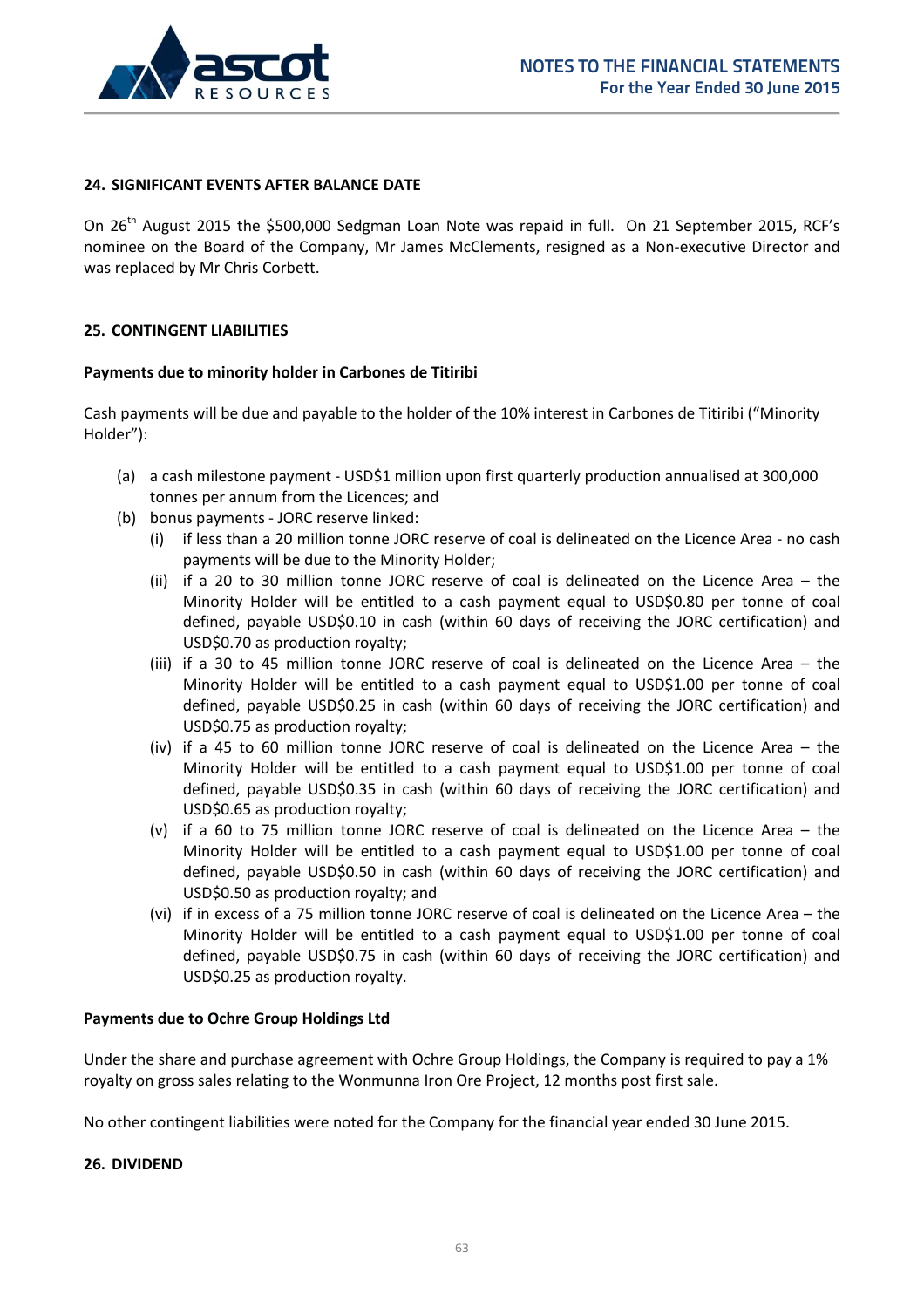## 24. SIGNIFICANT EVENTS AFTER BALANCE DATE

On 26th August 2015 the $500,000 Sedgman Loan Note was repaid in full. On 21 September 2015, RCF's nominee on the Board of the Company, Mr James McClements, resigned as a Non-executive Director and was replaced by Mr Chris Corbett.

## 25. CONTINGENT LIABILITIES

**Payments due to minority holder in Carbones de Titiribi**

Cash payments will be due and payable to the holder of the 10% interest in Carbones de Titiribi ("Minority Holder"):

(a) a cash milestone payment - USD$1 million upon first quarterly production annualised at 300,000 tonnes per annum from the Licences; and

(b) bonus payments - JORC reserve linked:

  (i) if less than a 20 million tonne JORC reserve of coal is delineated on the Licence Area - no cash payments will be due to the Minority Holder;

  (ii) if a 20 to 30 million tonne JORC reserve of coal is delineated on the Licence Area – the Minority Holder will be entitled to a cash payment equal to USD$0.80 per tonne of coal defined, payable USD$0.10 in cash (within 60 days of receiving the JORC certification) and USD$0.70 as production royalty;

  (iii) if a 30 to 45 million tonne JORC reserve of coal is delineated on the Licence Area – the Minority Holder will be entitled to a cash payment equal to USD$1.00 per tonne of coal defined, payable USD$0.25 in cash (within 60 days of receiving the JORC certification) and USD$0.75 as production royalty;

  (iv) if a 45 to 60 million tonne JORC reserve of coal is delineated on the Licence Area – the Minority Holder will be entitled to a cash payment equal to USD$1.00 per tonne of coal defined, payable USD$0.35 in cash (within 60 days of receiving the JORC certification) and USD$0.65 as production royalty;

  (v) if a 60 to 75 million tonne JORC reserve of coal is delineated on the Licence Area – the Minority Holder will be entitled to a cash payment equal to USD$1.00 per tonne of coal defined, payable USD$0.50 in cash (within 60 days of receiving the JORC certification) and USD$0.50 as production royalty; and

  (vi) if in excess of a 75 million tonne JORC reserve of coal is delineated on the Licence Area – the Minority Holder will be entitled to a cash payment equal to USD$1.00 per tonne of coal defined, payable USD$0.75 in cash (within 60 days of receiving the JORC certification) and USD$0.25 as production royalty.

**Payments due to Ochre Group Holdings Ltd**

Under the share and purchase agreement with Ochre Group Holdings, the Company is required to pay a 1% royalty on gross sales relating to the Wonmunna Iron Ore Project, 12 months post first sale.

No other contingent liabilities were noted for the Company for the financial year ended 30 June 2015.

## 26. DIVIDEND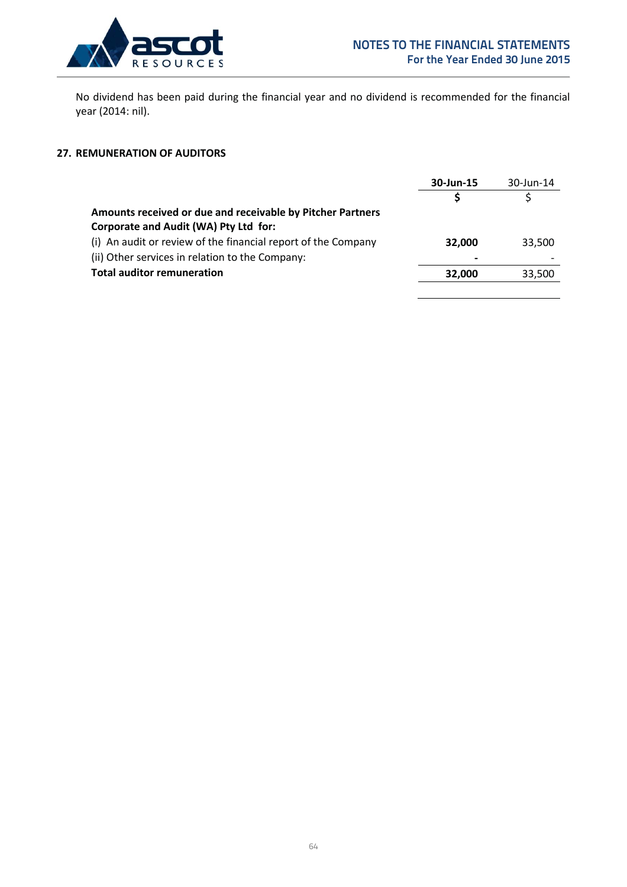No dividend has been paid during the financial year and no dividend is recommended for the financial year (2014: nil).

## 27. REMUNERATION OF AUDITORS

| | **30-Jun-15** | 30-Jun-14 |
|---|---|---|
| | **$** | $ |
| **Amounts received or due and receivable by Pitcher Partners Corporate and Audit (WA) Pty Ltd for:** | | |
| (i) An audit or review of the financial report of the Company | **32,000** | 33,500 |
| (ii) Other services in relation to the Company: | **-** | - |
| **Total auditor remuneration** | **32,000** | 33,500 |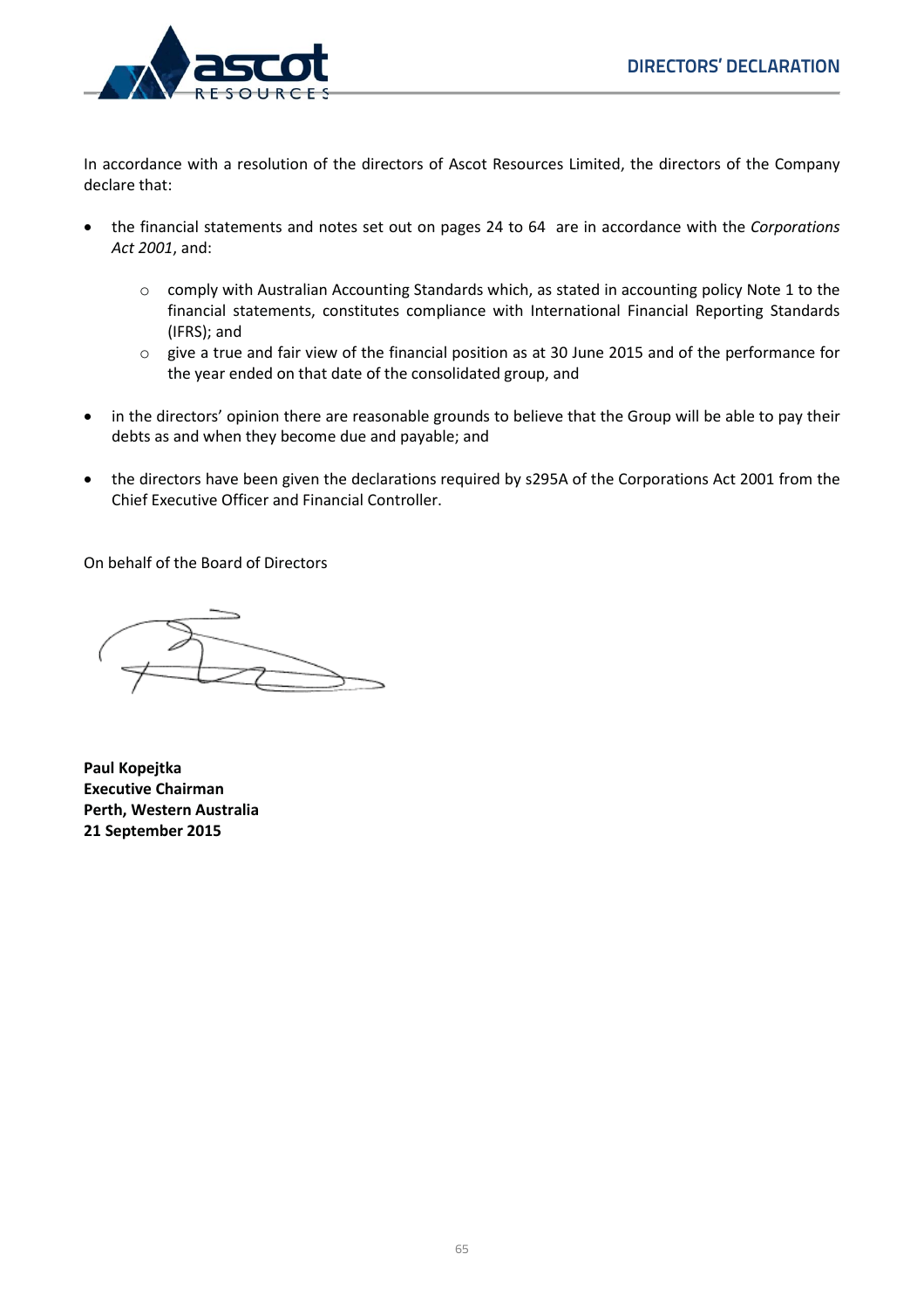# DIRECTORS' DECLARATION

In accordance with a resolution of the directors of Ascot Resources Limited, the directors of the Company declare that:

- the financial statements and notes set out on pages 24 to 64 are in accordance with the *Corporations Act 2001*, and:
  - comply with Australian Accounting Standards which, as stated in accounting policy Note 1 to the financial statements, constitutes compliance with International Financial Reporting Standards (IFRS); and
  - give a true and fair view of the financial position as at 30 June 2015 and of the performance for the year ended on that date of the consolidated group, and

- in the directors' opinion there are reasonable grounds to believe that the Group will be able to pay their debts as and when they become due and payable; and

- the directors have been given the declarations required by s295A of the Corporations Act 2001 from the Chief Executive Officer and Financial Controller.

On behalf of the Board of Directors

**Paul Kopejtka**
**Executive Chairman**
**Perth, Western Australia**
**21 September 2015**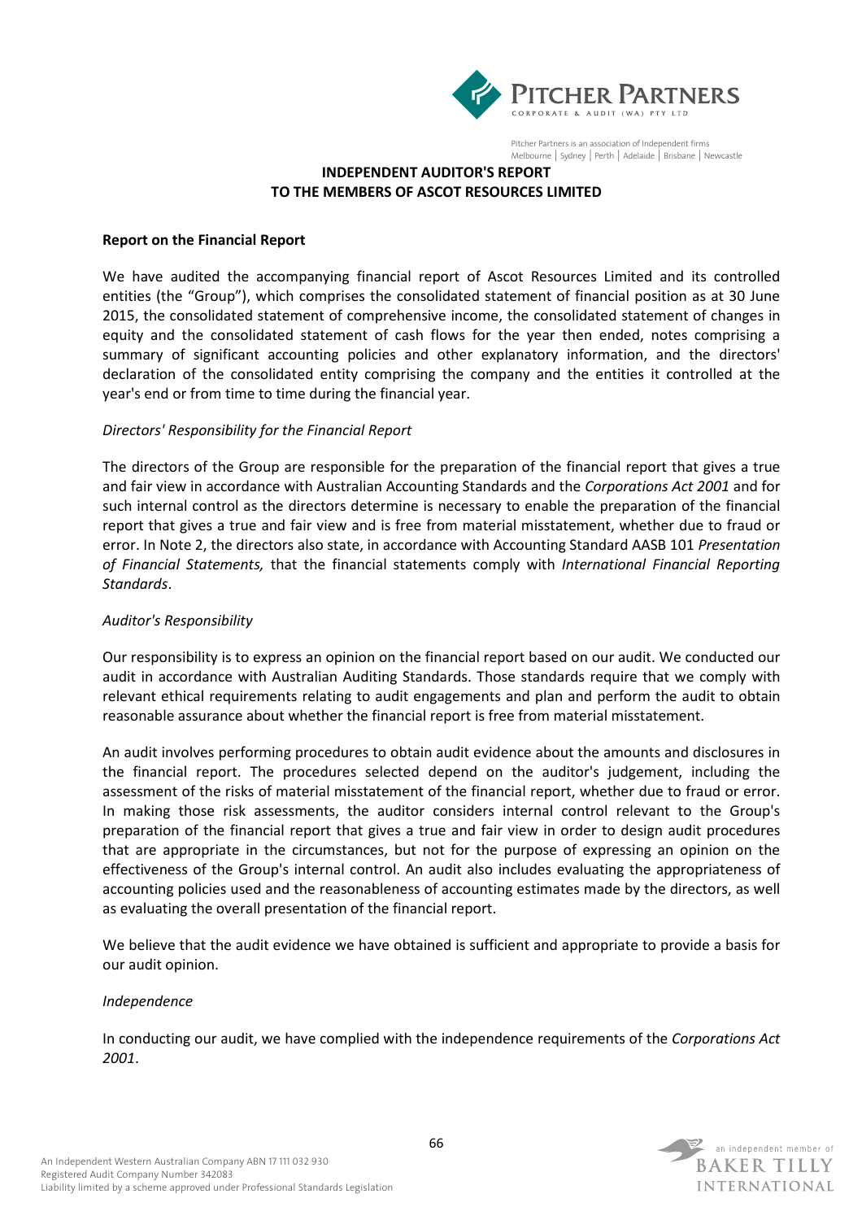**INDEPENDENT AUDITOR'S REPORT**
**TO THE MEMBERS OF ASCOT RESOURCES LIMITED**

**Report on the Financial Report**

We have audited the accompanying financial report of Ascot Resources Limited and its controlled entities (the "Group"), which comprises the consolidated statement of financial position as at 30 June 2015, the consolidated statement of comprehensive income, the consolidated statement of changes in equity and the consolidated statement of cash flows for the year then ended, notes comprising a summary of significant accounting policies and other explanatory information, and the directors' declaration of the consolidated entity comprising the company and the entities it controlled at the year's end or from time to time during the financial year.

*Directors' Responsibility for the Financial Report*

The directors of the Group are responsible for the preparation of the financial report that gives a true and fair view in accordance with Australian Accounting Standards and the *Corporations Act 2001* and for such internal control as the directors determine is necessary to enable the preparation of the financial report that gives a true and fair view and is free from material misstatement, whether due to fraud or error. In Note 2, the directors also state, in accordance with Accounting Standard AASB 101 *Presentation of Financial Statements,* that the financial statements comply with *International Financial Reporting Standards*.

*Auditor's Responsibility*

Our responsibility is to express an opinion on the financial report based on our audit. We conducted our audit in accordance with Australian Auditing Standards. Those standards require that we comply with relevant ethical requirements relating to audit engagements and plan and perform the audit to obtain reasonable assurance about whether the financial report is free from material misstatement.

An audit involves performing procedures to obtain audit evidence about the amounts and disclosures in the financial report. The procedures selected depend on the auditor's judgement, including the assessment of the risks of material misstatement of the financial report, whether due to fraud or error. In making those risk assessments, the auditor considers internal control relevant to the Group's preparation of the financial report that gives a true and fair view in order to design audit procedures that are appropriate in the circumstances, but not for the purpose of expressing an opinion on the effectiveness of the Group's internal control. An audit also includes evaluating the appropriateness of accounting policies used and the reasonableness of accounting estimates made by the directors, as well as evaluating the overall presentation of the financial report.

We believe that the audit evidence we have obtained is sufficient and appropriate to provide a basis for our audit opinion.

*Independence*

In conducting our audit, we have complied with the independence requirements of the *Corporations Act 2001*.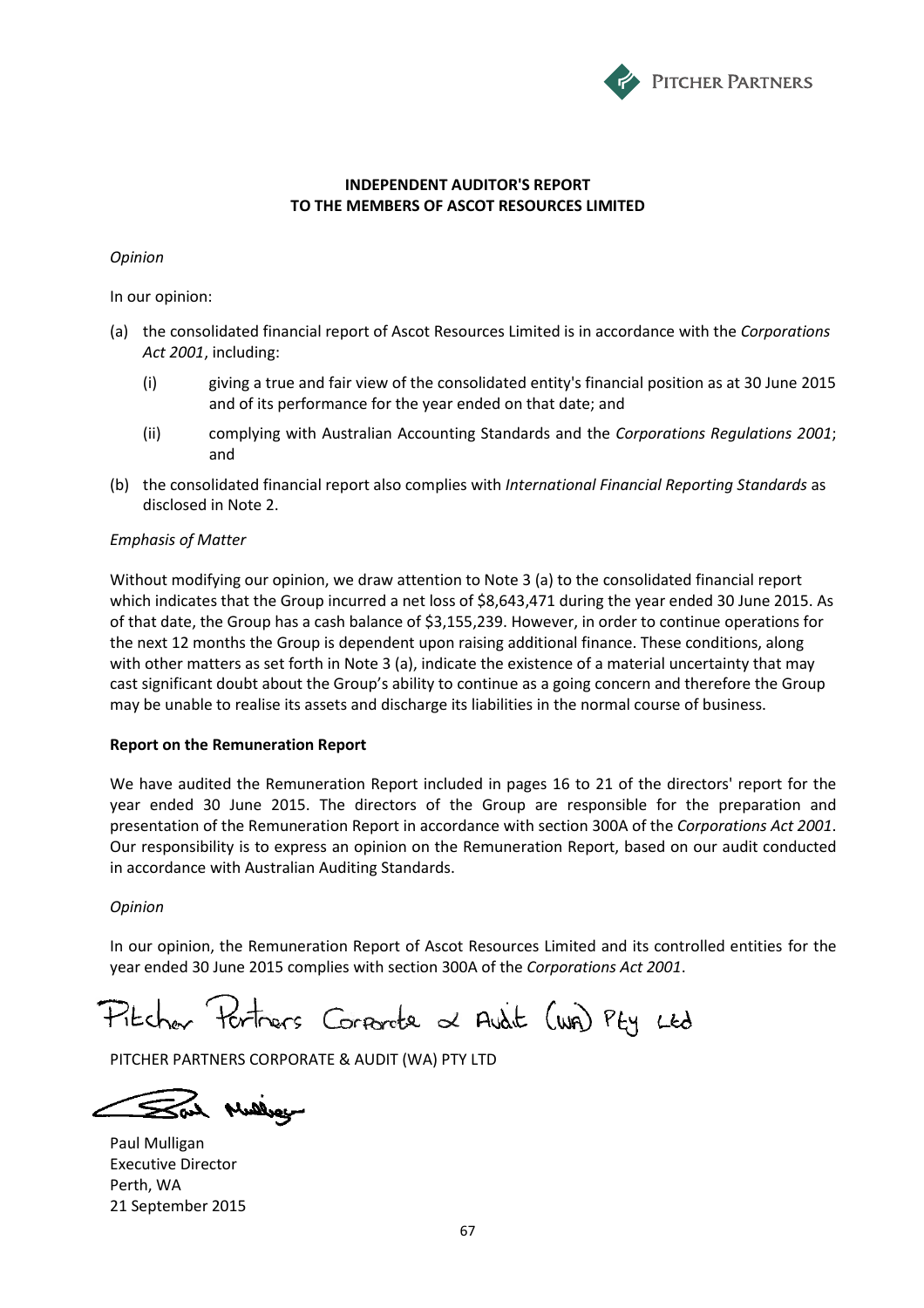PITCHER PARTNERS

**INDEPENDENT AUDITOR'S REPORT**
**TO THE MEMBERS OF ASCOT RESOURCES LIMITED**

*Opinion*

In our opinion:

(a) the consolidated financial report of Ascot Resources Limited is in accordance with the *Corporations Act 2001*, including:

  (i) giving a true and fair view of the consolidated entity's financial position as at 30 June 2015 and of its performance for the year ended on that date; and

  (ii) complying with Australian Accounting Standards and the *Corporations Regulations 2001*; and

(b) the consolidated financial report also complies with *International Financial Reporting Standards* as disclosed in Note 2.

*Emphasis of Matter*

Without modifying our opinion, we draw attention to Note 3 (a) to the consolidated financial report which indicates that the Group incurred a net loss of $8,643,471 during the year ended 30 June 2015. As of that date, the Group has a cash balance of $3,155,239. However, in order to continue operations for the next 12 months the Group is dependent upon raising additional finance. These conditions, along with other matters as set forth in Note 3 (a), indicate the existence of a material uncertainty that may cast significant doubt about the Group's ability to continue as a going concern and therefore the Group may be unable to realise its assets and discharge its liabilities in the normal course of business.

**Report on the Remuneration Report**

We have audited the Remuneration Report included in pages 16 to 21 of the directors' report for the year ended 30 June 2015. The directors of the Group are responsible for the preparation and presentation of the Remuneration Report in accordance with section 300A of the *Corporations Act 2001*. Our responsibility is to express an opinion on the Remuneration Report, based on our audit conducted in accordance with Australian Auditing Standards.

*Opinion*

In our opinion, the Remuneration Report of Ascot Resources Limited and its controlled entities for the year ended 30 June 2015 complies with section 300A of the *Corporations Act 2001*.

Pitcher Partners Corporate & Audit (WA) Pty Ltd

PITCHER PARTNERS CORPORATE & AUDIT (WA) PTY LTD

Paul Mulligan

Paul Mulligan
Executive Director
Perth, WA
21 September 2015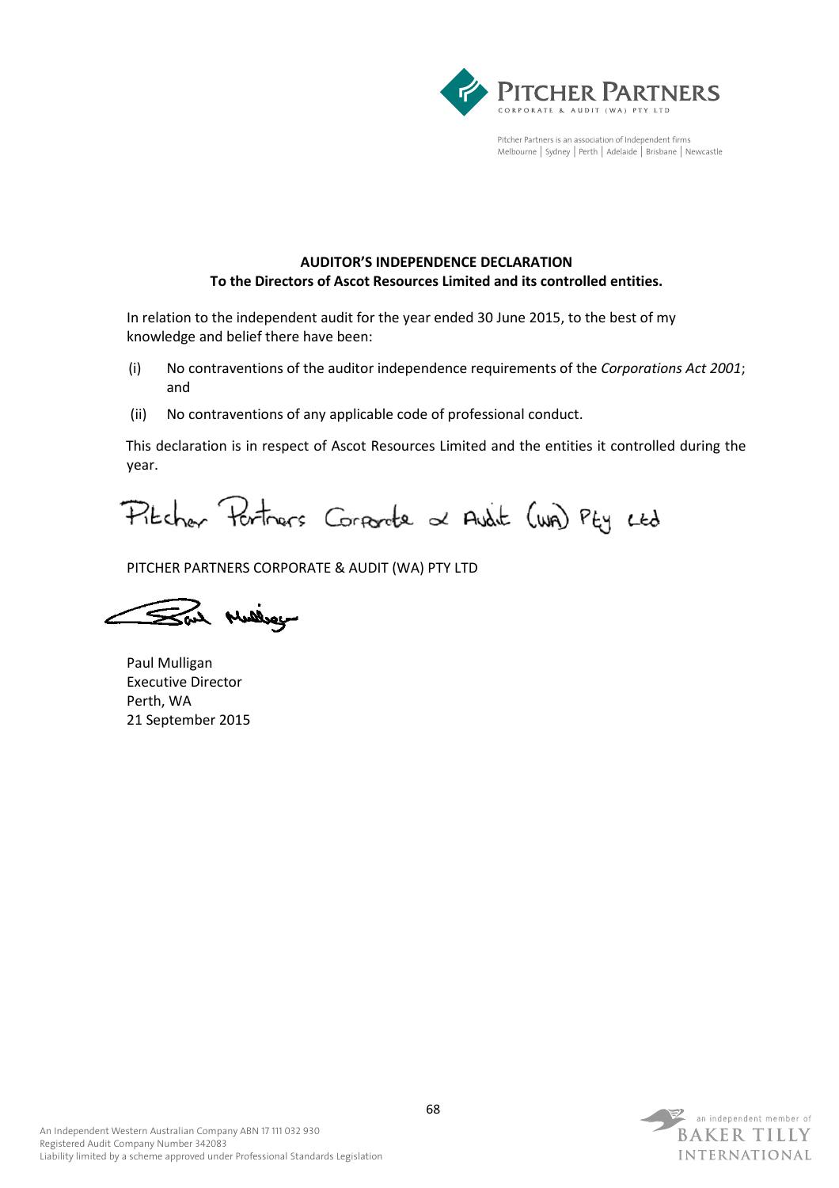**PITCHER PARTNERS**
CORPORATE & AUDIT (WA) PTY LTD

Pitcher Partners is an association of independent firms
Melbourne | Sydney | Perth | Adelaide | Brisbane | Newcastle

**AUDITOR'S INDEPENDENCE DECLARATION**
**To the Directors of Ascot Resources Limited and its controlled entities.**

In relation to the independent audit for the year ended 30 June 2015, to the best of my knowledge and belief there have been:

(i) No contraventions of the auditor independence requirements of the *Corporations Act 2001*; and

(ii) No contraventions of any applicable code of professional conduct.

This declaration is in respect of Ascot Resources Limited and the entities it controlled during the year.

Pitcher Partners Corporate & Audit (WA) Pty Ltd

PITCHER PARTNERS CORPORATE & AUDIT (WA) PTY LTD

Paul Mulligan

Paul Mulligan
Executive Director
Perth, WA
21 September 2015

An Independent Western Australian Company ABN 17 111 032 930
Registered Audit Company Number 342083
Liability limited by a scheme approved under Professional Standards Legislation

an independent member of
BAKER TILLY
INTERNATIONAL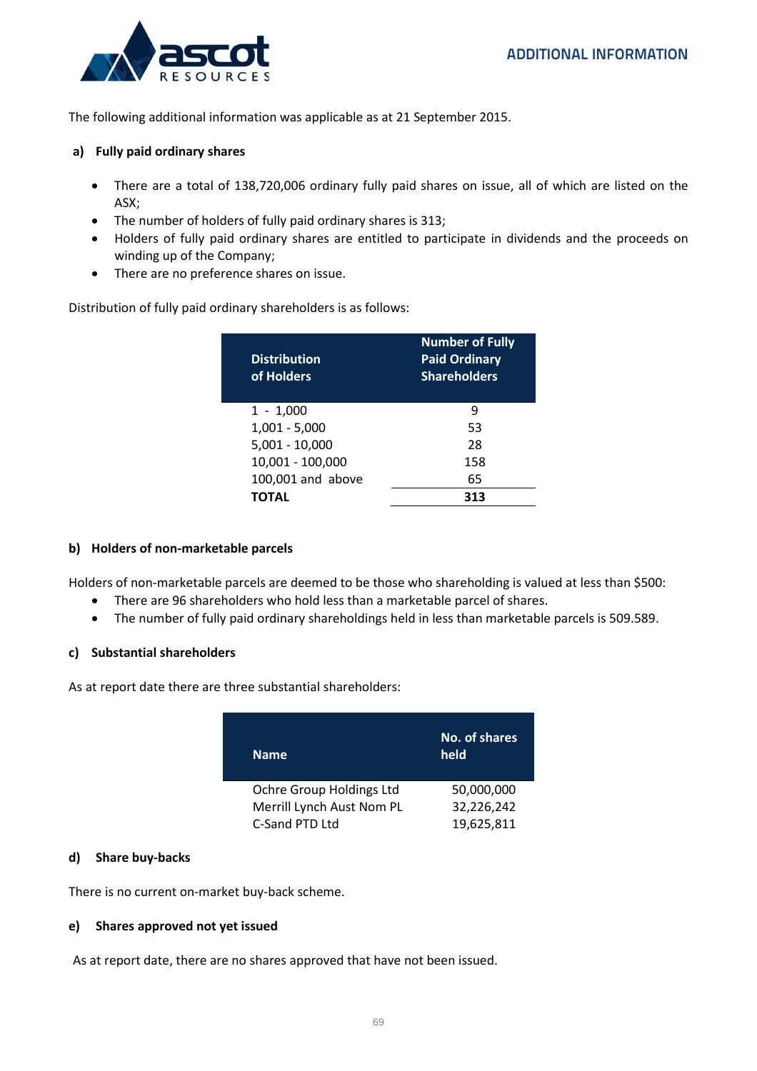# ADDITIONAL INFORMATION

The following additional information was applicable as at 21 September 2015.

## a) Fully paid ordinary shares

- There are a total of 138,720,006 ordinary fully paid shares on issue, all of which are listed on the ASX;
- The number of holders of fully paid ordinary shares is 313;
- Holders of fully paid ordinary shares are entitled to participate in dividends and the proceeds on winding up of the Company;
- There are no preference shares on issue.

Distribution of fully paid ordinary shareholders is as follows:

| Distribution of Holders | Number of Fully Paid Ordinary Shareholders |
|---|---|
| 1 - 1,000 | 9 |
| 1,001 - 5,000 | 53 |
| 5,001 - 10,000 | 28 |
| 10,001 - 100,000 | 158 |
| 100,001 and above | 65 |
| **TOTAL** | **313** |

## b) Holders of non-marketable parcels

Holders of non-marketable parcels are deemed to be those who shareholding is valued at less than $500:

- There are 96 shareholders who hold less than a marketable parcel of shares.
- The number of fully paid ordinary shareholdings held in less than marketable parcels is 509.589.

## c) Substantial shareholders

As at report date there are three substantial shareholders:

| Name | No. of shares held |
|---|---|
| Ochre Group Holdings Ltd | 50,000,000 |
| Merrill Lynch Aust Nom PL | 32,226,242 |
| C-Sand PTD Ltd | 19,625,811 |

## d) Share buy-backs

There is no current on-market buy-back scheme.

## e) Shares approved not yet issued

As at report date, there are no shares approved that have not been issued.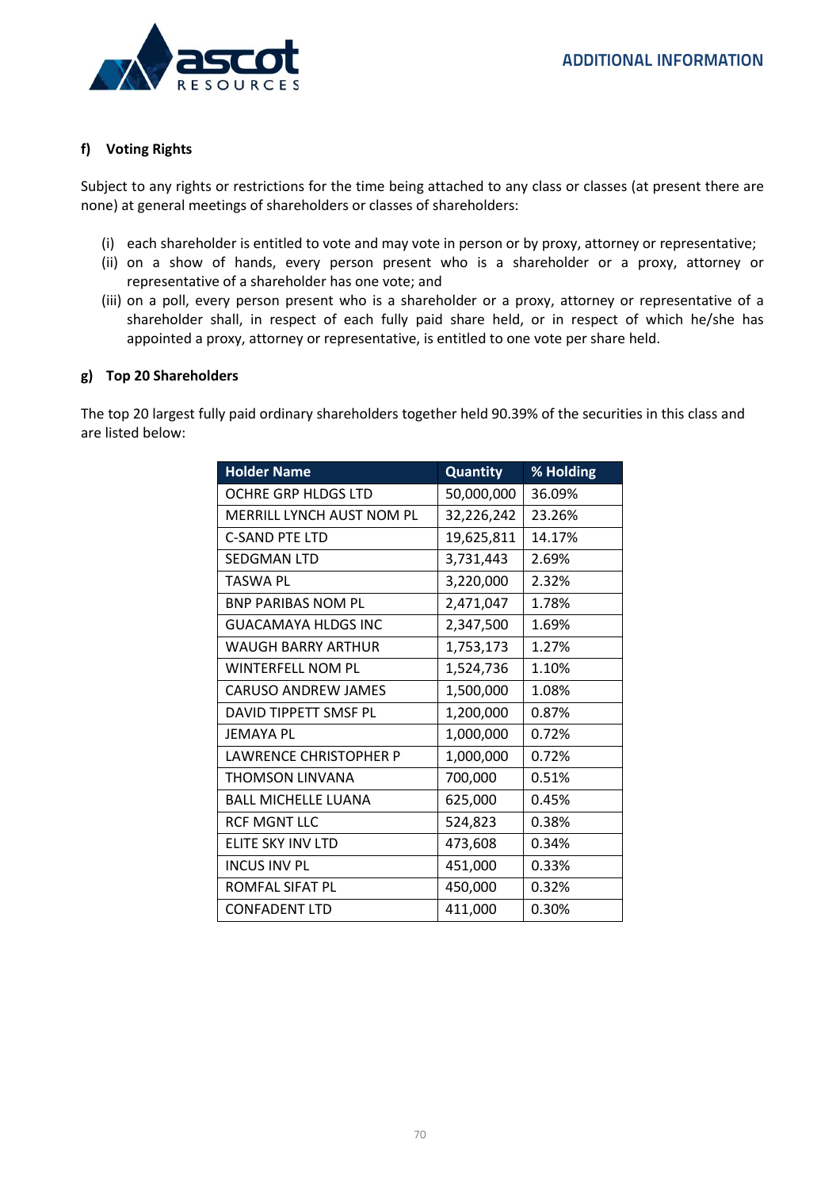### f) Voting Rights

Subject to any rights or restrictions for the time being attached to any class or classes (at present there are none) at general meetings of shareholders or classes of shareholders:

(i) each shareholder is entitled to vote and may vote in person or by proxy, attorney or representative;
(ii) on a show of hands, every person present who is a shareholder or a proxy, attorney or representative of a shareholder has one vote; and
(iii) on a poll, every person present who is a shareholder or a proxy, attorney or representative of a shareholder shall, in respect of each fully paid share held, or in respect of which he/she has appointed a proxy, attorney or representative, is entitled to one vote per share held.

### g) Top 20 Shareholders

The top 20 largest fully paid ordinary shareholders together held 90.39% of the securities in this class and are listed below:

| Holder Name | Quantity | % Holding |
|---|---|---|
| OCHRE GRP HLDGS LTD | 50,000,000 | 36.09% |
| MERRILL LYNCH AUST NOM PL | 32,226,242 | 23.26% |
| C-SAND PTE LTD | 19,625,811 | 14.17% |
| SEDGMAN LTD | 3,731,443 | 2.69% |
| TASWA PL | 3,220,000 | 2.32% |
| BNP PARIBAS NOM PL | 2,471,047 | 1.78% |
| GUACAMAYA HLDGS INC | 2,347,500 | 1.69% |
| WAUGH BARRY ARTHUR | 1,753,173 | 1.27% |
| WINTERFELL NOM PL | 1,524,736 | 1.10% |
| CARUSO ANDREW JAMES | 1,500,000 | 1.08% |
| DAVID TIPPETT SMSF PL | 1,200,000 | 0.87% |
| JEMAYA PL | 1,000,000 | 0.72% |
| LAWRENCE CHRISTOPHER P | 1,000,000 | 0.72% |
| THOMSON LINVANA | 700,000 | 0.51% |
| BALL MICHELLE LUANA | 625,000 | 0.45% |
| RCF MGNT LLC | 524,823 | 0.38% |
| ELITE SKY INV LTD | 473,608 | 0.34% |
| INCUS INV PL | 451,000 | 0.33% |
| ROMFAL SIFAT PL | 450,000 | 0.32% |
| CONFADENT LTD | 411,000 | 0.30% |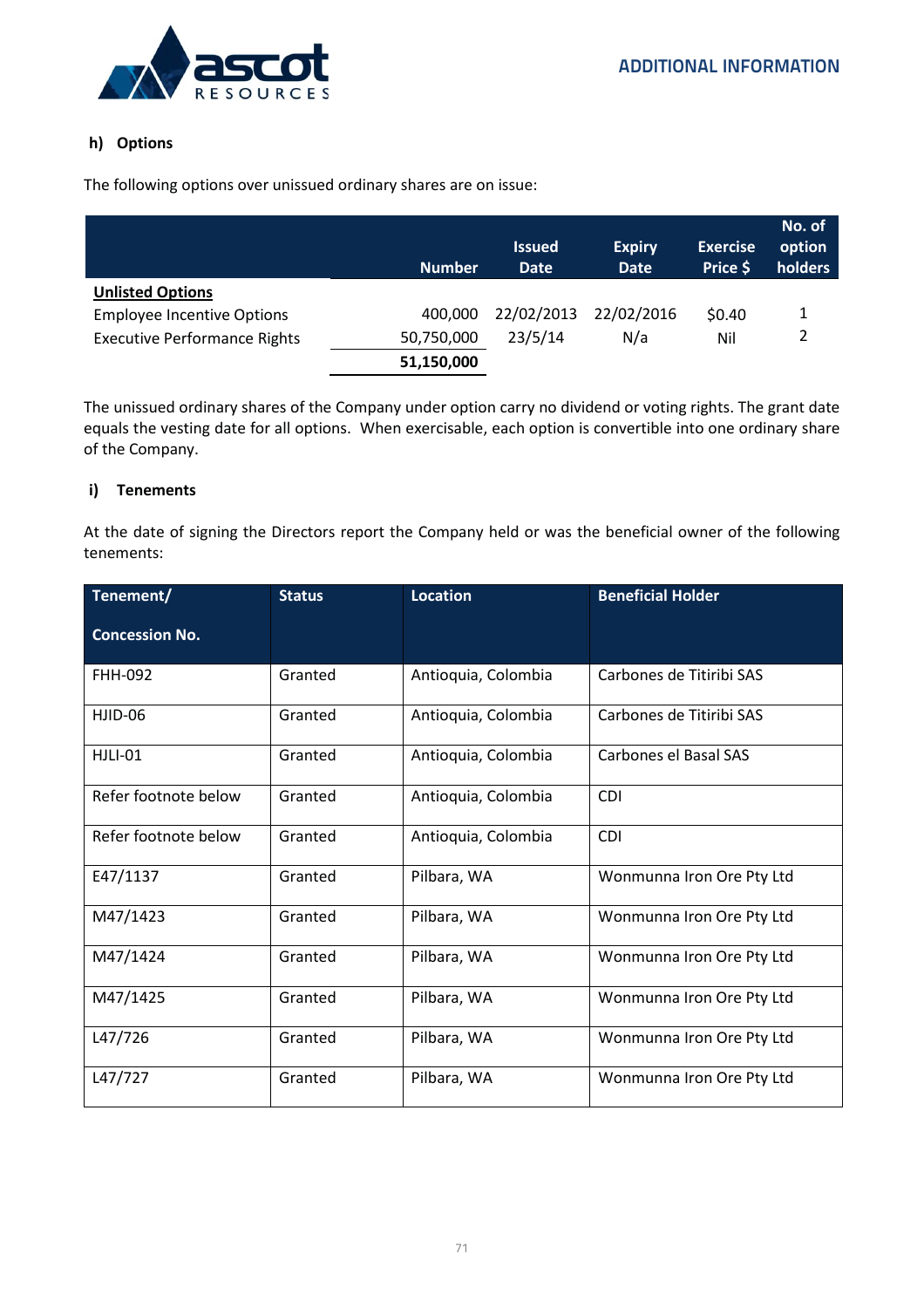### h) Options

The following options over unissued ordinary shares are on issue:

| | Number | Issued Date | Expiry Date | Exercise Price $ | No. of option holders |
|---|---|---|---|---|---|
| **Unlisted Options** | | | | | |
| Employee Incentive Options | 400,000 | 22/02/2013 | 22/02/2016 | $0.40 | 1 |
| Executive Performance Rights | 50,750,000 | 23/5/14 | N/a | Nil | 2 |
| | **51,150,000** | | | | |

The unissued ordinary shares of the Company under option carry no dividend or voting rights. The grant date equals the vesting date for all options. When exercisable, each option is convertible into one ordinary share of the Company.

### i) Tenements

At the date of signing the Directors report the Company held or was the beneficial owner of the following tenements:

| Tenement/ Concession No. | Status | Location | Beneficial Holder |
|---|---|---|---|
| FHH-092 | Granted | Antioquia, Colombia | Carbones de Titiribi SAS |
| HJID-06 | Granted | Antioquia, Colombia | Carbones de Titiribi SAS |
| HJLI-01 | Granted | Antioquia, Colombia | Carbones el Basal SAS |
| Refer footnote below | Granted | Antioquia, Colombia | CDI |
| Refer footnote below | Granted | Antioquia, Colombia | CDI |
| E47/1137 | Granted | Pilbara, WA | Wonmunna Iron Ore Pty Ltd |
| M47/1423 | Granted | Pilbara, WA | Wonmunna Iron Ore Pty Ltd |
| M47/1424 | Granted | Pilbara, WA | Wonmunna Iron Ore Pty Ltd |
| M47/1425 | Granted | Pilbara, WA | Wonmunna Iron Ore Pty Ltd |
| L47/726 | Granted | Pilbara, WA | Wonmunna Iron Ore Pty Ltd |
| L47/727 | Granted | Pilbara, WA | Wonmunna Iron Ore Pty Ltd |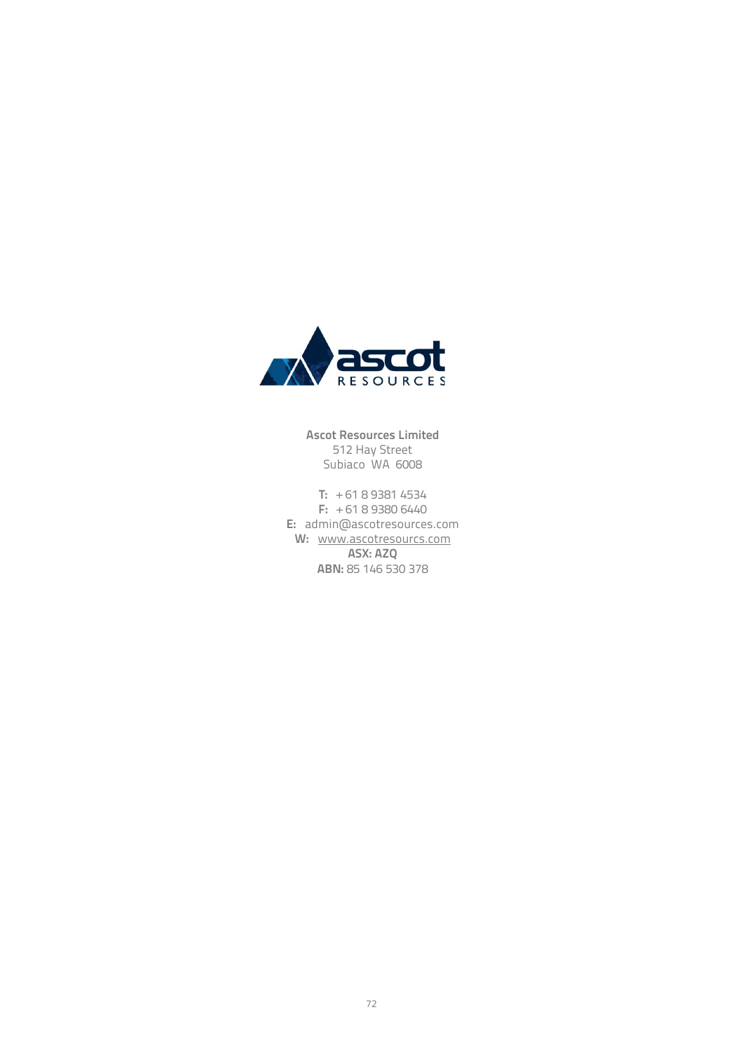**Ascot Resources Limited**
512 Hay Street
Subiaco WA 6008

**T:** +61 8 9381 4534
**F:** +61 8 9380 6440
**E:** admin@ascotresources.com
**W:** www.ascotresourcs.com
**ASX: AZQ**
**ABN:** 85 146 530 378